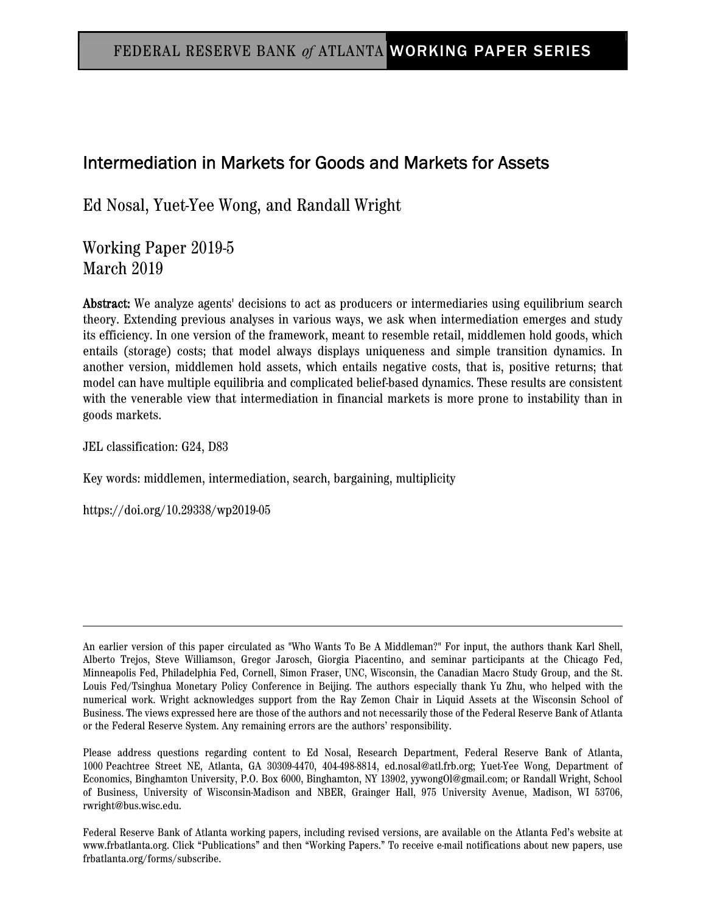FEDERAL RESERVE BANK *of* ATLANTA WORKING PAPER SERIES

# Intermediation in Markets for Goods and Markets for Assets

Ed Nosal, Yuet-Yee Wong, and Randall Wright

Working Paper 2019-5
March 2019

**Abstract:** We analyze agents' decisions to act as producers or intermediaries using equilibrium search theory. Extending previous analyses in various ways, we ask when intermediation emerges and study its efficiency. In one version of the framework, meant to resemble retail, middlemen hold goods, which entails (storage) costs; that model always displays uniqueness and simple transition dynamics. In another version, middlemen hold assets, which entails negative costs, that is, positive returns; that model can have multiple equilibria and complicated belief-based dynamics. These results are consistent with the venerable view that intermediation in financial markets is more prone to instability than in goods markets.

JEL classification: G24, D83

Key words: middlemen, intermediation, search, bargaining, multiplicity

https://doi.org/10.29338/wp2019-05

---

An earlier version of this paper circulated as "Who Wants To Be A Middleman?" For input, the authors thank Karl Shell, Alberto Trejos, Steve Williamson, Gregor Jarosch, Giorgia Piacentino, and seminar participants at the Chicago Fed, Minneapolis Fed, Philadelphia Fed, Cornell, Simon Fraser, UNC, Wisconsin, the Canadian Macro Study Group, and the St. Louis Fed/Tsinghua Monetary Policy Conference in Beijing. The authors especially thank Yu Zhu, who helped with the numerical work. Wright acknowledges support from the Ray Zemon Chair in Liquid Assets at the Wisconsin School of Business. The views expressed here are those of the authors and not necessarily those of the Federal Reserve Bank of Atlanta or the Federal Reserve System. Any remaining errors are the authors' responsibility.

Please address questions regarding content to Ed Nosal, Research Department, Federal Reserve Bank of Atlanta, 1000 Peachtree Street NE, Atlanta, GA 30309-4470, 404-498-8814, ed.nosal@atl.frb.org; Yuet-Yee Wong, Department of Economics, Binghamton University, P.O. Box 6000, Binghamton, NY 13902, yywongOl@gmail.com; or Randall Wright, School of Business, University of Wisconsin-Madison and NBER, Grainger Hall, 975 University Avenue, Madison, WI 53706, rwright@bus.wisc.edu.

Federal Reserve Bank of Atlanta working papers, including revised versions, are available on the Atlanta Fed's website at www.frbatlanta.org. Click "Publications" and then "Working Papers." To receive e-mail notifications about new papers, use frbatlanta.org/forms/subscribe.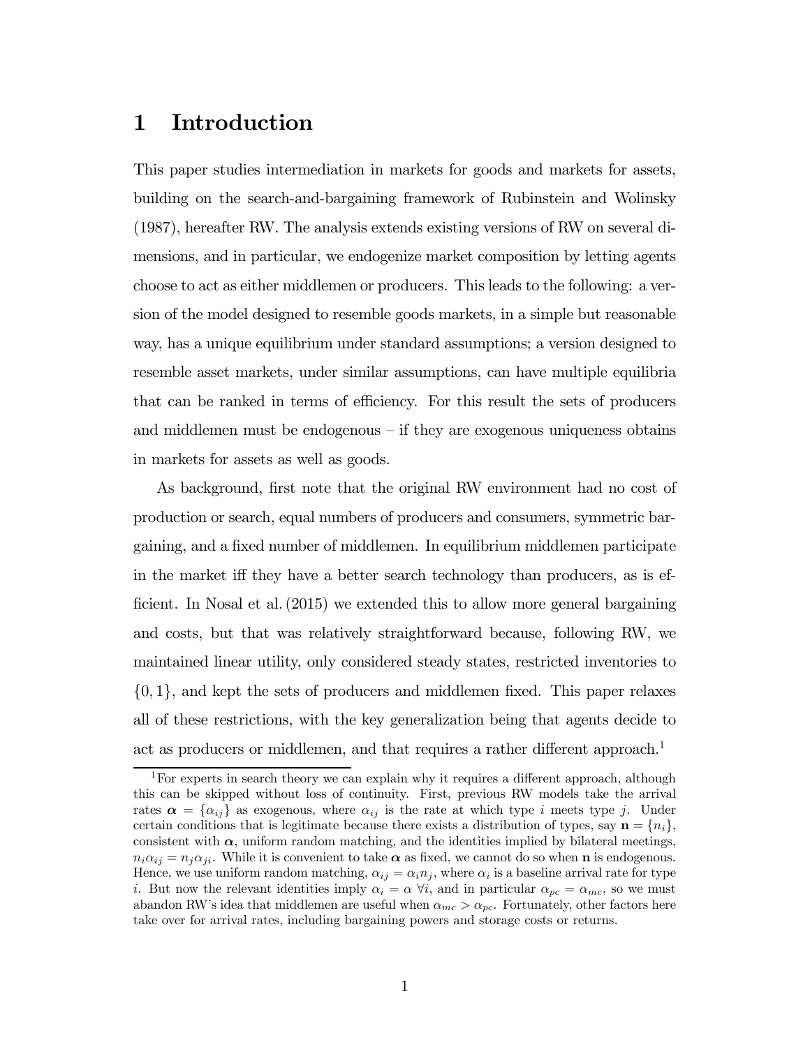# 1 Introduction

This paper studies intermediation in markets for goods and markets for assets, building on the search-and-bargaining framework of Rubinstein and Wolinsky (1987), hereafter RW. The analysis extends existing versions of RW on several dimensions, and in particular, we endogenize market composition by letting agents choose to act as either middlemen or producers. This leads to the following: a version of the model designed to resemble goods markets, in a simple but reasonable way, has a unique equilibrium under standard assumptions; a version designed to resemble asset markets, under similar assumptions, can have multiple equilibria that can be ranked in terms of efficiency. For this result the sets of producers and middlemen must be endogenous – if they are exogenous uniqueness obtains in markets for assets as well as goods.

As background, first note that the original RW environment had no cost of production or search, equal numbers of producers and consumers, symmetric bargaining, and a fixed number of middlemen. In equilibrium middlemen participate in the market iff they have a better search technology than producers, as is efficient. In Nosal et al. (2015) we extended this to allow more general bargaining and costs, but that was relatively straightforward because, following RW, we maintained linear utility, only considered steady states, restricted inventories to $\{0, 1\}$, and kept the sets of producers and middlemen fixed. This paper relaxes all of these restrictions, with the key generalization being that agents decide to act as producers or middlemen, and that requires a rather different approach.[1]

[1] For experts in search theory we can explain why it requires a different approach, although this can be skipped without loss of continuity. First, previous RW models take the arrival rates $\boldsymbol{\alpha} = \{\alpha_{ij}\}$ as exogenous, where $\alpha_{ij}$ is the rate at which type $i$ meets type $j$. Under certain conditions that is legitimate because there exists a distribution of types, say $\mathbf{n} = \{n_i\}$, consistent with $\boldsymbol{\alpha}$, uniform random matching, and the identities implied by bilateral meetings, $n_i \alpha_{ij} = n_j \alpha_{ji}$. While it is convenient to take $\boldsymbol{\alpha}$ as fixed, we cannot do so when $\mathbf{n}$ is endogenous. Hence, we use uniform random matching, $\alpha_{ij} = \alpha_i n_j$, where $\alpha_i$ is a baseline arrival rate for type $i$. But now the relevant identities imply $\alpha_i = \alpha \; \forall i$, and in particular $\alpha_{pc} = \alpha_{mc}$, so we must abandon RW's idea that middlemen are useful when $\alpha_{mc} > \alpha_{pc}$. Fortunately, other factors here take over for arrival rates, including bargaining powers and storage costs or returns.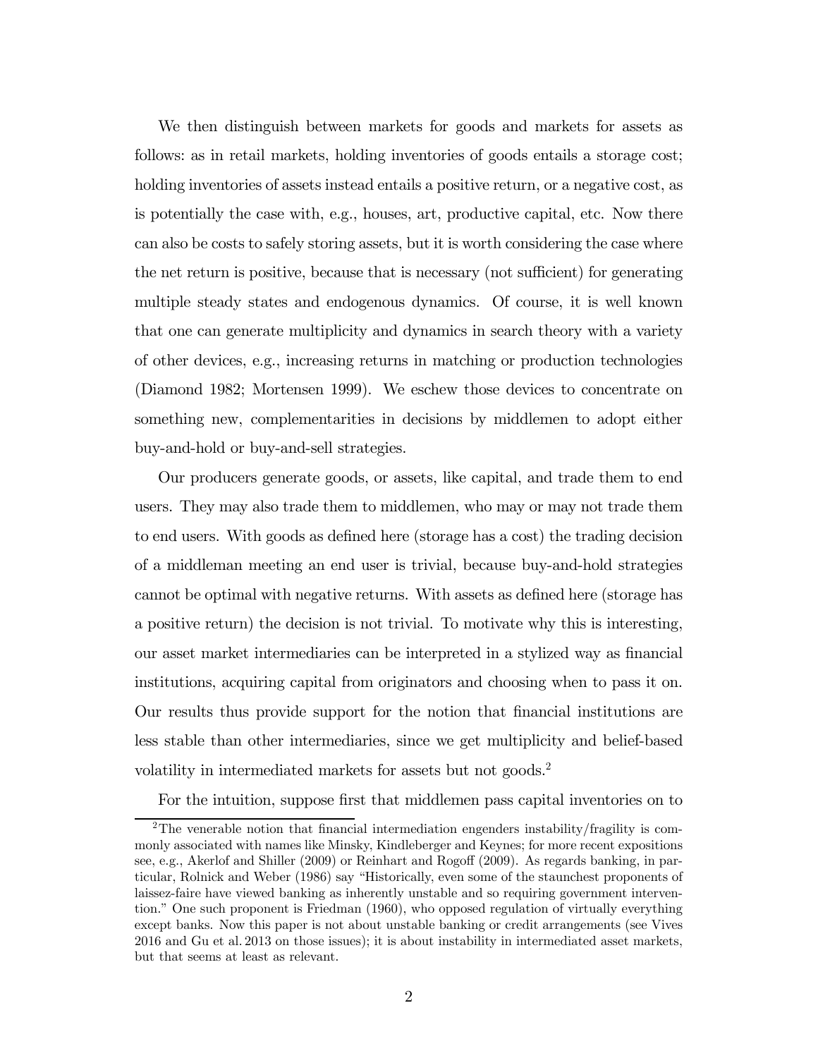We then distinguish between markets for goods and markets for assets as follows: as in retail markets, holding inventories of goods entails a storage cost; holding inventories of assets instead entails a positive return, or a negative cost, as is potentially the case with, e.g., houses, art, productive capital, etc. Now there can also be costs to safely storing assets, but it is worth considering the case where the net return is positive, because that is necessary (not sufficient) for generating multiple steady states and endogenous dynamics. Of course, it is well known that one can generate multiplicity and dynamics in search theory with a variety of other devices, e.g., increasing returns in matching or production technologies (Diamond 1982; Mortensen 1999). We eschew those devices to concentrate on something new, complementarities in decisions by middlemen to adopt either buy-and-hold or buy-and-sell strategies.

Our producers generate goods, or assets, like capital, and trade them to end users. They may also trade them to middlemen, who may or may not trade them to end users. With goods as defined here (storage has a cost) the trading decision of a middleman meeting an end user is trivial, because buy-and-hold strategies cannot be optimal with negative returns. With assets as defined here (storage has a positive return) the decision is not trivial. To motivate why this is interesting, our asset market intermediaries can be interpreted in a stylized way as financial institutions, acquiring capital from originators and choosing when to pass it on. Our results thus provide support for the notion that financial institutions are less stable than other intermediaries, since we get multiplicity and belief-based volatility in intermediated markets for assets but not goods.[2]

For the intuition, suppose first that middlemen pass capital inventories on to

[2] The venerable notion that financial intermediation engenders instability/fragility is commonly associated with names like Minsky, Kindleberger and Keynes; for more recent expositions see, e.g., Akerlof and Shiller (2009) or Reinhart and Rogoff (2009). As regards banking, in particular, Rolnick and Weber (1986) say "Historically, even some of the staunchest proponents of laissez-faire have viewed banking as inherently unstable and so requiring government intervention." One such proponent is Friedman (1960), who opposed regulation of virtually everything except banks. Now this paper is not about unstable banking or credit arrangements (see Vives 2016 and Gu et al. 2013 on those issues); it is about instability in intermediated asset markets, but that seems at least as relevant.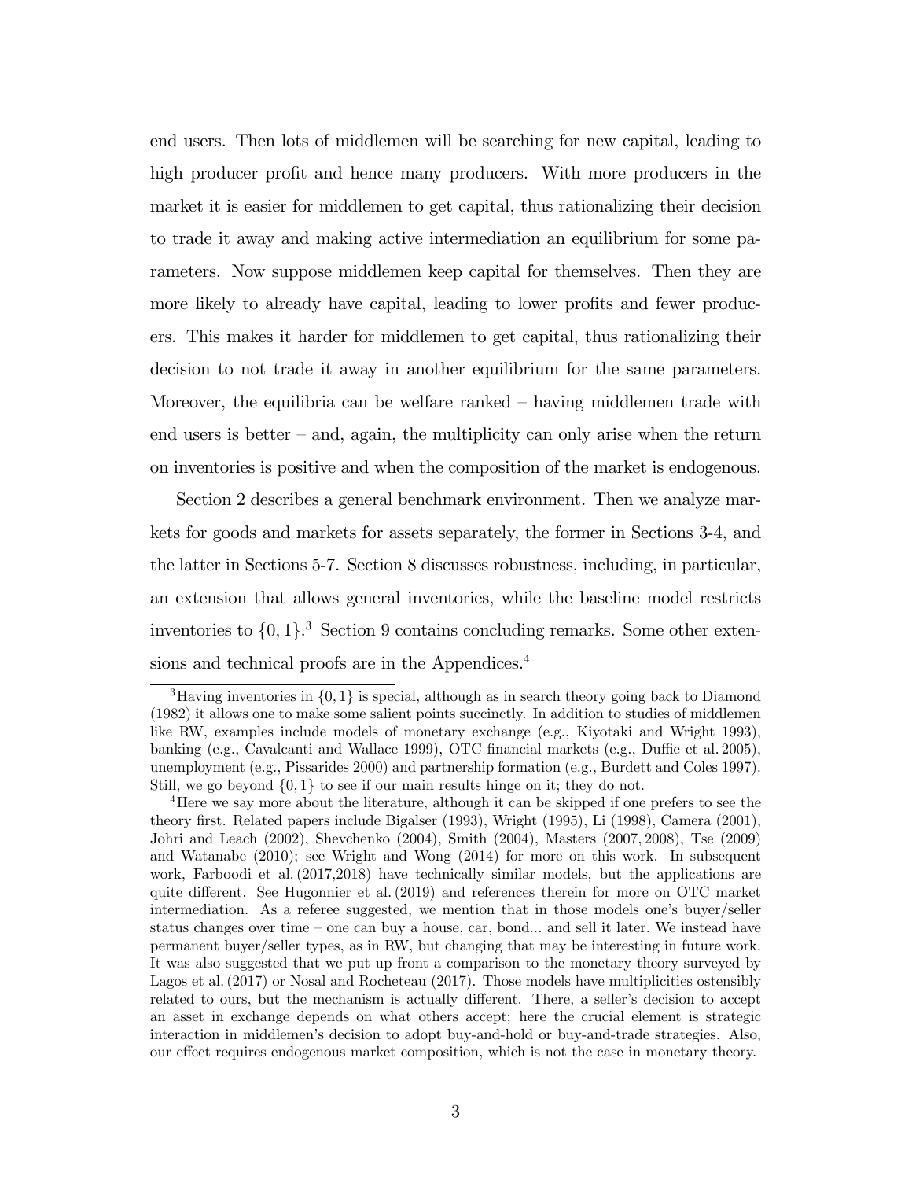end users. Then lots of middlemen will be searching for new capital, leading to high producer profit and hence many producers. With more producers in the market it is easier for middlemen to get capital, thus rationalizing their decision to trade it away and making active intermediation an equilibrium for some parameters. Now suppose middlemen keep capital for themselves. Then they are more likely to already have capital, leading to lower profits and fewer producers. This makes it harder for middlemen to get capital, thus rationalizing their decision to not trade it away in another equilibrium for the same parameters. Moreover, the equilibria can be welfare ranked – having middlemen trade with end users is better – and, again, the multiplicity can only arise when the return on inventories is positive and when the composition of the market is endogenous.

Section 2 describes a general benchmark environment. Then we analyze markets for goods and markets for assets separately, the former in Sections 3-4, and the latter in Sections 5-7. Section 8 discusses robustness, including, in particular, an extension that allows general inventories, while the baseline model restricts inventories to $\{0, 1\}$.[3] Section 9 contains concluding remarks. Some other extensions and technical proofs are in the Appendices.[4]

[3]Having inventories in $\{0, 1\}$ is special, although as in search theory going back to Diamond (1982) it allows one to make some salient points succinctly. In addition to studies of middlemen like RW, examples include models of monetary exchange (e.g., Kiyotaki and Wright 1993), banking (e.g., Cavalcanti and Wallace 1999), OTC financial markets (e.g., Duffie et al. 2005), unemployment (e.g., Pissarides 2000) and partnership formation (e.g., Burdett and Coles 1997). Still, we go beyond $\{0, 1\}$ to see if our main results hinge on it; they do not.

[4]Here we say more about the literature, although it can be skipped if one prefers to see the theory first. Related papers include Bigalser (1993), Wright (1995), Li (1998), Camera (2001), Johri and Leach (2002), Shevchenko (2004), Smith (2004), Masters (2007, 2008), Tse (2009) and Watanabe (2010); see Wright and Wong (2014) for more on this work. In subsequent work, Farboodi et al. (2017,2018) have technically similar models, but the applications are quite different. See Hugonnier et al. (2019) and references therein for more on OTC market intermediation. As a referee suggested, we mention that in those models one's buyer/seller status changes over time – one can buy a house, car, bond... and sell it later. We instead have permanent buyer/seller types, as in RW, but changing that may be interesting in future work. It was also suggested that we put up front a comparison to the monetary theory surveyed by Lagos et al. (2017) or Nosal and Rocheteau (2017). Those models have multiplicities ostensibly related to ours, but the mechanism is actually different. There, a seller's decision to accept an asset in exchange depends on what others accept; here the crucial element is strategic interaction in middlemen's decision to adopt buy-and-hold or buy-and-trade strategies. Also, our effect requires endogenous market composition, which is not the case in monetary theory.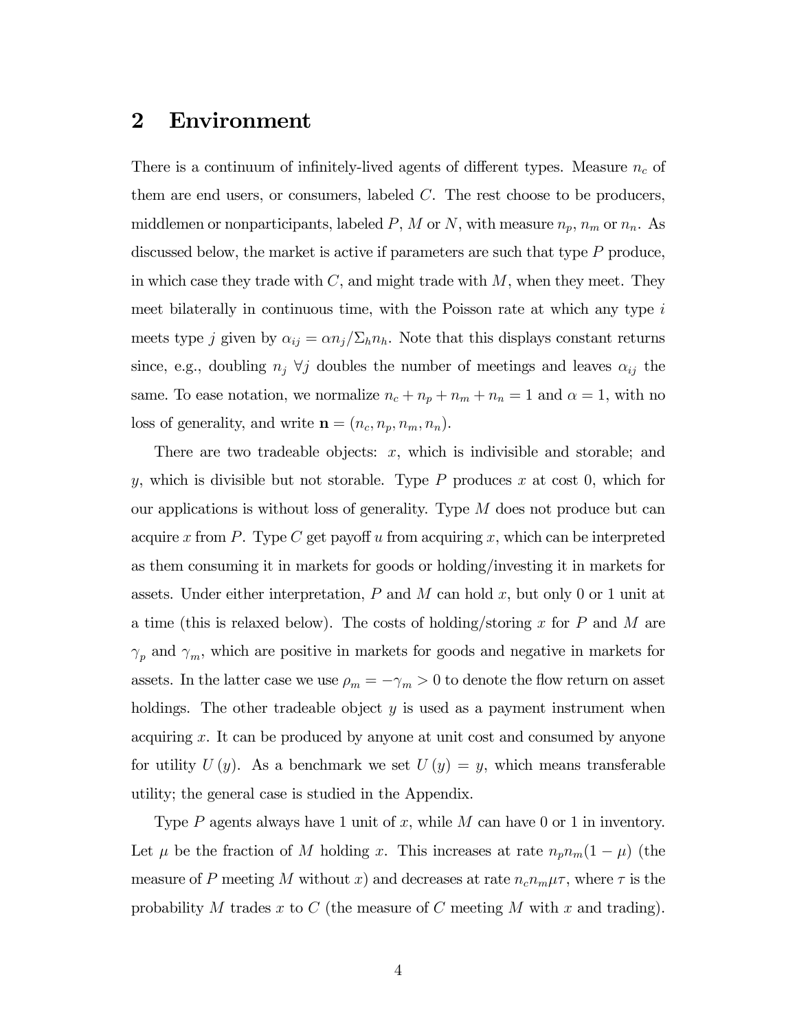## 2 Environment

There is a continuum of infinitely-lived agents of different types. Measure $n_c$ of them are end users, or consumers, labeled $C$. The rest choose to be producers, middlemen or nonparticipants, labeled $P$, $M$ or $N$, with measure $n_p$, $n_m$ or $n_n$. As discussed below, the market is active if parameters are such that type $P$ produce, in which case they trade with $C$, and might trade with $M$, when they meet. They meet bilaterally in continuous time, with the Poisson rate at which any type $i$ meets type $j$ given by $\alpha_{ij} = \alpha n_j / \Sigma_h n_h$. Note that this displays constant returns since, e.g., doubling $n_j$ $\forall j$ doubles the number of meetings and leaves $\alpha_{ij}$ the same. To ease notation, we normalize $n_c + n_p + n_m + n_n = 1$ and $\alpha = 1$, with no loss of generality, and write $\mathbf{n} = (n_c, n_p, n_m, n_n)$.

There are two tradeable objects: $x$, which is indivisible and storable; and $y$, which is divisible but not storable. Type $P$ produces $x$ at cost 0, which for our applications is without loss of generality. Type $M$ does not produce but can acquire $x$ from $P$. Type $C$ get payoff $u$ from acquiring $x$, which can be interpreted as them consuming it in markets for goods or holding/investing it in markets for assets. Under either interpretation, $P$ and $M$ can hold $x$, but only 0 or 1 unit at a time (this is relaxed below). The costs of holding/storing $x$ for $P$ and $M$ are $\gamma_p$ and $\gamma_m$, which are positive in markets for goods and negative in markets for assets. In the latter case we use $\rho_m = -\gamma_m > 0$ to denote the flow return on asset holdings. The other tradeable object $y$ is used as a payment instrument when acquiring $x$. It can be produced by anyone at unit cost and consumed by anyone for utility $U(y)$. As a benchmark we set $U(y) = y$, which means transferable utility; the general case is studied in the Appendix.

Type $P$ agents always have 1 unit of $x$, while $M$ can have 0 or 1 in inventory. Let $\mu$ be the fraction of $M$ holding $x$. This increases at rate $n_p n_m (1 - \mu)$ (the measure of $P$ meeting $M$ without $x$) and decreases at rate $n_c n_m \mu \tau$, where $\tau$ is the probability $M$ trades $x$ to $C$ (the measure of $C$ meeting $M$ with $x$ and trading).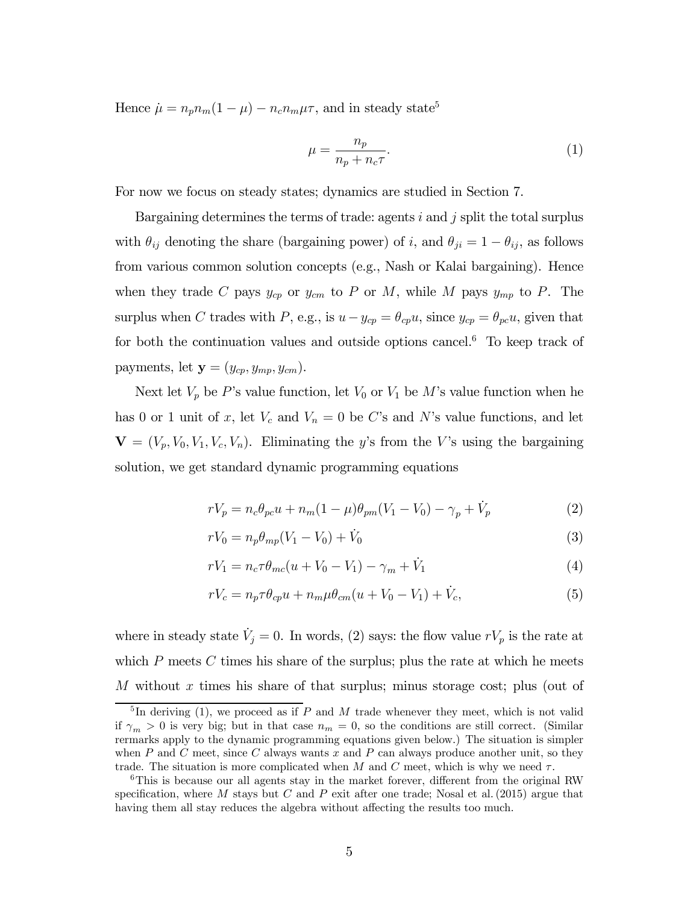Hence $\dot{\mu} = n_p n_m(1-\mu) - n_c n_m \mu\tau$, and in steady state[5]

$$\mu = \frac{n_p}{n_p + n_c\tau}. \tag{1}$$

For now we focus on steady states; dynamics are studied in Section 7.

Bargaining determines the terms of trade: agents $i$ and $j$ split the total surplus with $\theta_{ij}$ denoting the share (bargaining power) of $i$, and $\theta_{ji} = 1 - \theta_{ij}$, as follows from various common solution concepts (e.g., Nash or Kalai bargaining). Hence when they trade $C$ pays $y_{cp}$ or $y_{cm}$ to $P$ or $M$, while $M$ pays $y_{mp}$ to $P$. The surplus when $C$ trades with $P$, e.g., is $u - y_{cp} = \theta_{cp}u$, since $y_{cp} = \theta_{pc}u$, given that for both the continuation values and outside options cancel.[6] To keep track of payments, let $\mathbf{y} = (y_{cp}, y_{mp}, y_{cm})$.

Next let $V_p$ be $P$'s value function, let $V_0$ or $V_1$ be $M$'s value function when he has 0 or 1 unit of $x$, let $V_c$ and $V_n = 0$ be $C$'s and $N$'s value functions, and let $\mathbf{V} = (V_p, V_0, V_1, V_c, V_n)$. Eliminating the $y$'s from the $V$'s using the bargaining solution, we get standard dynamic programming equations

$$rV_p = n_c\theta_{pc}u + n_m(1-\mu)\theta_{pm}(V_1 - V_0) - \gamma_p + \dot{V}_p \tag{2}$$

$$rV_0 = n_p\theta_{mp}(V_1 - V_0) + \dot{V}_0 \tag{3}$$

$$rV_1 = n_c\tau\theta_{mc}(u + V_0 - V_1) - \gamma_m + \dot{V}_1 \tag{4}$$

$$rV_c = n_p\tau\theta_{cp}u + n_m\mu\theta_{cm}(u + V_0 - V_1) + \dot{V}_c, \tag{5}$$

where in steady state $\dot{V}_j = 0$. In words, (2) says: the flow value $rV_p$ is the rate at which $P$ meets $C$ times his share of the surplus; plus the rate at which he meets $M$ without $x$ times his share of that surplus; minus storage cost; plus (out of

---

[5] In deriving (1), we proceed as if $P$ and $M$ trade whenever they meet, which is not valid if $\gamma_m > 0$ is very big; but in that case $n_m = 0$, so the conditions are still correct. (Similar rermarks apply to the dynamic programming equations given below.) The situation is simpler when $P$ and $C$ meet, since $C$ always wants $x$ and $P$ can always produce another unit, so they trade. The situation is more complicated when $M$ and $C$ meet, which is why we need $\tau$.

[6] This is because our all agents stay in the market forever, different from the original RW specification, where $M$ stays but $C$ and $P$ exit after one trade; Nosal et al. (2015) argue that having them all stay reduces the algebra without affecting the results too much.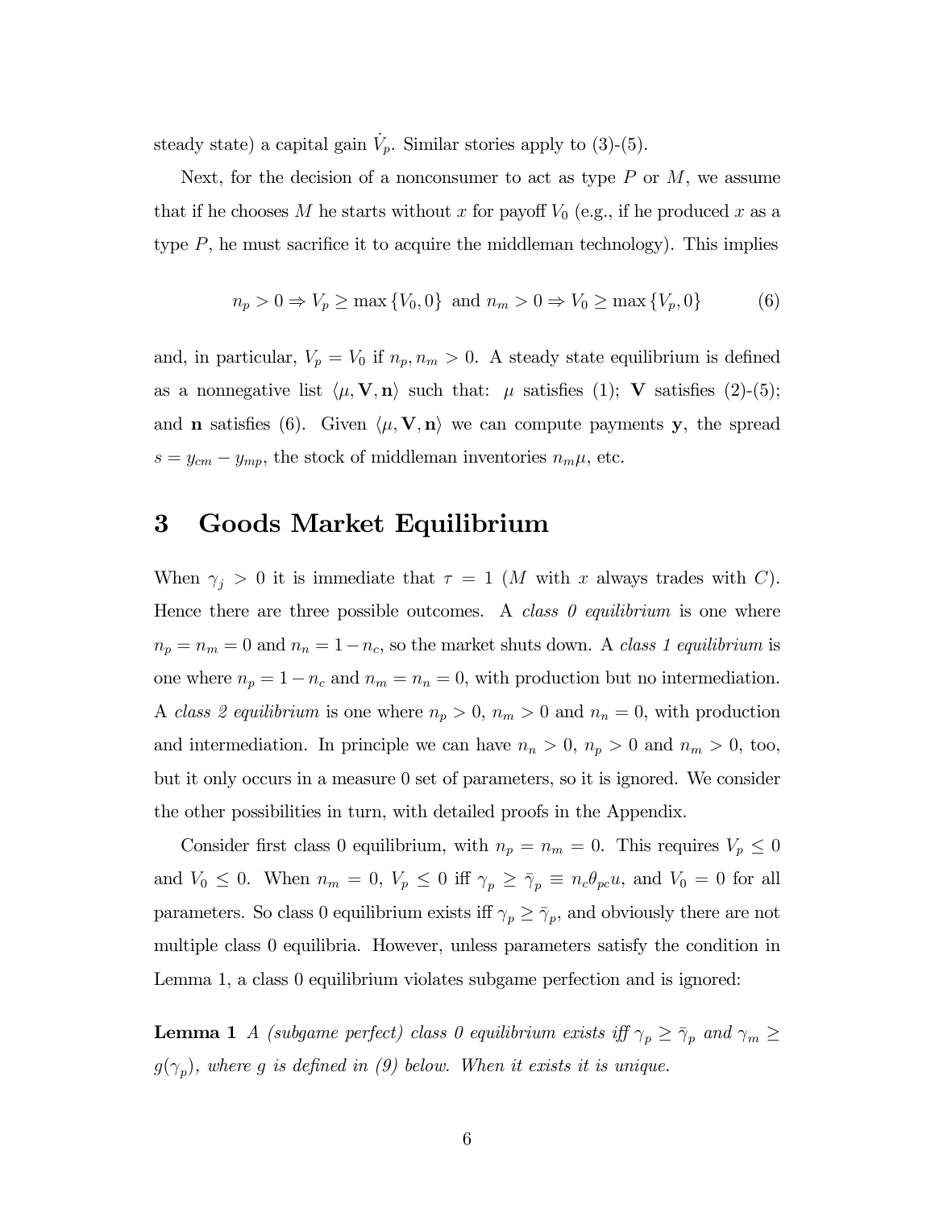steady state) a capital gain $\dot{V}_p$. Similar stories apply to (3)-(5).

Next, for the decision of a nonconsumer to act as type $P$ or $M$, we assume that if he chooses $M$ he starts without $x$ for payoff $V_0$ (e.g., if he produced $x$ as a type $P$, he must sacrifice it to acquire the middleman technology). This implies

$$n_p > 0 \Rightarrow V_p \geq \max\{V_0, 0\} \text{ and } n_m > 0 \Rightarrow V_0 \geq \max\{V_p, 0\} \tag{6}$$

and, in particular, $V_p = V_0$ if $n_p, n_m > 0$. A steady state equilibrium is defined as a nonnegative list $\langle \mu, \mathbf{V}, \mathbf{n} \rangle$ such that: $\mu$ satisfies (1); $\mathbf{V}$ satisfies (2)-(5); and $\mathbf{n}$ satisfies (6). Given $\langle \mu, \mathbf{V}, \mathbf{n} \rangle$ we can compute payments $\mathbf{y}$, the spread $s = y_{cm} - y_{mp}$, the stock of middleman inventories $n_m\mu$, etc.

# 3 Goods Market Equilibrium

When $\gamma_j > 0$ it is immediate that $\tau = 1$ ($M$ with $x$ always trades with $C$). Hence there are three possible outcomes. A *class 0 equilibrium* is one where $n_p = n_m = 0$ and $n_n = 1 - n_c$, so the market shuts down. A *class 1 equilibrium* is one where $n_p = 1 - n_c$ and $n_m = n_n = 0$, with production but no intermediation. A *class 2 equilibrium* is one where $n_p > 0$, $n_m > 0$ and $n_n = 0$, with production and intermediation. In principle we can have $n_n > 0$, $n_p > 0$ and $n_m > 0$, too, but it only occurs in a measure 0 set of parameters, so it is ignored. We consider the other possibilities in turn, with detailed proofs in the Appendix.

Consider first class 0 equilibrium, with $n_p = n_m = 0$. This requires $V_p \leq 0$ and $V_0 \leq 0$. When $n_m = 0$, $V_p \leq 0$ iff $\gamma_p \geq \bar{\gamma}_p \equiv n_c \theta_{pc} u$, and $V_0 = 0$ for all parameters. So class 0 equilibrium exists iff $\gamma_p \geq \bar{\gamma}_p$, and obviously there are not multiple class 0 equilibria. However, unless parameters satisfy the condition in Lemma 1, a class 0 equilibrium violates subgame perfection and is ignored:

**Lemma 1** *A (subgame perfect) class 0 equilibrium exists iff $\gamma_p \geq \bar{\gamma}_p$ and $\gamma_m \geq g(\gamma_p)$, where $g$ is defined in (9) below. When it exists it is unique.*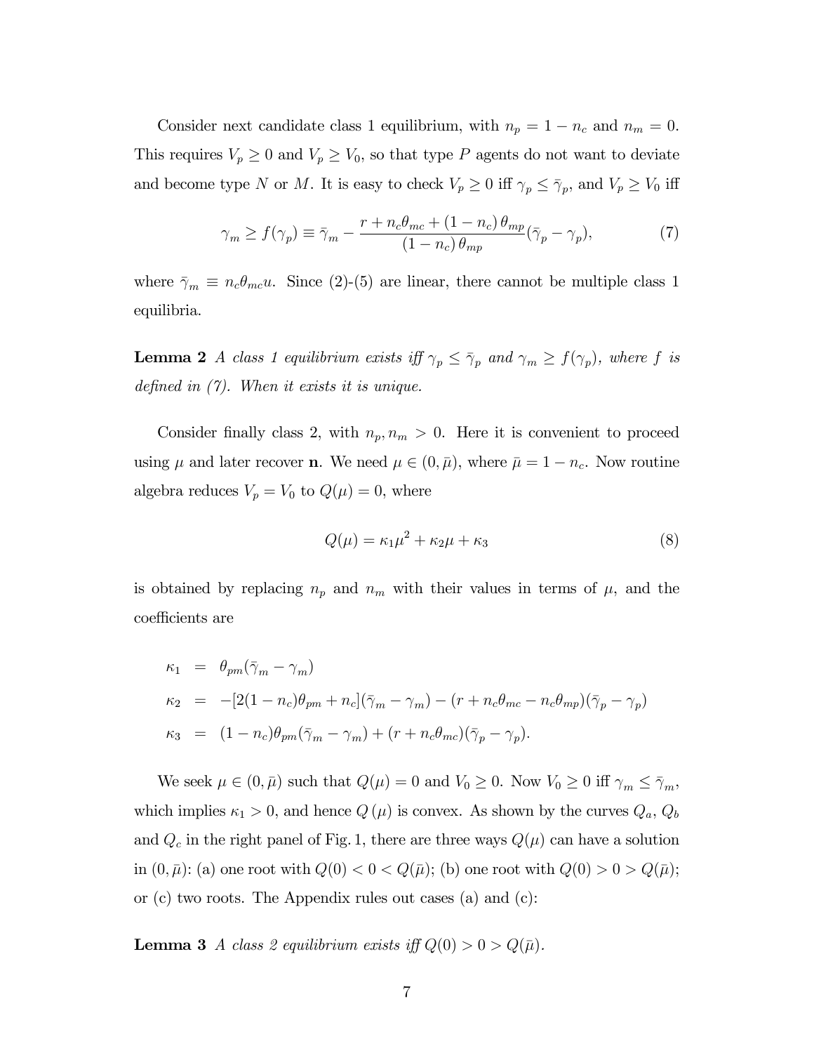Consider next candidate class 1 equilibrium, with $n_p = 1 - n_c$ and $n_m = 0$. This requires $V_p \geq 0$ and $V_p \geq V_0$, so that type $P$ agents do not want to deviate and become type $N$ or $M$. It is easy to check $V_p \geq 0$ iff $\gamma_p \leq \bar{\gamma}_p$, and $V_p \geq V_0$ iff

$$\gamma_m \geq f(\gamma_p) \equiv \bar{\gamma}_m - \frac{r + n_c\theta_{mc} + (1 - n_c)\,\theta_{mp}}{(1 - n_c)\,\theta_{mp}}(\bar{\gamma}_p - \gamma_p), \tag{7}$$

where $\bar{\gamma}_m \equiv n_c\theta_{mc}u$. Since (2)-(5) are linear, there cannot be multiple class 1 equilibria.

**Lemma 2** *A class 1 equilibrium exists iff $\gamma_p \leq \bar{\gamma}_p$ and $\gamma_m \geq f(\gamma_p)$, where $f$ is defined in (7). When it exists it is unique.*

Consider finally class 2, with $n_p, n_m > 0$. Here it is convenient to proceed using $\mu$ and later recover $\mathbf{n}$. We need $\mu \in (0, \bar{\mu})$, where $\bar{\mu} = 1 - n_c$. Now routine algebra reduces $V_p = V_0$ to $Q(\mu) = 0$, where

$$Q(\mu) = \kappa_1\mu^2 + \kappa_2\mu + \kappa_3 \tag{8}$$

is obtained by replacing $n_p$ and $n_m$ with their values in terms of $\mu$, and the coefficients are

$$\begin{aligned}
\kappa_1 &= \theta_{pm}(\bar{\gamma}_m - \gamma_m) \\
\kappa_2 &= -[2(1 - n_c)\theta_{pm} + n_c](\bar{\gamma}_m - \gamma_m) - (r + n_c\theta_{mc} - n_c\theta_{mp})(\bar{\gamma}_p - \gamma_p) \\
\kappa_3 &= (1 - n_c)\theta_{pm}(\bar{\gamma}_m - \gamma_m) + (r + n_c\theta_{mc})(\bar{\gamma}_p - \gamma_p).
\end{aligned}$$

We seek $\mu \in (0, \bar{\mu})$ such that $Q(\mu) = 0$ and $V_0 \geq 0$. Now $V_0 \geq 0$ iff $\gamma_m \leq \bar{\gamma}_m$, which implies $\kappa_1 > 0$, and hence $Q(\mu)$ is convex. As shown by the curves $Q_a$, $Q_b$ and $Q_c$ in the right panel of Fig. 1, there are three ways $Q(\mu)$ can have a solution in $(0, \bar{\mu})$: (a) one root with $Q(0) < 0 < Q(\bar{\mu})$; (b) one root with $Q(0) > 0 > Q(\bar{\mu})$; or (c) two roots. The Appendix rules out cases (a) and (c):

**Lemma 3** *A class 2 equilibrium exists iff $Q(0) > 0 > Q(\bar{\mu})$.*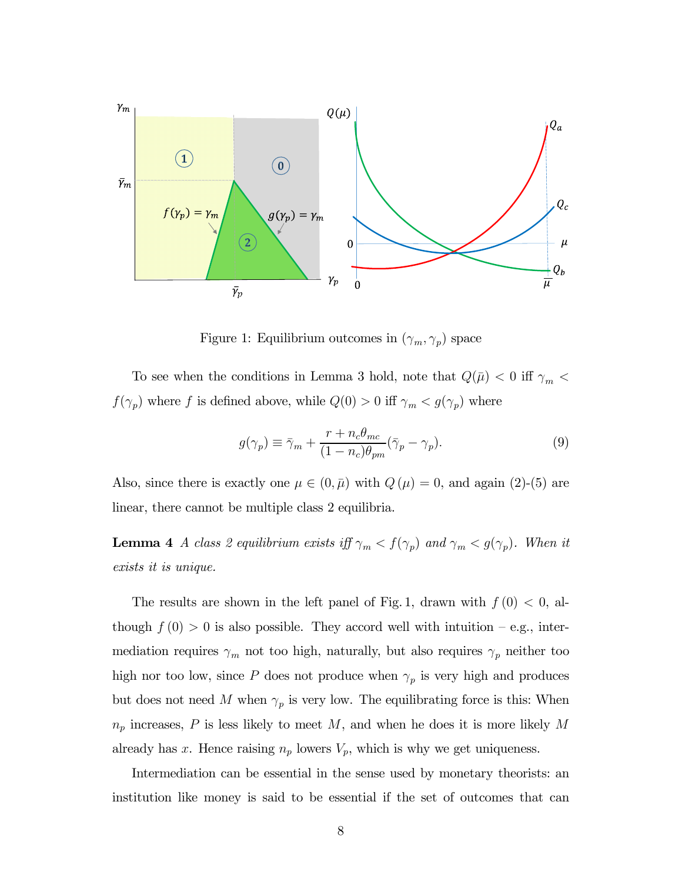Figure 1: Equilibrium outcomes in $(\gamma_m, \gamma_p)$ space

To see when the conditions in Lemma 3 hold, note that $Q(\bar{\mu}) < 0$ iff $\gamma_m < f(\gamma_p)$ where $f$ is defined above, while $Q(0) > 0$ iff $\gamma_m < g(\gamma_p)$ where

$$g(\gamma_p) \equiv \bar{\gamma}_m + \frac{r + n_c \theta_{mc}}{(1 - n_c)\theta_{pm}}(\bar{\gamma}_p - \gamma_p). \tag{9}$$

Also, since there is exactly one $\mu \in (0, \bar{\mu})$ with $Q(\mu) = 0$, and again (2)-(5) are linear, there cannot be multiple class 2 equilibria.

**Lemma 4** *A class 2 equilibrium exists iff $\gamma_m < f(\gamma_p)$ and $\gamma_m < g(\gamma_p)$. When it exists it is unique.*

The results are shown in the left panel of Fig. 1, drawn with $f(0) < 0$, although $f(0) > 0$ is also possible. They accord well with intuition – e.g., intermediation requires $\gamma_m$ not too high, naturally, but also requires $\gamma_p$ neither too high nor too low, since $P$ does not produce when $\gamma_p$ is very high and produces but does not need $M$ when $\gamma_p$ is very low. The equilibrating force is this: When $n_p$ increases, $P$ is less likely to meet $M$, and when he does it is more likely $M$ already has $x$. Hence raising $n_p$ lowers $V_p$, which is why we get uniqueness.

Intermediation can be essential in the sense used by monetary theorists: an institution like money is said to be essential if the set of outcomes that can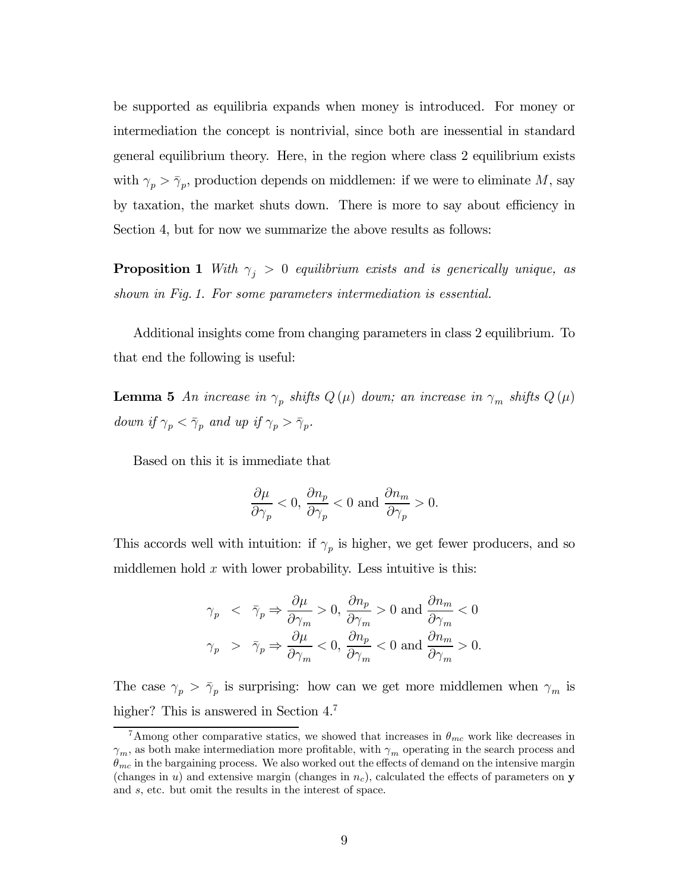be supported as equilibria expands when money is introduced. For money or intermediation the concept is nontrivial, since both are inessential in standard general equilibrium theory. Here, in the region where class 2 equilibrium exists with $\gamma_p > \bar{\gamma}_p$, production depends on middlemen: if we were to eliminate $M$, say by taxation, the market shuts down. There is more to say about efficiency in Section 4, but for now we summarize the above results as follows:

**Proposition 1** *With $\gamma_j > 0$ equilibrium exists and is generically unique, as shown in Fig. 1. For some parameters intermediation is essential.*

Additional insights come from changing parameters in class 2 equilibrium. To that end the following is useful:

**Lemma 5** *An increase in $\gamma_p$ shifts $Q(\mu)$ down; an increase in $\gamma_m$ shifts $Q(\mu)$ down if $\gamma_p < \bar{\gamma}_p$ and up if $\gamma_p > \bar{\gamma}_p$.*

Based on this it is immediate that

$$\frac{\partial \mu}{\partial \gamma_p} < 0,\ \frac{\partial n_p}{\partial \gamma_p} < 0 \text{ and } \frac{\partial n_m}{\partial \gamma_p} > 0.$$

This accords well with intuition: if $\gamma_p$ is higher, we get fewer producers, and so middlemen hold $x$ with lower probability. Less intuitive is this:

$$\begin{aligned}
\gamma_p &< \bar{\gamma}_p \Rightarrow \frac{\partial \mu}{\partial \gamma_m} > 0,\ \frac{\partial n_p}{\partial \gamma_m} > 0 \text{ and } \frac{\partial n_m}{\partial \gamma_m} < 0 \\
\gamma_p &> \bar{\gamma}_p \Rightarrow \frac{\partial \mu}{\partial \gamma_m} < 0,\ \frac{\partial n_p}{\partial \gamma_m} < 0 \text{ and } \frac{\partial n_m}{\partial \gamma_m} > 0.
\end{aligned}$$

The case $\gamma_p > \bar{\gamma}_p$ is surprising: how can we get more middlemen when $\gamma_m$ is higher? This is answered in Section 4.[7]

[7] Among other comparative statics, we showed that increases in $\theta_{mc}$ work like decreases in $\gamma_m$, as both make intermediation more profitable, with $\gamma_m$ operating in the search process and $\theta_{mc}$ in the bargaining process. We also worked out the effects of demand on the intensive margin (changes in $u$) and extensive margin (changes in $n_c$), calculated the effects of parameters on $\mathbf{y}$ and $s$, etc. but omit the results in the interest of space.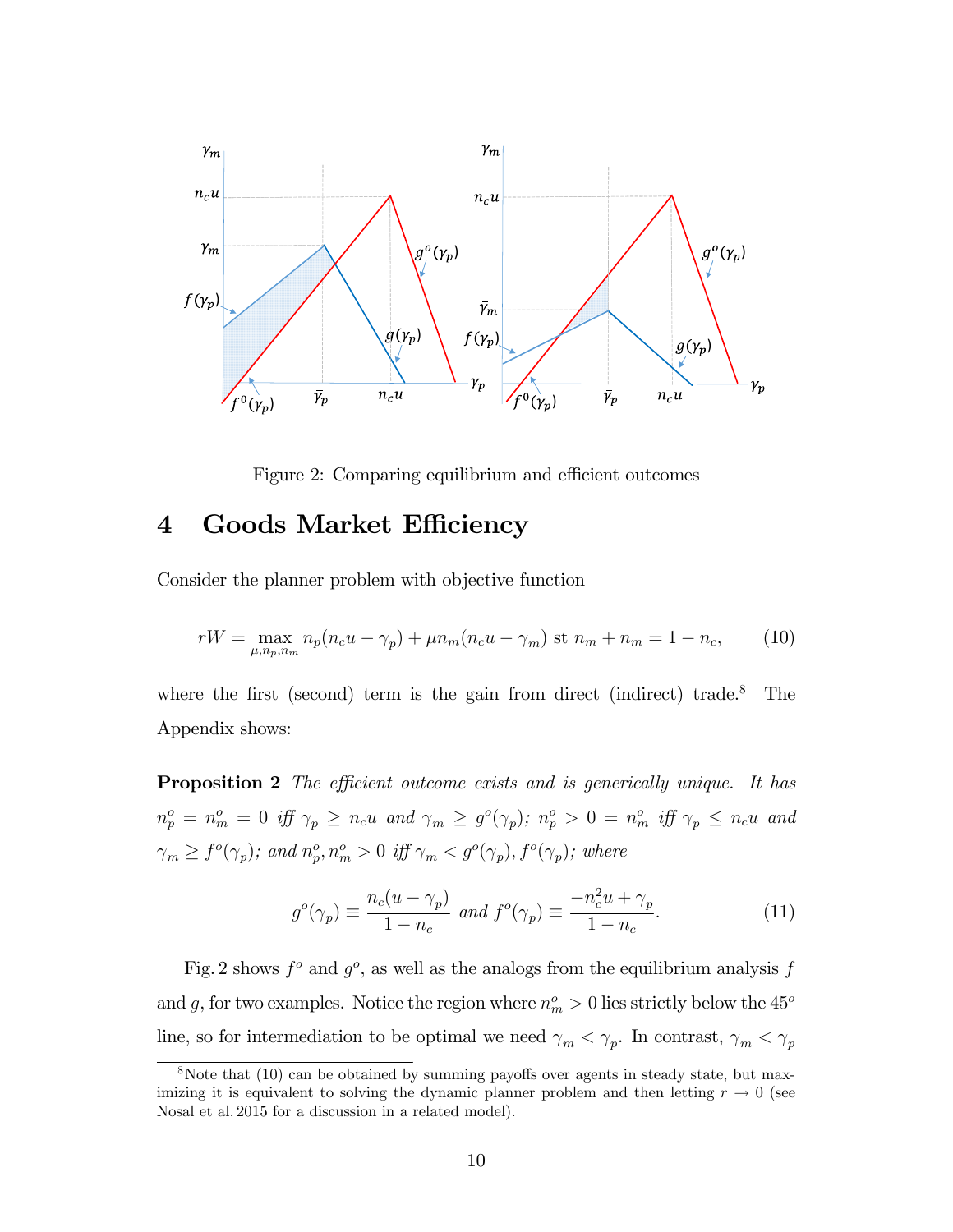Figure 2: Comparing equilibrium and efficient outcomes

# 4 Goods Market Efficiency

Consider the planner problem with objective function

$$rW = \max_{\mu, n_p, n_m} n_p(n_c u - \gamma_p) + \mu n_m(n_c u - \gamma_m) \text{ st } n_m + n_m = 1 - n_c, \tag{10}$$

where the first (second) term is the gain from direct (indirect) trade.[8] The Appendix shows:

**Proposition 2** *The efficient outcome exists and is generically unique. It has* $n_p^o = n_m^o = 0$ *iff* $\gamma_p \geq n_c u$ *and* $\gamma_m \geq g^o(\gamma_p)$*;* $n_p^o > 0 = n_m^o$ *iff* $\gamma_p \leq n_c u$ *and* $\gamma_m \geq f^o(\gamma_p)$*; and* $n_p^o, n_m^o > 0$ *iff* $\gamma_m < g^o(\gamma_p), f^o(\gamma_p)$*; where*

$$g^o(\gamma_p) \equiv \frac{n_c(u - \gamma_p)}{1 - n_c} \text{ and } f^o(\gamma_p) \equiv \frac{-n_c^2 u + \gamma_p}{1 - n_c}. \tag{11}$$

Fig. 2 shows $f^o$ and $g^o$, as well as the analogs from the equilibrium analysis $f$ and $g$, for two examples. Notice the region where $n_m^o > 0$ lies strictly below the $45^o$ line, so for intermediation to be optimal we need $\gamma_m < \gamma_p$. In contrast, $\gamma_m < \gamma_p$

[8] Note that (10) can be obtained by summing payoffs over agents in steady state, but maximizing it is equivalent to solving the dynamic planner problem and then letting $r \to 0$ (see Nosal et al. 2015 for a discussion in a related model).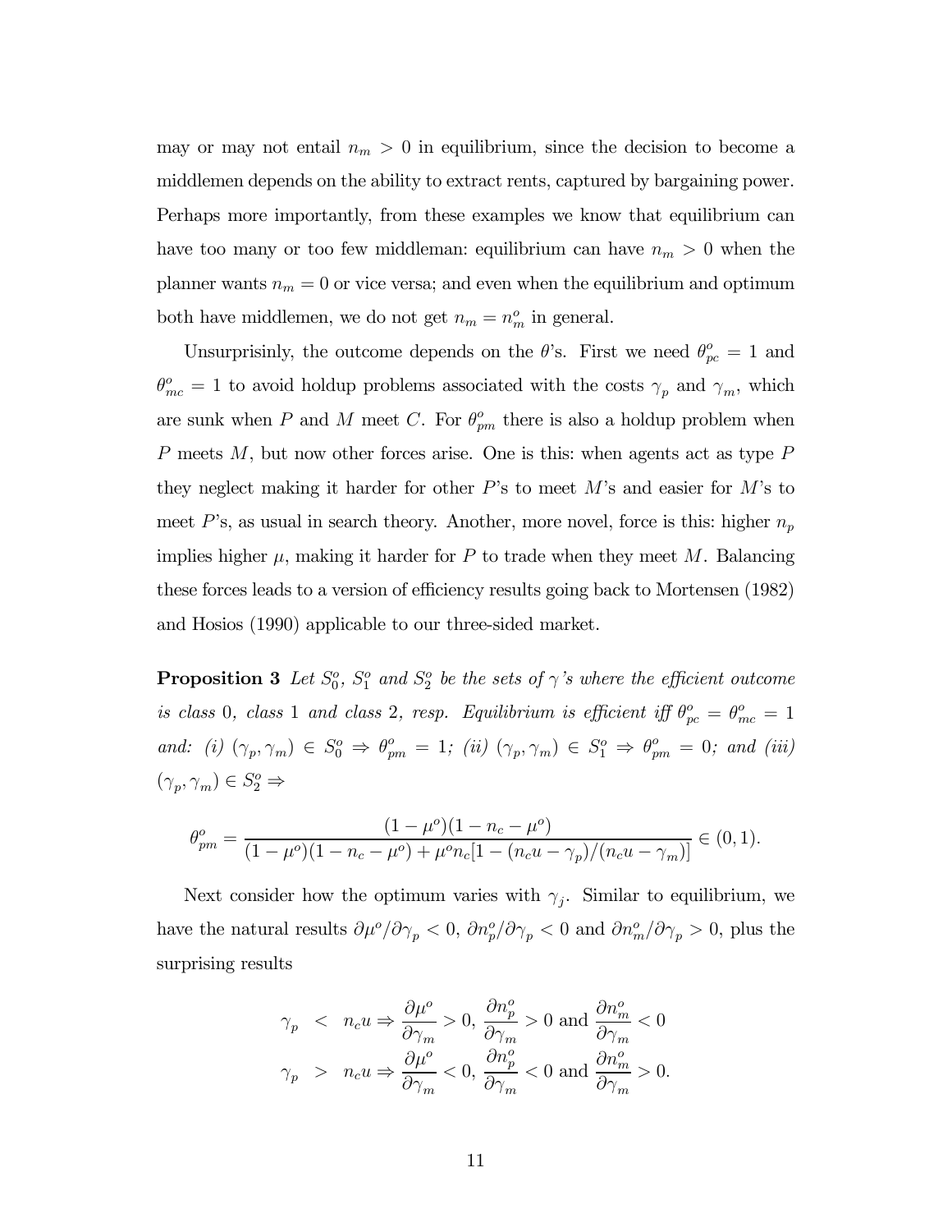may or may not entail $n_m > 0$ in equilibrium, since the decision to become a middlemen depends on the ability to extract rents, captured by bargaining power. Perhaps more importantly, from these examples we know that equilibrium can have too many or too few middleman: equilibrium can have $n_m > 0$ when the planner wants $n_m = 0$ or vice versa; and even when the equilibrium and optimum both have middlemen, we do not get $n_m = n_m^o$ in general.

Unsurprisinly, the outcome depends on the $\theta$'s. First we need $\theta_{pc}^o = 1$ and $\theta_{mc}^o = 1$ to avoid holdup problems associated with the costs $\gamma_p$ and $\gamma_m$, which are sunk when $P$ and $M$ meet $C$. For $\theta_{pm}^o$ there is also a holdup problem when $P$ meets $M$, but now other forces arise. One is this: when agents act as type $P$ they neglect making it harder for other $P$'s to meet $M$'s and easier for $M$'s to meet $P$'s, as usual in search theory. Another, more novel, force is this: higher $n_p$ implies higher $\mu$, making it harder for $P$ to trade when they meet $M$. Balancing these forces leads to a version of efficiency results going back to Mortensen (1982) and Hosios (1990) applicable to our three-sided market.

**Proposition 3** *Let $S_0^o$, $S_1^o$ and $S_2^o$ be the sets of $\gamma$'s where the efficient outcome is class 0, class 1 and class 2, resp. Equilibrium is efficient iff $\theta_{pc}^o = \theta_{mc}^o = 1$ and: (i) $(\gamma_p, \gamma_m) \in S_0^o \Rightarrow \theta_{pm}^o = 1$; (ii) $(\gamma_p, \gamma_m) \in S_1^o \Rightarrow \theta_{pm}^o = 0$; and (iii) $(\gamma_p, \gamma_m) \in S_2^o \Rightarrow$*

$$\theta_{pm}^o = \frac{(1-\mu^o)(1-n_c-\mu^o)}{(1-\mu^o)(1-n_c-\mu^o) + \mu^o n_c[1-(n_c u - \gamma_p)/(n_c u - \gamma_m)]} \in (0,1).$$

Next consider how the optimum varies with $\gamma_j$. Similar to equilibrium, we have the natural results $\partial \mu^o / \partial \gamma_p < 0$, $\partial n_p^o / \partial \gamma_p < 0$ and $\partial n_m^o / \partial \gamma_p > 0$, plus the surprising results

$$\begin{aligned}
\gamma_p &< n_c u \Rightarrow \frac{\partial \mu^o}{\partial \gamma_m} > 0,\ \frac{\partial n_p^o}{\partial \gamma_m} > 0 \text{ and } \frac{\partial n_m^o}{\partial \gamma_m} < 0 \\
\gamma_p &> n_c u \Rightarrow \frac{\partial \mu^o}{\partial \gamma_m} < 0,\ \frac{\partial n_p^o}{\partial \gamma_m} < 0 \text{ and } \frac{\partial n_m^o}{\partial \gamma_m} > 0.
\end{aligned}$$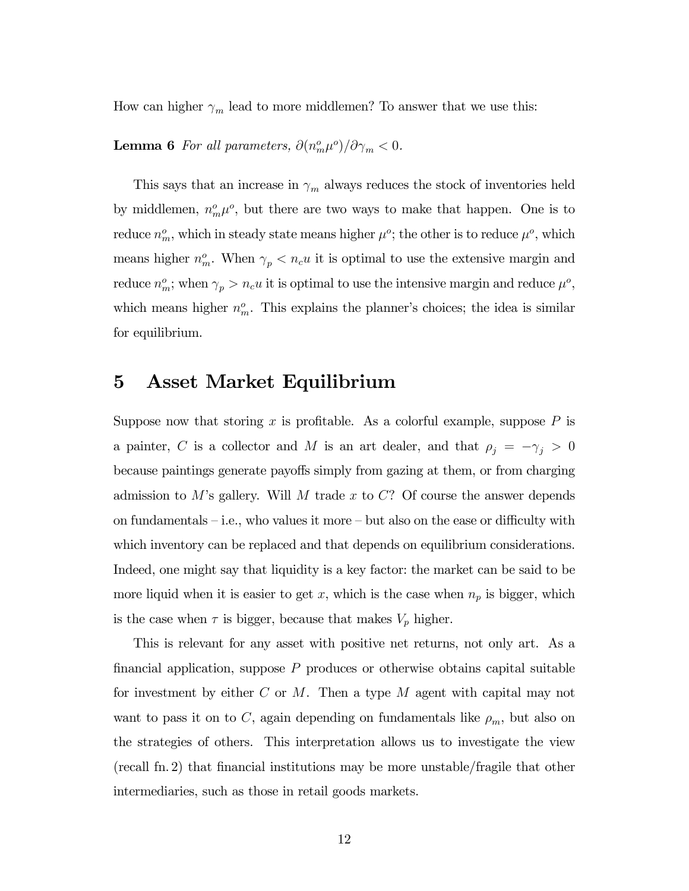How can higher $\gamma_m$ lead to more middlemen? To answer that we use this:

**Lemma 6** *For all parameters, $\partial(n_m^o \mu^o)/\partial \gamma_m < 0$.*

This says that an increase in $\gamma_m$ always reduces the stock of inventories held by middlemen, $n_m^o \mu^o$, but there are two ways to make that happen. One is to reduce $n_m^o$, which in steady state means higher $\mu^o$; the other is to reduce $\mu^o$, which means higher $n_m^o$. When $\gamma_p < n_c u$ it is optimal to use the extensive margin and reduce $n_m^o$; when $\gamma_p > n_c u$ it is optimal to use the intensive margin and reduce $\mu^o$, which means higher $n_m^o$. This explains the planner's choices; the idea is similar for equilibrium.

# 5 Asset Market Equilibrium

Suppose now that storing $x$ is profitable. As a colorful example, suppose $P$ is a painter, $C$ is a collector and $M$ is an art dealer, and that $\rho_j = -\gamma_j > 0$ because paintings generate payoffs simply from gazing at them, or from charging admission to $M$'s gallery. Will $M$ trade $x$ to $C$? Of course the answer depends on fundamentals – i.e., who values it more – but also on the ease or difficulty with which inventory can be replaced and that depends on equilibrium considerations. Indeed, one might say that liquidity is a key factor: the market can be said to be more liquid when it is easier to get $x$, which is the case when $n_p$ is bigger, which is the case when $\tau$ is bigger, because that makes $V_p$ higher.

This is relevant for any asset with positive net returns, not only art. As a financial application, suppose $P$ produces or otherwise obtains capital suitable for investment by either $C$ or $M$. Then a type $M$ agent with capital may not want to pass it on to $C$, again depending on fundamentals like $\rho_m$, but also on the strategies of others. This interpretation allows us to investigate the view (recall fn. 2) that financial institutions may be more unstable/fragile that other intermediaries, such as those in retail goods markets.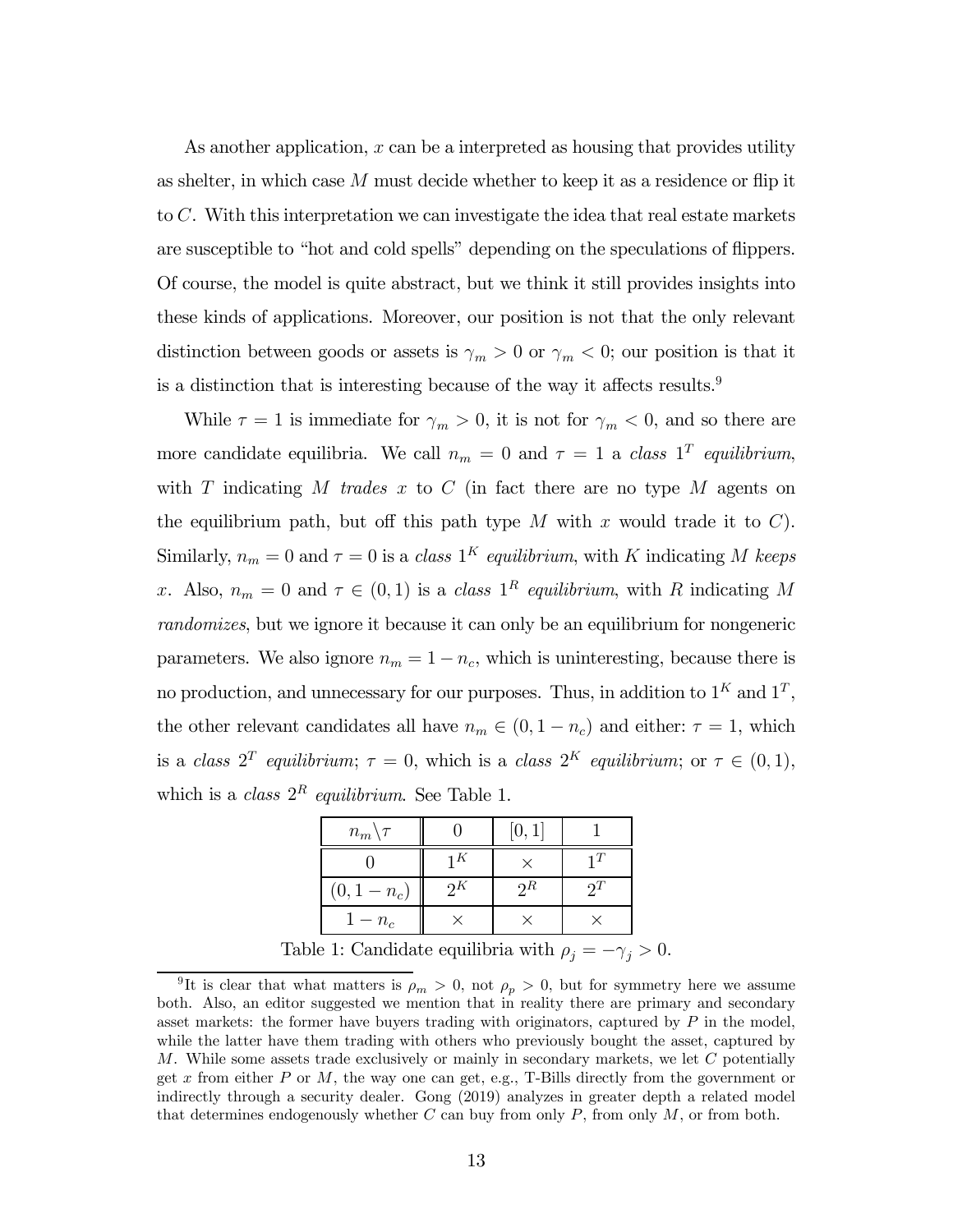As another application, $x$ can be a interpreted as housing that provides utility as shelter, in which case $M$ must decide whether to keep it as a residence or flip it to $C$. With this interpretation we can investigate the idea that real estate markets are susceptible to "hot and cold spells" depending on the speculations of flippers. Of course, the model is quite abstract, but we think it still provides insights into these kinds of applications. Moreover, our position is not that the only relevant distinction between goods or assets is $\gamma_m > 0$ or $\gamma_m < 0$; our position is that it is a distinction that is interesting because of the way it affects results.[9]

While $\tau = 1$ is immediate for $\gamma_m > 0$, it is not for $\gamma_m < 0$, and so there are more candidate equilibria. We call $n_m = 0$ and $\tau = 1$ a *class* $1^T$ *equilibrium*, with $T$ indicating $M$ *trades* $x$ to $C$ (in fact there are no type $M$ agents on the equilibrium path, but off this path type $M$ with $x$ would trade it to $C$). Similarly, $n_m = 0$ and $\tau = 0$ is a *class* $1^K$ *equilibrium*, with $K$ indicating $M$ *keeps* $x$. Also, $n_m = 0$ and $\tau \in (0, 1)$ is a *class* $1^R$ *equilibrium*, with $R$ indicating $M$ *randomizes*, but we ignore it because it can only be an equilibrium for nongeneric parameters. We also ignore $n_m = 1 - n_c$, which is uninteresting, because there is no production, and unnecessary for our purposes. Thus, in addition to $1^K$ and $1^T$, the other relevant candidates all have $n_m \in (0, 1 - n_c)$ and either: $\tau = 1$, which is a *class* $2^T$ *equilibrium*; $\tau = 0$, which is a *class* $2^K$ *equilibrium*; or $\tau \in (0, 1)$, which is a *class* $2^R$ *equilibrium*. See Table 1.

| $n_m \backslash \tau$ | $0$ | $[0, 1]$ | $1$ |
|---|---|---|---|
| $0$ | $1^K$ | $\times$ | $1^T$ |
| $(0, 1 - n_c)$ | $2^K$ | $2^R$ | $2^T$ |
| $1 - n_c$ | $\times$ | $\times$ | $\times$ |

Table 1: Candidate equilibria with $\rho_j = -\gamma_j > 0$.

[9] It is clear that what matters is $\rho_m > 0$, not $\rho_p > 0$, but for symmetry here we assume both. Also, an editor suggested we mention that in reality there are primary and secondary asset markets: the former have buyers trading with originators, captured by $P$ in the model, while the latter have them trading with others who previously bought the asset, captured by $M$. While some assets trade exclusively or mainly in secondary markets, we let $C$ potentially get $x$ from either $P$ or $M$, the way one can get, e.g., T-Bills directly from the government or indirectly through a security dealer. Gong (2019) analyzes in greater depth a related model that determines endogenously whether $C$ can buy from only $P$, from only $M$, or from both.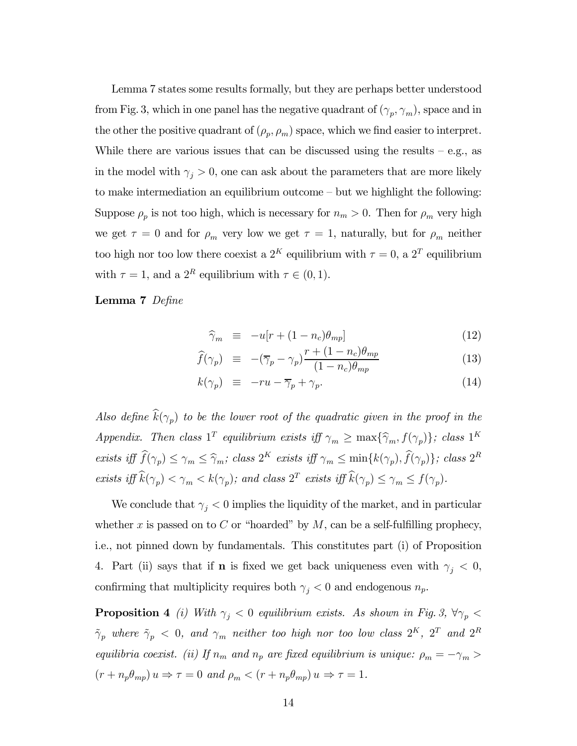Lemma 7 states some results formally, but they are perhaps better understood from Fig. 3, which in one panel has the negative quadrant of $(\gamma_p, \gamma_m)$, space and in the other the positive quadrant of $(\rho_p, \rho_m)$ space, which we find easier to interpret. While there are various issues that can be discussed using the results – e.g., as in the model with $\gamma_j > 0$, one can ask about the parameters that are more likely to make intermediation an equilibrium outcome – but we highlight the following: Suppose $\rho_p$ is not too high, which is necessary for $n_m > 0$. Then for $\rho_m$ very high we get $\tau = 0$ and for $\rho_m$ very low we get $\tau = 1$, naturally, but for $\rho_m$ neither too high nor too low there coexist a $2^K$ equilibrium with $\tau = 0$, a $2^T$ equilibrium with $\tau = 1$, and a $2^R$ equilibrium with $\tau \in (0, 1)$.

**Lemma 7** *Define*

$$\widehat{\gamma}_m \equiv -u[r + (1 - n_c)\theta_{mp}] \tag{12}$$

$$\widehat{f}(\gamma_p) \equiv -(\overline{\gamma}_p - \gamma_p)\frac{r + (1 - n_c)\theta_{mp}}{(1 - n_c)\theta_{mp}} \tag{13}$$

$$k(\gamma_p) \equiv -ru - \overline{\gamma}_p + \gamma_p. \tag{14}$$

*Also define $\widehat{k}(\gamma_p)$ to be the lower root of the quadratic given in the proof in the Appendix. Then class $1^T$ equilibrium exists iff $\gamma_m \geq \max\{\widehat{\gamma}_m, f(\gamma_p)\}$; class $1^K$ exists iff $\widehat{f}(\gamma_p) \leq \gamma_m \leq \widehat{\gamma}_m$; class $2^K$ exists iff $\gamma_m \leq \min\{k(\gamma_p), \widehat{f}(\gamma_p)\}$; class $2^R$ exists iff $\widehat{k}(\gamma_p) < \gamma_m < k(\gamma_p)$; and class $2^T$ exists iff $\widehat{k}(\gamma_p) \leq \gamma_m \leq f(\gamma_p)$.*

We conclude that $\gamma_j < 0$ implies the liquidity of the market, and in particular whether $x$ is passed on to $C$ or "hoarded" by $M$, can be a self-fulfilling prophecy, i.e., not pinned down by fundamentals. This constitutes part (i) of Proposition 4. Part (ii) says that if $\mathbf{n}$ is fixed we get back uniqueness even with $\gamma_j < 0$, confirming that multiplicity requires both $\gamma_j < 0$ and endogenous $n_p$.

**Proposition 4** *(i) With $\gamma_j < 0$ equilibrium exists. As shown in Fig. 3, $\forall \gamma_p < \tilde{\gamma}_p$ where $\tilde{\gamma}_p < 0$, and $\gamma_m$ neither too high nor too low class $2^K$, $2^T$ and $2^R$ equilibria coexist. (ii) If $n_m$ and $n_p$ are fixed equilibrium is unique: $\rho_m = -\gamma_m > (r + n_p\theta_{mp})\, u \Rightarrow \tau = 0$ and $\rho_m < (r + n_p\theta_{mp})\, u \Rightarrow \tau = 1$.*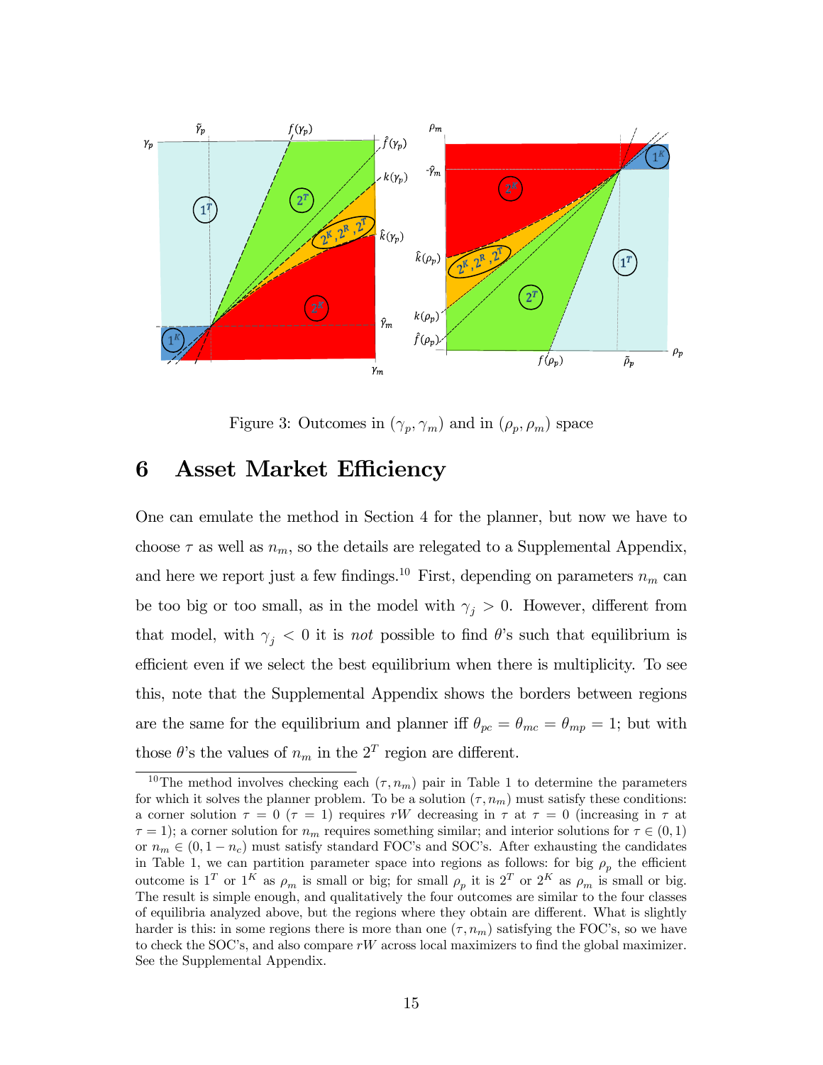Figure 3: Outcomes in $(\gamma_p, \gamma_m)$ and in $(\rho_p, \rho_m)$ space

# 6 Asset Market Efficiency

One can emulate the method in Section 4 for the planner, but now we have to choose $\tau$ as well as $n_m$, so the details are relegated to a Supplemental Appendix, and here we report just a few findings.[10] First, depending on parameters $n_m$ can be too big or too small, as in the model with $\gamma_j > 0$. However, different from that model, with $\gamma_j < 0$ it is *not* possible to find $\theta$'s such that equilibrium is efficient even if we select the best equilibrium when there is multiplicity. To see this, note that the Supplemental Appendix shows the borders between regions are the same for the equilibrium and planner iff $\theta_{pc} = \theta_{mc} = \theta_{mp} = 1$; but with those $\theta$'s the values of $n_m$ in the $2^T$ region are different.

[10] The method involves checking each $(\tau, n_m)$ pair in Table 1 to determine the parameters for which it solves the planner problem. To be a solution $(\tau, n_m)$ must satisfy these conditions: a corner solution $\tau = 0$ ($\tau = 1$) requires $rW$ decreasing in $\tau$ at $\tau = 0$ (increasing in $\tau$ at $\tau = 1$); a corner solution for $n_m$ requires something similar; and interior solutions for $\tau \in (0, 1)$ or $n_m \in (0, 1 - n_c)$ must satisfy standard FOC's and SOC's. After exhausting the candidates in Table 1, we can partition parameter space into regions as follows: for big $\rho_p$ the efficient outcome is $1^T$ or $1^K$ as $\rho_m$ is small or big; for small $\rho_p$ it is $2^T$ or $2^K$ as $\rho_m$ is small or big. The result is simple enough, and qualitatively the four outcomes are similar to the four classes of equilibria analyzed above, but the regions where they obtain are different. What is slightly harder is this: in some regions there is more than one $(\tau, n_m)$ satisfying the FOC's, so we have to check the SOC's, and also compare $rW$ across local maximizers to find the global maximizer. See the Supplemental Appendix.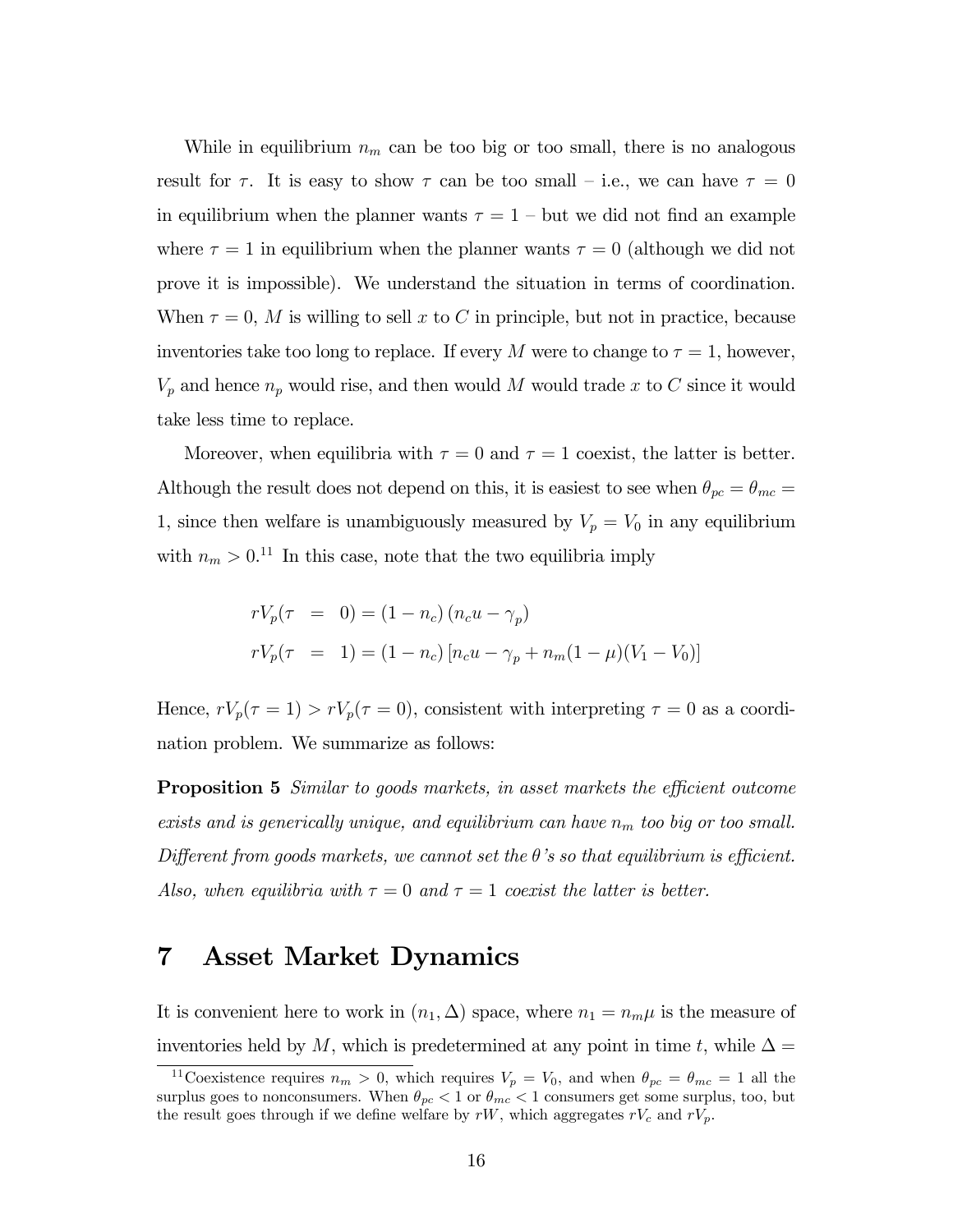While in equilibrium $n_m$ can be too big or too small, there is no analogous result for $\tau$. It is easy to show $\tau$ can be too small – i.e., we can have $\tau = 0$ in equilibrium when the planner wants $\tau = 1$ – but we did not find an example where $\tau = 1$ in equilibrium when the planner wants $\tau = 0$ (although we did not prove it is impossible). We understand the situation in terms of coordination. When $\tau = 0$, $M$ is willing to sell $x$ to $C$ in principle, but not in practice, because inventories take too long to replace. If every $M$ were to change to $\tau = 1$, however, $V_p$ and hence $n_p$ would rise, and then would $M$ would trade $x$ to $C$ since it would take less time to replace.

Moreover, when equilibria with $\tau = 0$ and $\tau = 1$ coexist, the latter is better. Although the result does not depend on this, it is easiest to see when $\theta_{pc} = \theta_{mc} = 1$, since then welfare is unambiguously measured by $V_p = V_0$ in any equilibrium with $n_m > 0$.[11] In this case, note that the two equilibria imply

$$
\begin{aligned}
rV_p(\tau &= 0) = (1 - n_c)(n_c u - \gamma_p) \\
rV_p(\tau &= 1) = (1 - n_c)[n_c u - \gamma_p + n_m(1 - \mu)(V_1 - V_0)]
\end{aligned}
$$

Hence, $rV_p(\tau = 1) > rV_p(\tau = 0)$, consistent with interpreting $\tau = 0$ as a coordination problem. We summarize as follows:

**Proposition 5** *Similar to goods markets, in asset markets the efficient outcome exists and is generically unique, and equilibrium can have $n_m$ too big or too small. Different from goods markets, we cannot set the $\theta$'s so that equilibrium is efficient. Also, when equilibria with $\tau = 0$ and $\tau = 1$ coexist the latter is better.*

# 7 Asset Market Dynamics

It is convenient here to work in $(n_1, \Delta)$ space, where $n_1 = n_m \mu$ is the measure of inventories held by $M$, which is predetermined at any point in time $t$, while $\Delta =$

[11] Coexistence requires $n_m > 0$, which requires $V_p = V_0$, and when $\theta_{pc} = \theta_{mc} = 1$ all the surplus goes to nonconsumers. When $\theta_{pc} < 1$ or $\theta_{mc} < 1$ consumers get some surplus, too, but the result goes through if we define welfare by $rW$, which aggregates $rV_c$ and $rV_p$.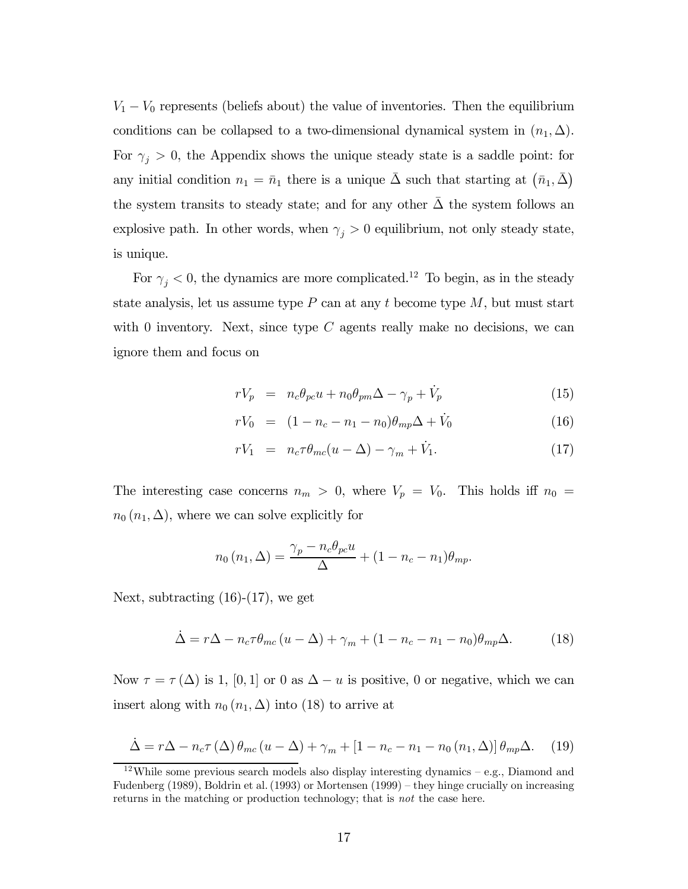$V_1 - V_0$ represents (beliefs about) the value of inventories. Then the equilibrium conditions can be collapsed to a two-dimensional dynamical system in $(n_1, \Delta)$. For $\gamma_j > 0$, the Appendix shows the unique steady state is a saddle point: for any initial condition $n_1 = \bar{n}_1$ there is a unique $\bar{\Delta}$ such that starting at $(\bar{n}_1, \bar{\Delta})$ the system transits to steady state; and for any other $\bar{\Delta}$ the system follows an explosive path. In other words, when $\gamma_j > 0$ equilibrium, not only steady state, is unique.

For $\gamma_j < 0$, the dynamics are more complicated.[12] To begin, as in the steady state analysis, let us assume type $P$ can at any $t$ become type $M$, but must start with 0 inventory. Next, since type $C$ agents really make no decisions, we can ignore them and focus on

$$rV_p = n_c \theta_{pc} u + n_0 \theta_{pm} \Delta - \gamma_p + \dot{V}_p \tag{15}$$

$$rV_0 = (1 - n_c - n_1 - n_0) \theta_{mp} \Delta + \dot{V}_0 \tag{16}$$

$$rV_1 = n_c \tau \theta_{mc} (u - \Delta) - \gamma_m + \dot{V}_1. \tag{17}$$

The interesting case concerns $n_m > 0$, where $V_p = V_0$. This holds iff $n_0 = n_0(n_1, \Delta)$, where we can solve explicitly for

$$n_0(n_1, \Delta) = \frac{\gamma_p - n_c \theta_{pc} u}{\Delta} + (1 - n_c - n_1) \theta_{mp}.$$

Next, subtracting (16)-(17), we get

$$\dot{\Delta} = r\Delta - n_c \tau \theta_{mc} (u - \Delta) + \gamma_m + (1 - n_c - n_1 - n_0) \theta_{mp} \Delta. \tag{18}$$

Now $\tau = \tau(\Delta)$ is 1, $[0, 1]$ or 0 as $\Delta - u$ is positive, 0 or negative, which we can insert along with $n_0(n_1, \Delta)$ into (18) to arrive at

$$\dot{\Delta} = r\Delta - n_c \tau(\Delta) \theta_{mc} (u - \Delta) + \gamma_m + [1 - n_c - n_1 - n_0(n_1, \Delta)] \theta_{mp} \Delta. \tag{19}$$

[12] While some previous search models also display interesting dynamics – e.g., Diamond and Fudenberg (1989), Boldrin et al. (1993) or Mortensen (1999) – they hinge crucially on increasing returns in the matching or production technology; that is *not* the case here.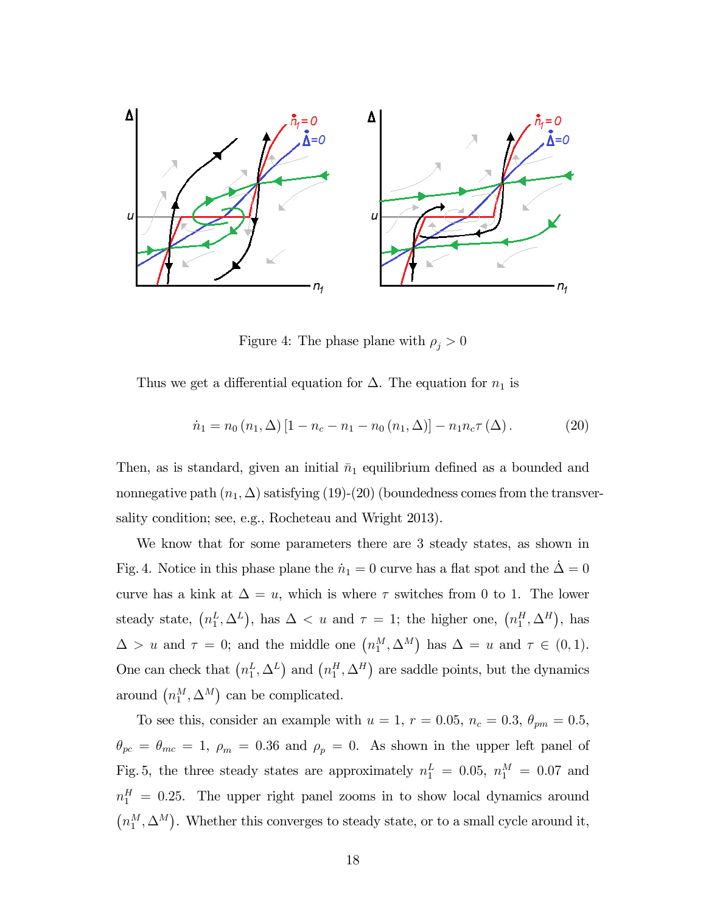Figure 4: The phase plane with $\rho_j > 0$

Thus we get a differential equation for $\Delta$. The equation for $n_1$ is

$$\dot{n}_1 = n_0(n_1, \Delta)[1 - n_c - n_1 - n_0(n_1, \Delta)] - n_1 n_c \tau(\Delta). \tag{20}$$

Then, as is standard, given an initial $\bar{n}_1$ equilibrium defined as a bounded and nonnegative path $(n_1, \Delta)$ satisfying (19)-(20) (boundedness comes from the transversality condition; see, e.g., Rocheteau and Wright 2013).

We know that for some parameters there are 3 steady states, as shown in Fig. 4. Notice in this phase plane the $\dot{n}_1 = 0$ curve has a flat spot and the $\dot{\Delta} = 0$ curve has a kink at $\Delta = u$, which is where $\tau$ switches from 0 to 1. The lower steady state, $(n_1^L, \Delta^L)$, has $\Delta < u$ and $\tau = 1$; the higher one, $(n_1^H, \Delta^H)$, has $\Delta > u$ and $\tau = 0$; and the middle one $(n_1^M, \Delta^M)$ has $\Delta = u$ and $\tau \in (0, 1)$. One can check that $(n_1^L, \Delta^L)$ and $(n_1^H, \Delta^H)$ are saddle points, but the dynamics around $(n_1^M, \Delta^M)$ can be complicated.

To see this, consider an example with $u = 1$, $r = 0.05$, $n_c = 0.3$, $\theta_{pm} = 0.5$, $\theta_{pc} = \theta_{mc} = 1$, $\rho_m = 0.36$ and $\rho_p = 0$. As shown in the upper left panel of Fig. 5, the three steady states are approximately $n_1^L = 0.05$, $n_1^M = 0.07$ and $n_1^H = 0.25$. The upper right panel zooms in to show local dynamics around $(n_1^M, \Delta^M)$. Whether this converges to steady state, or to a small cycle around it,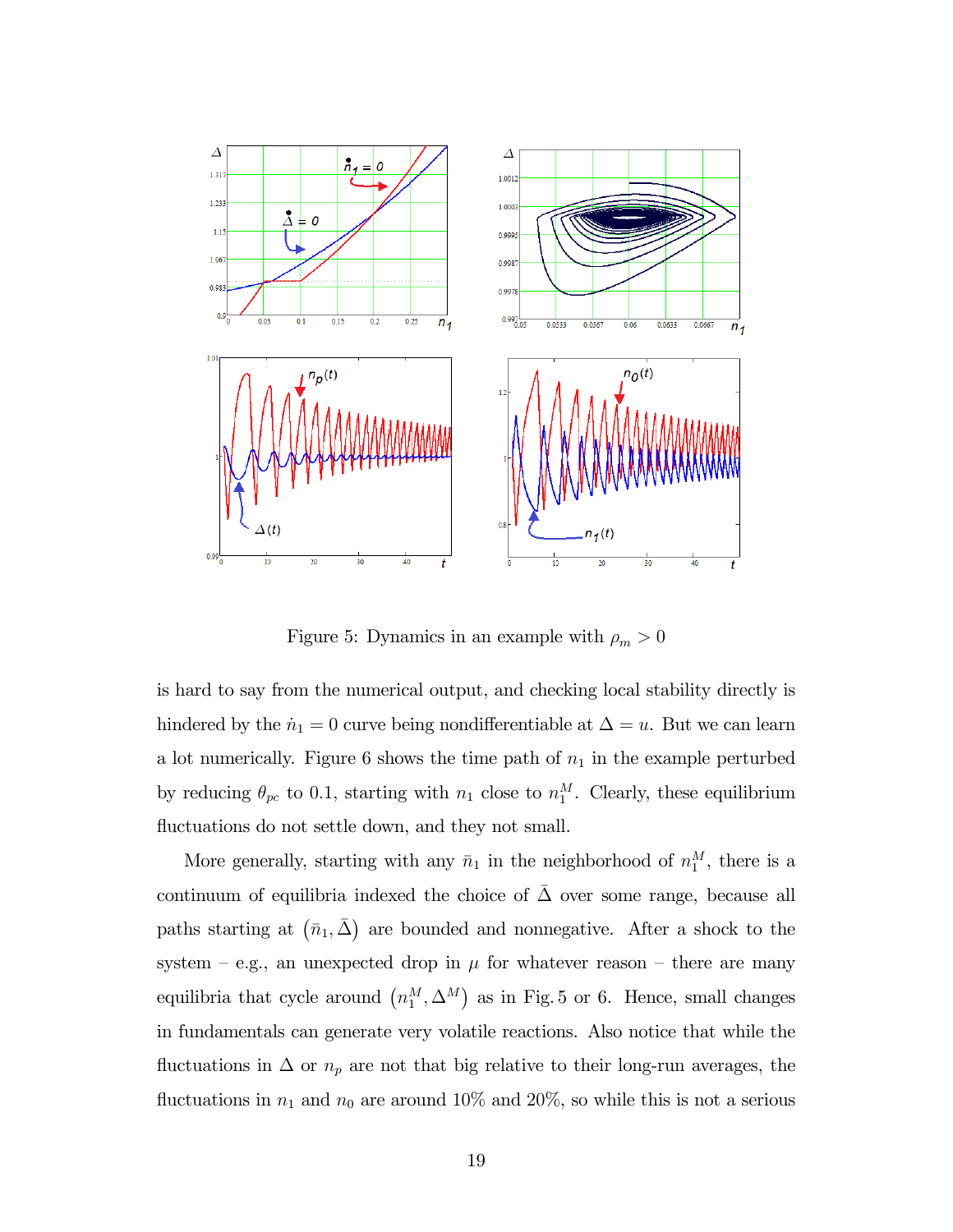Figure 5: Dynamics in an example with $\rho_m > 0$

is hard to say from the numerical output, and checking local stability directly is hindered by the $\dot{n}_1 = 0$ curve being nondifferentiable at $\Delta = u$. But we can learn a lot numerically. Figure 6 shows the time path of $n_1$ in the example perturbed by reducing $\theta_{pc}$ to 0.1, starting with $n_1$ close to $n_1^M$. Clearly, these equilibrium fluctuations do not settle down, and they not small.

More generally, starting with any $\bar{n}_1$ in the neighborhood of $n_1^M$, there is a continuum of equilibria indexed the choice of $\bar{\Delta}$ over some range, because all paths starting at $(\bar{n}_1, \bar{\Delta})$ are bounded and nonnegative. After a shock to the system – e.g., an unexpected drop in $\mu$ for whatever reason – there are many equilibria that cycle around $(n_1^M, \Delta^M)$ as in Fig. 5 or 6. Hence, small changes in fundamentals can generate very volatile reactions. Also notice that while the fluctuations in $\Delta$ or $n_p$ are not that big relative to their long-run averages, the fluctuations in $n_1$ and $n_0$ are around 10% and 20%, so while this is not a serious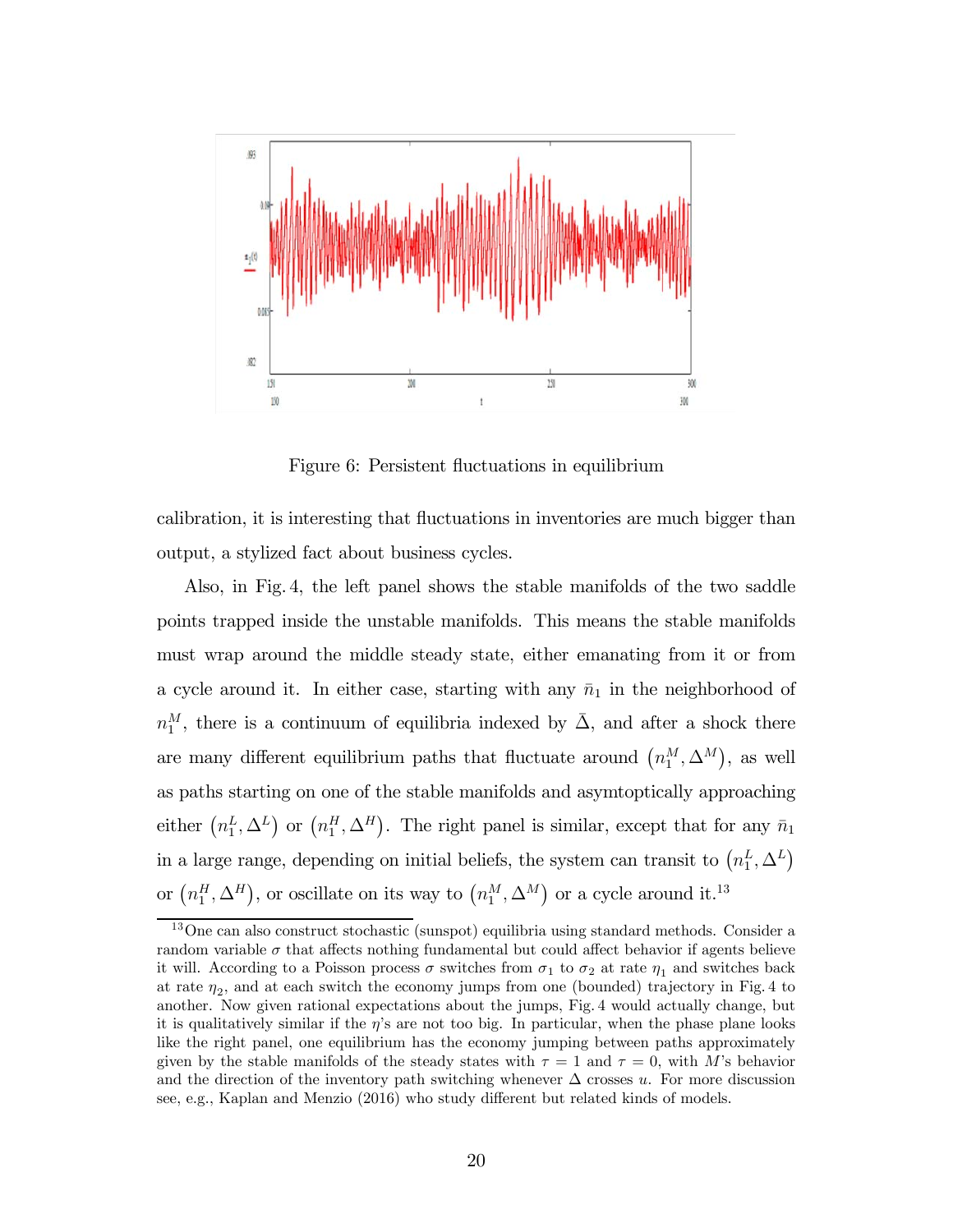Figure 6: Persistent fluctuations in equilibrium

calibration, it is interesting that fluctuations in inventories are much bigger than output, a stylized fact about business cycles.

Also, in Fig. 4, the left panel shows the stable manifolds of the two saddle points trapped inside the unstable manifolds. This means the stable manifolds must wrap around the middle steady state, either emanating from it or from a cycle around it. In either case, starting with any $\bar{n}_1$ in the neighborhood of $n_1^M$, there is a continuum of equilibria indexed by $\bar{\Delta}$, and after a shock there are many different equilibrium paths that fluctuate around $\left(n_1^M, \Delta^M\right)$, as well as paths starting on one of the stable manifolds and asymtoptically approaching either $\left(n_1^L, \Delta^L\right)$ or $\left(n_1^H, \Delta^H\right)$. The right panel is similar, except that for any $\bar{n}_1$ in a large range, depending on initial beliefs, the system can transit to $\left(n_1^L, \Delta^L\right)$ or $\left(n_1^H, \Delta^H\right)$, or oscillate on its way to $\left(n_1^M, \Delta^M\right)$ or a cycle around it.[13]

[13] One can also construct stochastic (sunspot) equilibria using standard methods. Consider a random variable $\sigma$ that affects nothing fundamental but could affect behavior if agents believe it will. According to a Poisson process $\sigma$ switches from $\sigma_1$ to $\sigma_2$ at rate $\eta_1$ and switches back at rate $\eta_2$, and at each switch the economy jumps from one (bounded) trajectory in Fig. 4 to another. Now given rational expectations about the jumps, Fig. 4 would actually change, but it is qualitatively similar if the $\eta$'s are not too big. In particular, when the phase plane looks like the right panel, one equilibrium has the economy jumping between paths approximately given by the stable manifolds of the steady states with $\tau = 1$ and $\tau = 0$, with $M$'s behavior and the direction of the inventory path switching whenever $\Delta$ crosses $u$. For more discussion see, e.g., Kaplan and Menzio (2016) who study different but related kinds of models.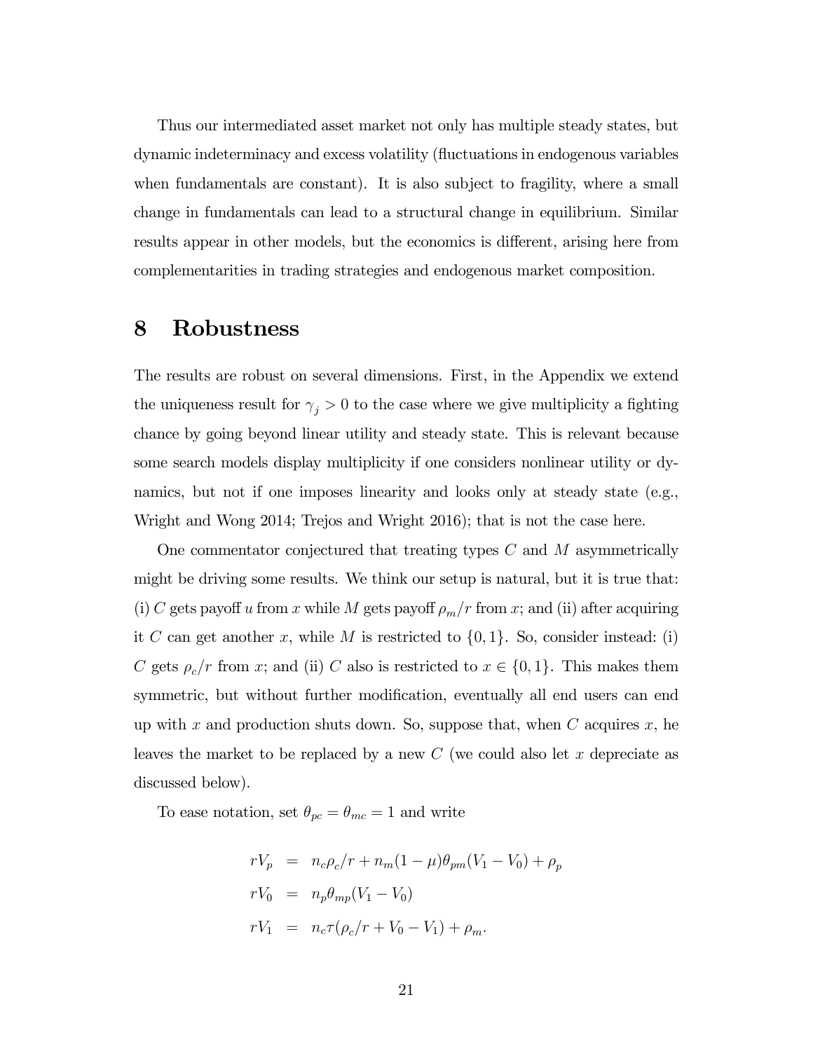Thus our intermediated asset market not only has multiple steady states, but dynamic indeterminacy and excess volatility (fluctuations in endogenous variables when fundamentals are constant). It is also subject to fragility, where a small change in fundamentals can lead to a structural change in equilibrium. Similar results appear in other models, but the economics is different, arising here from complementarities in trading strategies and endogenous market composition.

# 8 Robustness

The results are robust on several dimensions. First, in the Appendix we extend the uniqueness result for $\gamma_j > 0$ to the case where we give multiplicity a fighting chance by going beyond linear utility and steady state. This is relevant because some search models display multiplicity if one considers nonlinear utility or dynamics, but not if one imposes linearity and looks only at steady state (e.g., Wright and Wong 2014; Trejos and Wright 2016); that is not the case here.

One commentator conjectured that treating types $C$ and $M$ asymmetrically might be driving some results. We think our setup is natural, but it is true that: (i) $C$ gets payoff $u$ from $x$ while $M$ gets payoff $\rho_m/r$ from $x$; and (ii) after acquiring it $C$ can get another $x$, while $M$ is restricted to $\{0, 1\}$. So, consider instead: (i) $C$ gets $\rho_c/r$ from $x$; and (ii) $C$ also is restricted to $x \in \{0, 1\}$. This makes them symmetric, but without further modification, eventually all end users can end up with $x$ and production shuts down. So, suppose that, when $C$ acquires $x$, he leaves the market to be replaced by a new $C$ (we could also let $x$ depreciate as discussed below).

To ease notation, set $\theta_{pc} = \theta_{mc} = 1$ and write

$$
\begin{aligned}
rV_p &= n_c \rho_c / r + n_m (1 - \mu) \theta_{pm} (V_1 - V_0) + \rho_p \\
rV_0 &= n_p \theta_{mp} (V_1 - V_0) \\
rV_1 &= n_c \tau (\rho_c / r + V_0 - V_1) + \rho_m .
\end{aligned}
$$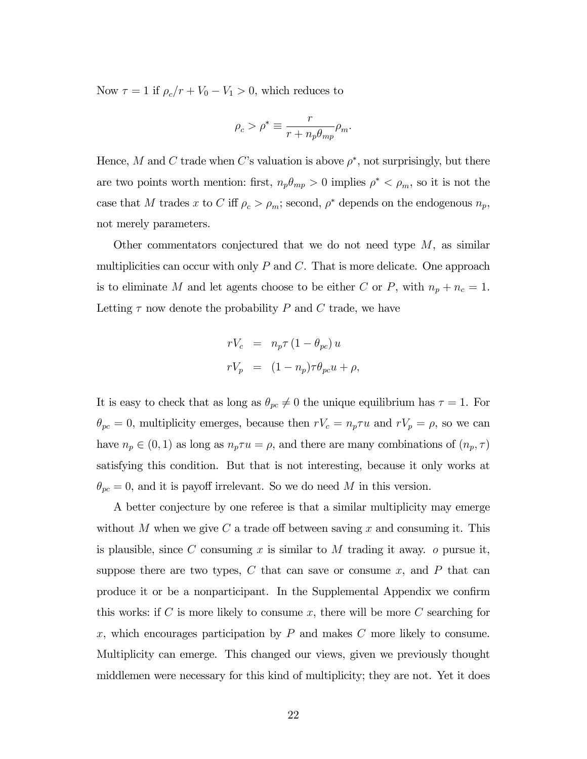Now $\tau = 1$ if $\rho_c/r + V_0 - V_1 > 0$, which reduces to

$$\rho_c > \rho^* \equiv \frac{r}{r + n_p \theta_{mp}} \rho_m.$$

Hence, $M$ and $C$ trade when $C$'s valuation is above $\rho^*$, not surprisingly, but there are two points worth mention: first, $n_p \theta_{mp} > 0$ implies $\rho^* < \rho_m$, so it is not the case that $M$ trades $x$ to $C$ iff $\rho_c > \rho_m$; second, $\rho^*$ depends on the endogenous $n_p$, not merely parameters.

Other commentators conjectured that we do not need type $M$, as similar multiplicities can occur with only $P$ and $C$. That is more delicate. One approach is to eliminate $M$ and let agents choose to be either $C$ or $P$, with $n_p + n_c = 1$. Letting $\tau$ now denote the probability $P$ and $C$ trade, we have

$$\begin{aligned} rV_c &= n_p \tau (1 - \theta_{pc}) u \\ rV_p &= (1 - n_p) \tau \theta_{pc} u + \rho, \end{aligned}$$

It is easy to check that as long as $\theta_{pc} \neq 0$ the unique equilibrium has $\tau = 1$. For $\theta_{pc} = 0$, multiplicity emerges, because then $rV_c = n_p \tau u$ and $rV_p = \rho$, so we can have $n_p \in (0, 1)$ as long as $n_p \tau u = \rho$, and there are many combinations of $(n_p, \tau)$ satisfying this condition. But that is not interesting, because it only works at $\theta_{pc} = 0$, and it is payoff irrelevant. So we do need $M$ in this version.

A better conjecture by one referee is that a similar multiplicity may emerge without $M$ when we give $C$ a trade off between saving $x$ and consuming it. This is plausible, since $C$ consuming $x$ is similar to $M$ trading it away. o pursue it, suppose there are two types, $C$ that can save or consume $x$, and $P$ that can produce it or be a nonparticipant. In the Supplemental Appendix we confirm this works: if $C$ is more likely to consume $x$, there will be more $C$ searching for $x$, which encourages participation by $P$ and makes $C$ more likely to consume. Multiplicity can emerge. This changed our views, given we previously thought middlemen were necessary for this kind of multiplicity; they are not. Yet it does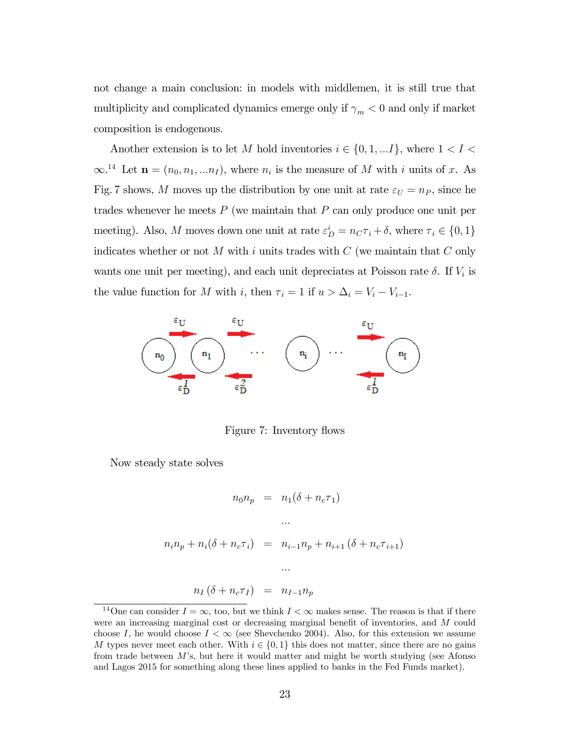not change a main conclusion: in models with middlemen, it is still true that multiplicity and complicated dynamics emerge only if $\gamma_m < 0$ and only if market composition is endogenous.

Another extension is to let $M$ hold inventories $i \in \{0, 1, ...I\}$, where $1 < I < \infty$.[14] Let $\mathbf{n} = (n_0, n_1, ...n_I)$, where $n_i$ is the measure of $M$ with $i$ units of $x$. As Fig. 7 shows, $M$ moves up the distribution by one unit at rate $\varepsilon_U = n_P$, since he trades whenever he meets $P$ (we maintain that $P$ can only produce one unit per meeting). Also, $M$ moves down one unit at rate $\varepsilon_D^i = n_C \tau_i + \delta$, where $\tau_i \in \{0, 1\}$ indicates whether or not $M$ with $i$ units trades with $C$ (we maintain that $C$ only wants one unit per meeting), and each unit depreciates at Poisson rate $\delta$. If $V_i$ is the value function for $M$ with $i$, then $\tau_i = 1$ if $u > \Delta_i = V_i - V_{i-1}$.

Figure 7: Inventory flows

Now steady state solves

$$
\begin{aligned}
n_0 n_p &= n_1(\delta + n_c \tau_1) \\
&\cdots \\
n_i n_p + n_i(\delta + n_c \tau_i) &= n_{i-1} n_p + n_{i+1}(\delta + n_c \tau_{i+1}) \\
&\cdots \\
n_I(\delta + n_c \tau_I) &= n_{I-1} n_p
\end{aligned}
$$

[14] One can consider $I = \infty$, too, but we think $I < \infty$ makes sense. The reason is that if there were an increasing marginal cost or decreasing marginal benefit of inventories, and $M$ could choose $I$, he would choose $I < \infty$ (see Shevchenko 2004). Also, for this extension we assume $M$ types never meet each other. With $i \in \{0, 1\}$ this does not matter, since there are no gains from trade between $M$'s, but here it would matter and might be worth studying (see Afonso and Lagos 2015 for something along these lines applied to banks in the Fed Funds market).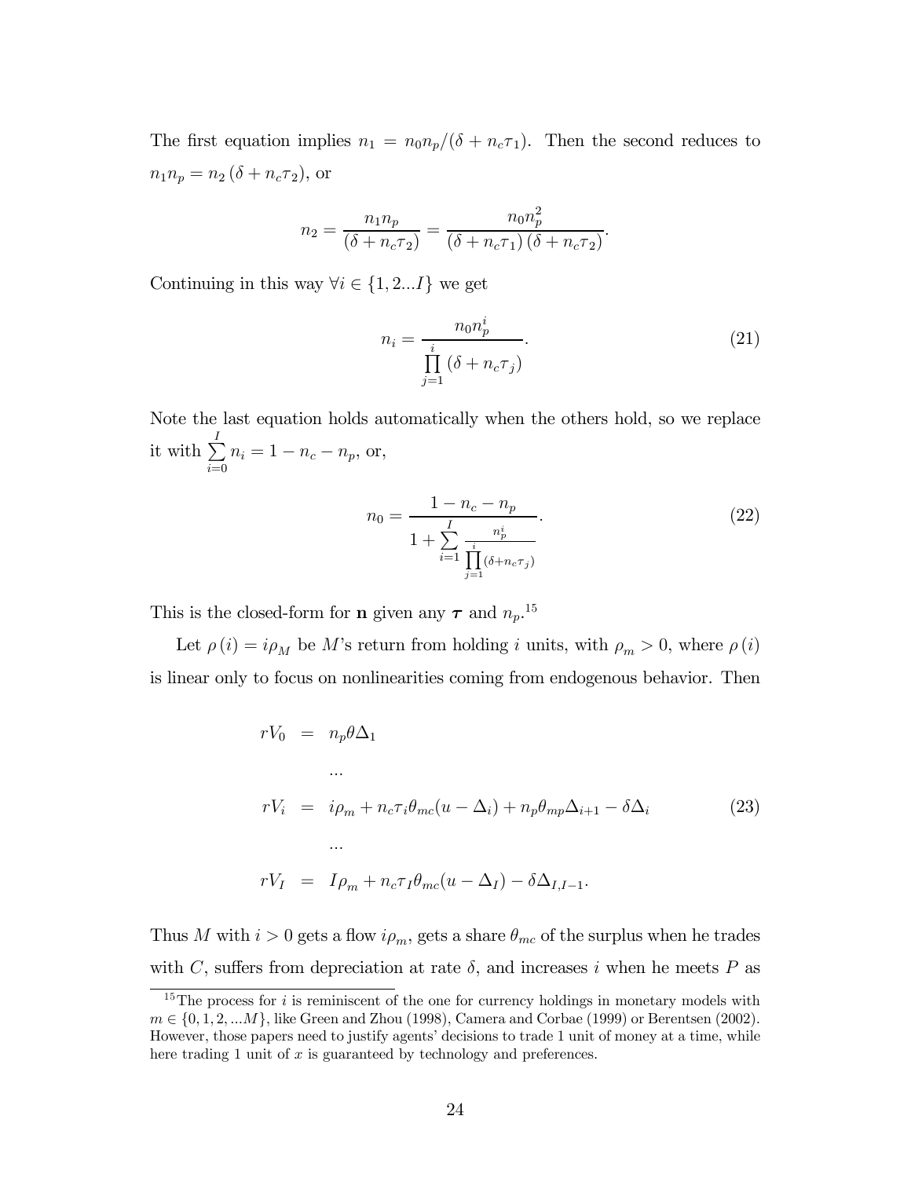The first equation implies $n_1 = n_0 n_p / (\delta + n_c \tau_1)$. Then the second reduces to $n_1 n_p = n_2 (\delta + n_c \tau_2)$, or

$$n_2 = \frac{n_1 n_p}{(\delta + n_c \tau_2)} = \frac{n_0 n_p^2}{(\delta + n_c \tau_1)(\delta + n_c \tau_2)}.$$

Continuing in this way $\forall i \in \{1, 2...I\}$ we get

$$n_i = \frac{n_0 n_p^i}{\prod_{j=1}^{i} (\delta + n_c \tau_j)}. \tag{21}$$

Note the last equation holds automatically when the others hold, so we replace it with $\sum_{i=0}^{I} n_i = 1 - n_c - n_p$, or,

$$n_0 = \frac{1 - n_c - n_p}{1 + \sum_{i=1}^{I} \frac{n_p^i}{\prod_{j=1}^{i} (\delta + n_c \tau_j)}}. \tag{22}$$

This is the closed-form for $\mathbf{n}$ given any $\boldsymbol{\tau}$ and $n_p$.[15]

Let $\rho(i) = i\rho_M$ be $M$'s return from holding $i$ units, with $\rho_m > 0$, where $\rho(i)$ is linear only to focus on nonlinearities coming from endogenous behavior. Then

$$\begin{aligned}
rV_0 &= n_p \theta \Delta_1 \\
&... \\
rV_i &= i\rho_m + n_c \tau_i \theta_{mc}(u - \Delta_i) + n_p \theta_{mp} \Delta_{i+1} - \delta \Delta_i \\
&... \\
rV_I &= I\rho_m + n_c \tau_I \theta_{mc}(u - \Delta_I) - \delta \Delta_{I,I-1}.
\end{aligned} \tag{23}$$

Thus $M$ with $i > 0$ gets a flow $i\rho_m$, gets a share $\theta_{mc}$ of the surplus when he trades with $C$, suffers from depreciation at rate $\delta$, and increases $i$ when he meets $P$ as

[15] The process for $i$ is reminiscent of the one for currency holdings in monetary models with $m \in \{0, 1, 2, ...M\}$, like Green and Zhou (1998), Camera and Corbae (1999) or Berentsen (2002). However, those papers need to justify agents' decisions to trade 1 unit of money at a time, while here trading 1 unit of $x$ is guaranteed by technology and preferences.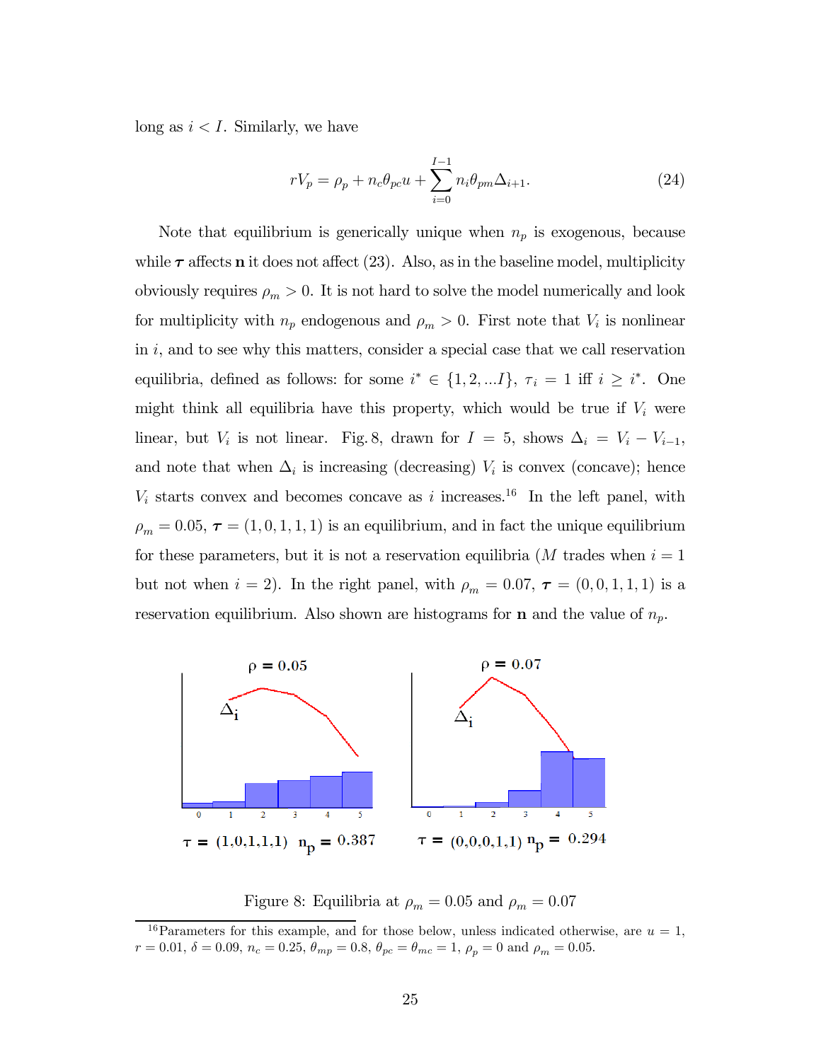long as $i < I$. Similarly, we have

$$rV_p = \rho_p + n_c \theta_{pc} u + \sum_{i=0}^{I-1} n_i \theta_{pm} \Delta_{i+1}. \tag{24}$$

Note that equilibrium is generically unique when $n_p$ is exogenous, because while $\boldsymbol{\tau}$ affects $\mathbf{n}$ it does not affect (23). Also, as in the baseline model, multiplicity obviously requires $\rho_m > 0$. It is not hard to solve the model numerically and look for multiplicity with $n_p$ endogenous and $\rho_m > 0$. First note that $V_i$ is nonlinear in $i$, and to see why this matters, consider a special case that we call reservation equilibria, defined as follows: for some $i^* \in \{1, 2, ...I\}$, $\tau_i = 1$ iff $i \geq i^*$. One might think all equilibria have this property, which would be true if $V_i$ were linear, but $V_i$ is not linear. Fig. 8, drawn for $I = 5$, shows $\Delta_i = V_i - V_{i-1}$, and note that when $\Delta_i$ is increasing (decreasing) $V_i$ is convex (concave); hence $V_i$ starts convex and becomes concave as $i$ increases.[16] In the left panel, with $\rho_m = 0.05$, $\boldsymbol{\tau} = (1, 0, 1, 1, 1)$ is an equilibrium, and in fact the unique equilibrium for these parameters, but it is not a reservation equilibria ($M$ trades when $i = 1$ but not when $i = 2$). In the right panel, with $\rho_m = 0.07$, $\boldsymbol{\tau} = (0, 0, 1, 1, 1)$ is a reservation equilibrium. Also shown are histograms for $\mathbf{n}$ and the value of $n_p$.

$\rho = 0.05$ — $\tau = (1,0,1,1,1)$ $n_p = 0.387$

$\rho = 0.07$ — $\tau = (0,0,0,1,1)$ $n_p = 0.294$

Figure 8: Equilibria at $\rho_m = 0.05$ and $\rho_m = 0.07$

[16] Parameters for this example, and for those below, unless indicated otherwise, are $u = 1$, $r = 0.01$, $\delta = 0.09$, $n_c = 0.25$, $\theta_{mp} = 0.8$, $\theta_{pc} = \theta_{mc} = 1$, $\rho_p = 0$ and $\rho_m = 0.05$.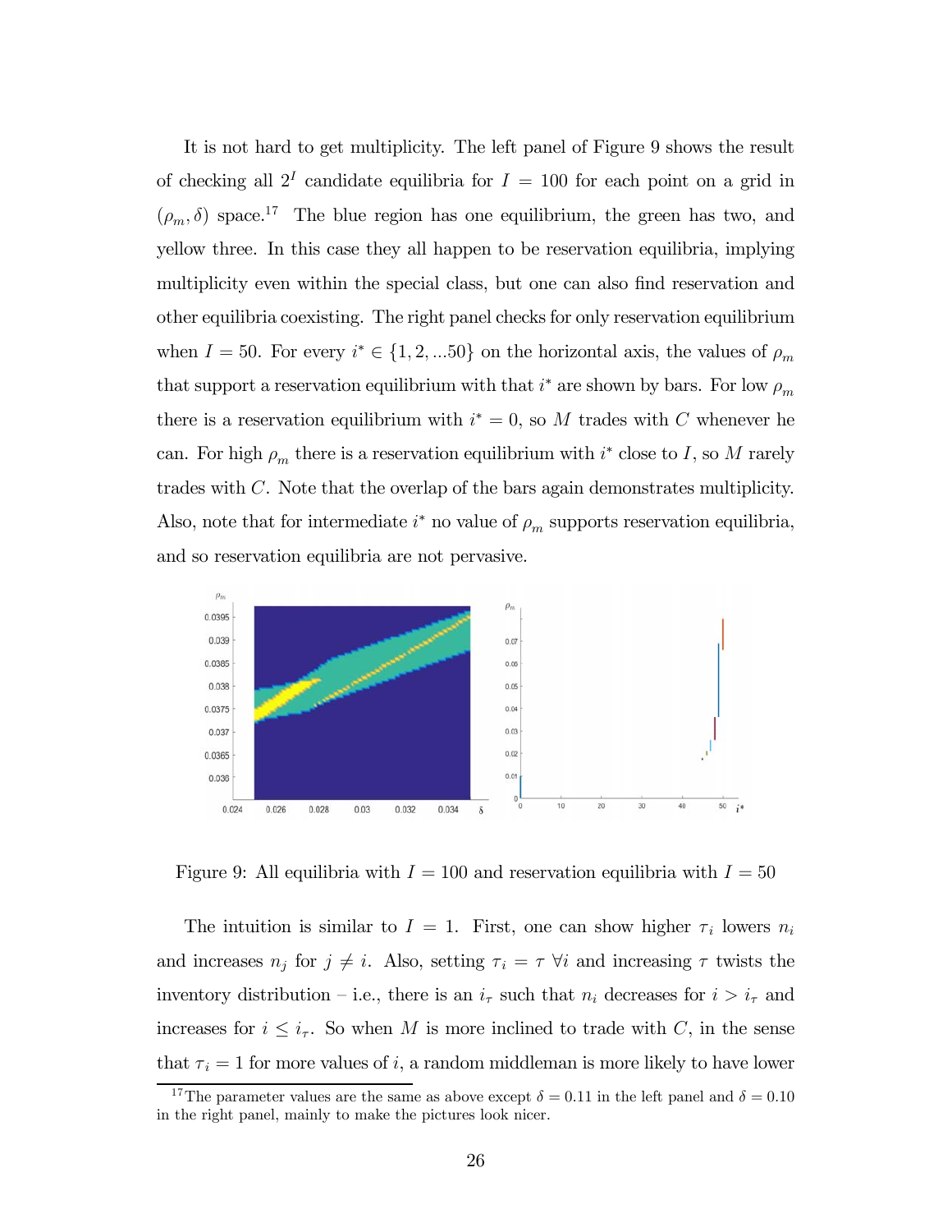It is not hard to get multiplicity. The left panel of Figure 9 shows the result of checking all $2^I$ candidate equilibria for $I = 100$ for each point on a grid in $(\rho_m, \delta)$ space.[17] The blue region has one equilibrium, the green has two, and yellow three. In this case they all happen to be reservation equilibria, implying multiplicity even within the special class, but one can also find reservation and other equilibria coexisting. The right panel checks for only reservation equilibrium when $I = 50$. For every $i^* \in \{1, 2, ...50\}$ on the horizontal axis, the values of $\rho_m$ that support a reservation equilibrium with that $i^*$ are shown by bars. For low $\rho_m$ there is a reservation equilibrium with $i^* = 0$, so $M$ trades with $C$ whenever he can. For high $\rho_m$ there is a reservation equilibrium with $i^*$ close to $I$, so $M$ rarely trades with $C$. Note that the overlap of the bars again demonstrates multiplicity. Also, note that for intermediate $i^*$ no value of $\rho_m$ supports reservation equilibria, and so reservation equilibria are not pervasive.

Figure 9: All equilibria with $I = 100$ and reservation equilibria with $I = 50$

The intuition is similar to $I = 1$. First, one can show higher $\tau_i$ lowers $n_i$ and increases $n_j$ for $j \neq i$. Also, setting $\tau_i = \tau \; \forall i$ and increasing $\tau$ twists the inventory distribution – i.e., there is an $i_\tau$ such that $n_i$ decreases for $i > i_\tau$ and increases for $i \leq i_\tau$. So when $M$ is more inclined to trade with $C$, in the sense that $\tau_i = 1$ for more values of $i$, a random middleman is more likely to have lower

[17] The parameter values are the same as above except $\delta = 0.11$ in the left panel and $\delta = 0.10$ in the right panel, mainly to make the pictures look nicer.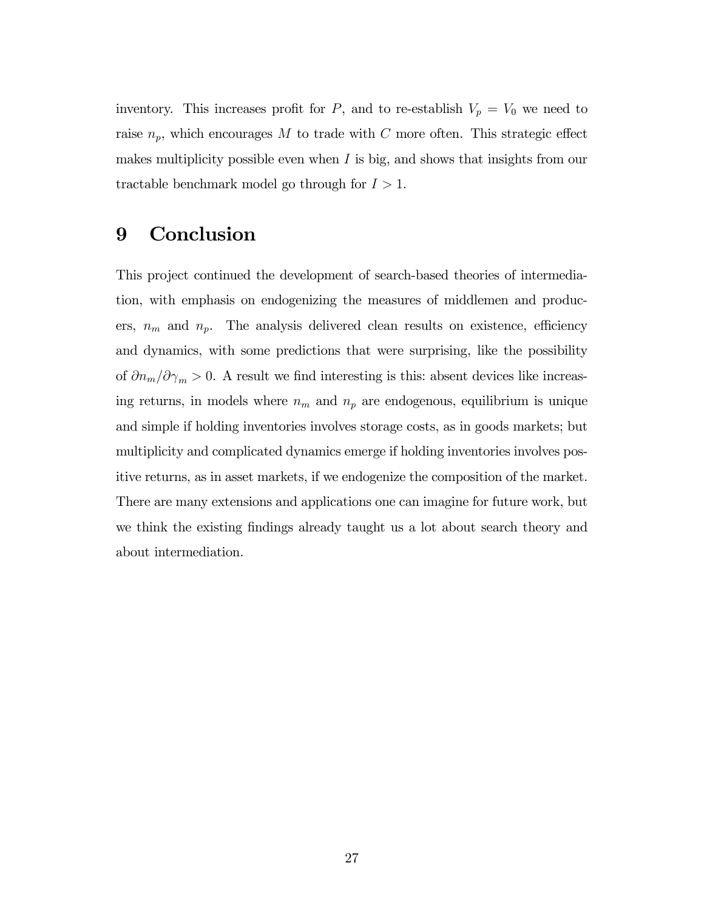inventory. This increases profit for $P$, and to re-establish $V_p = V_0$ we need to raise $n_p$, which encourages $M$ to trade with $C$ more often. This strategic effect makes multiplicity possible even when $I$ is big, and shows that insights from our tractable benchmark model go through for $I > 1$.

# 9 Conclusion

This project continued the development of search-based theories of intermediation, with emphasis on endogenizing the measures of middlemen and producers, $n_m$ and $n_p$. The analysis delivered clean results on existence, efficiency and dynamics, with some predictions that were surprising, like the possibility of $\partial n_m / \partial \gamma_m > 0$. A result we find interesting is this: absent devices like increasing returns, in models where $n_m$ and $n_p$ are endogenous, equilibrium is unique and simple if holding inventories involves storage costs, as in goods markets; but multiplicity and complicated dynamics emerge if holding inventories involves positive returns, as in asset markets, if we endogenize the composition of the market. There are many extensions and applications one can imagine for future work, but we think the existing findings already taught us a lot about search theory and about intermediation.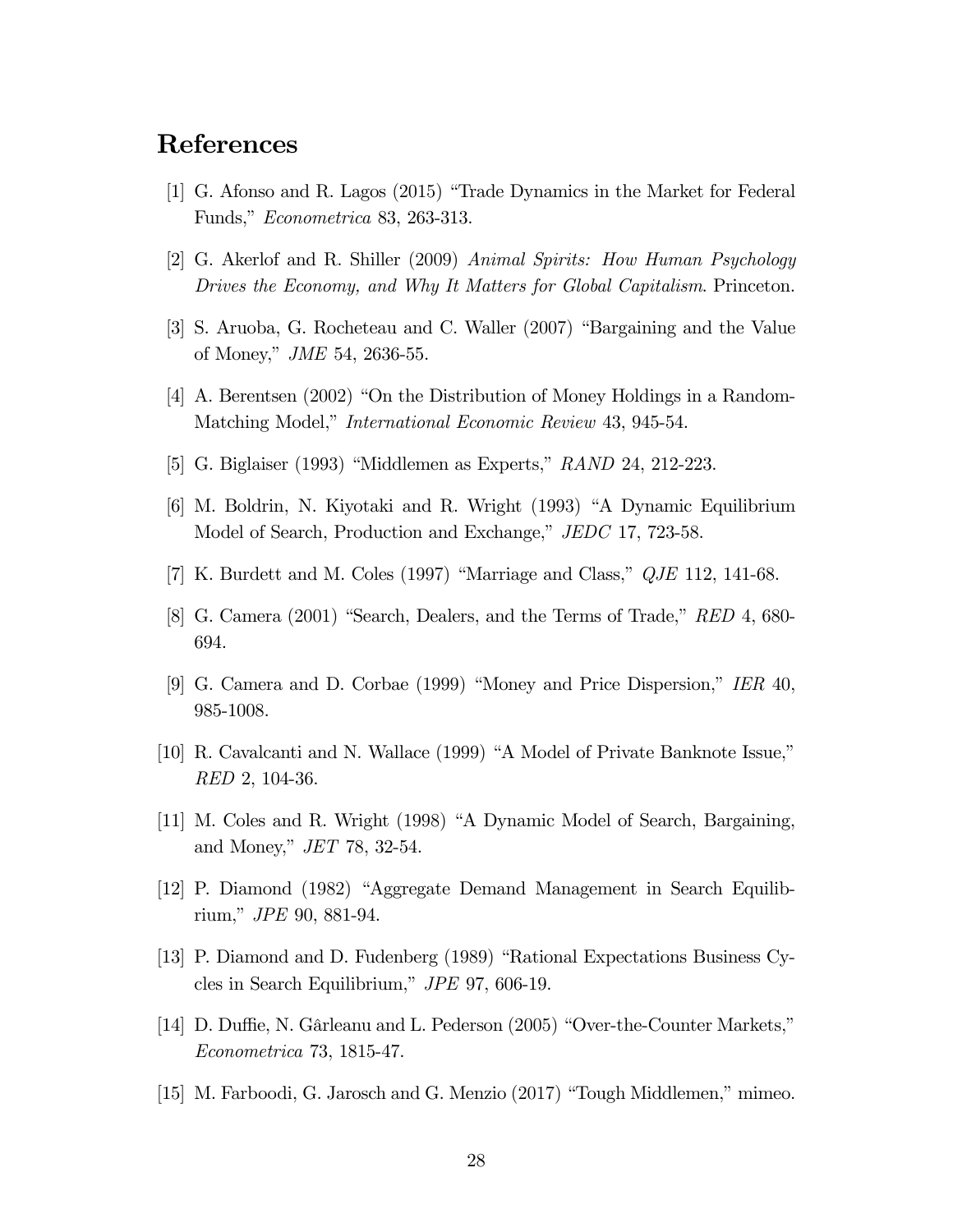# References

[1] G. Afonso and R. Lagos (2015) "Trade Dynamics in the Market for Federal Funds," *Econometrica* 83, 263-313.

[2] G. Akerlof and R. Shiller (2009) *Animal Spirits: How Human Psychology Drives the Economy, and Why It Matters for Global Capitalism*. Princeton.

[3] S. Aruoba, G. Rocheteau and C. Waller (2007) "Bargaining and the Value of Money," *JME* 54, 2636-55.

[4] A. Berentsen (2002) "On the Distribution of Money Holdings in a Random-Matching Model," *International Economic Review* 43, 945-54.

[5] G. Biglaiser (1993) "Middlemen as Experts," *RAND* 24, 212-223.

[6] M. Boldrin, N. Kiyotaki and R. Wright (1993) "A Dynamic Equilibrium Model of Search, Production and Exchange," *JEDC* 17, 723-58.

[7] K. Burdett and M. Coles (1997) "Marriage and Class," *QJE* 112, 141-68.

[8] G. Camera (2001) "Search, Dealers, and the Terms of Trade," *RED* 4, 680-694.

[9] G. Camera and D. Corbae (1999) "Money and Price Dispersion," *IER* 40, 985-1008.

[10] R. Cavalcanti and N. Wallace (1999) "A Model of Private Banknote Issue," *RED* 2, 104-36.

[11] M. Coles and R. Wright (1998) "A Dynamic Model of Search, Bargaining, and Money," *JET* 78, 32-54.

[12] P. Diamond (1982) "Aggregate Demand Management in Search Equilibrium," *JPE* 90, 881-94.

[13] P. Diamond and D. Fudenberg (1989) "Rational Expectations Business Cycles in Search Equilibrium," *JPE* 97, 606-19.

[14] D. Duffie, N. Gârleanu and L. Pederson (2005) "Over-the-Counter Markets," *Econometrica* 73, 1815-47.

[15] M. Farboodi, G. Jarosch and G. Menzio (2017) "Tough Middlemen," mimeo.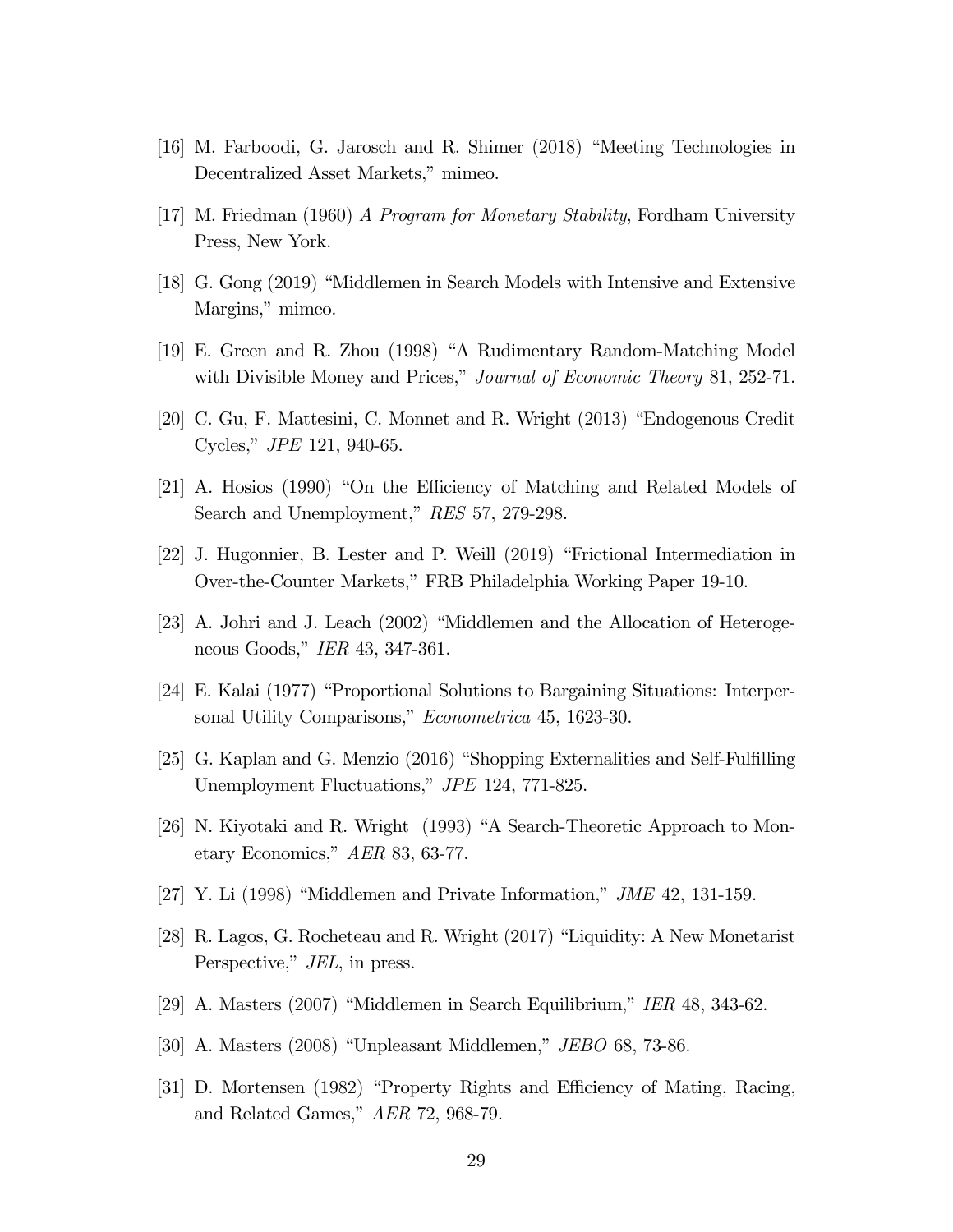[16] M. Farboodi, G. Jarosch and R. Shimer (2018) "Meeting Technologies in Decentralized Asset Markets," mimeo.

[17] M. Friedman (1960) *A Program for Monetary Stability*, Fordham University Press, New York.

[18] G. Gong (2019) "Middlemen in Search Models with Intensive and Extensive Margins," mimeo.

[19] E. Green and R. Zhou (1998) "A Rudimentary Random-Matching Model with Divisible Money and Prices," *Journal of Economic Theory* 81, 252-71.

[20] C. Gu, F. Mattesini, C. Monnet and R. Wright (2013) "Endogenous Credit Cycles," *JPE* 121, 940-65.

[21] A. Hosios (1990) "On the Efficiency of Matching and Related Models of Search and Unemployment," *RES* 57, 279-298.

[22] J. Hugonnier, B. Lester and P. Weill (2019) "Frictional Intermediation in Over-the-Counter Markets," FRB Philadelphia Working Paper 19-10.

[23] A. Johri and J. Leach (2002) "Middlemen and the Allocation of Heterogeneous Goods," *IER* 43, 347-361.

[24] E. Kalai (1977) "Proportional Solutions to Bargaining Situations: Interpersonal Utility Comparisons," *Econometrica* 45, 1623-30.

[25] G. Kaplan and G. Menzio (2016) "Shopping Externalities and Self-Fulfilling Unemployment Fluctuations," *JPE* 124, 771-825.

[26] N. Kiyotaki and R. Wright (1993) "A Search-Theoretic Approach to Monetary Economics," *AER* 83, 63-77.

[27] Y. Li (1998) "Middlemen and Private Information," *JME* 42, 131-159.

[28] R. Lagos, G. Rocheteau and R. Wright (2017) "Liquidity: A New Monetarist Perspective," *JEL*, in press.

[29] A. Masters (2007) "Middlemen in Search Equilibrium," *IER* 48, 343-62.

[30] A. Masters (2008) "Unpleasant Middlemen," *JEBO* 68, 73-86.

[31] D. Mortensen (1982) "Property Rights and Efficiency of Mating, Racing, and Related Games," *AER* 72, 968-79.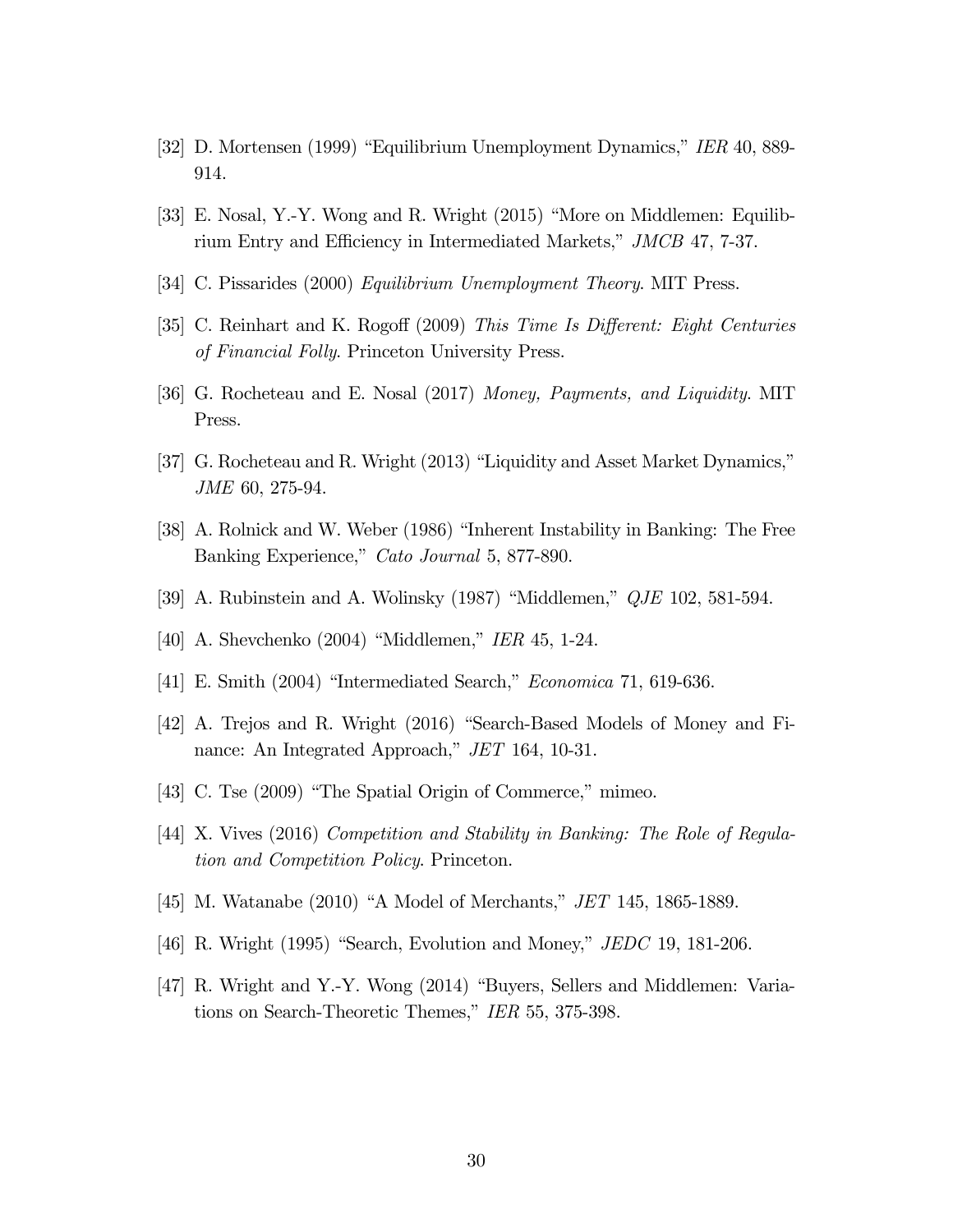[32] D. Mortensen (1999) "Equilibrium Unemployment Dynamics," *IER* 40, 889-914.

[33] E. Nosal, Y.-Y. Wong and R. Wright (2015) "More on Middlemen: Equilibrium Entry and Efficiency in Intermediated Markets," *JMCB* 47, 7-37.

[34] C. Pissarides (2000) *Equilibrium Unemployment Theory*. MIT Press.

[35] C. Reinhart and K. Rogoff (2009) *This Time Is Different: Eight Centuries of Financial Folly*. Princeton University Press.

[36] G. Rocheteau and E. Nosal (2017) *Money, Payments, and Liquidity*. MIT Press.

[37] G. Rocheteau and R. Wright (2013) "Liquidity and Asset Market Dynamics," *JME* 60, 275-94.

[38] A. Rolnick and W. Weber (1986) "Inherent Instability in Banking: The Free Banking Experience," *Cato Journal* 5, 877-890.

[39] A. Rubinstein and A. Wolinsky (1987) "Middlemen," *QJE* 102, 581-594.

[40] A. Shevchenko (2004) "Middlemen," *IER* 45, 1-24.

[41] E. Smith (2004) "Intermediated Search," *Economica* 71, 619-636.

[42] A. Trejos and R. Wright (2016) "Search-Based Models of Money and Finance: An Integrated Approach," *JET* 164, 10-31.

[43] C. Tse (2009) "The Spatial Origin of Commerce," mimeo.

[44] X. Vives (2016) *Competition and Stability in Banking: The Role of Regulation and Competition Policy*. Princeton.

[45] M. Watanabe (2010) "A Model of Merchants," *JET* 145, 1865-1889.

[46] R. Wright (1995) "Search, Evolution and Money," *JEDC* 19, 181-206.

[47] R. Wright and Y.-Y. Wong (2014) "Buyers, Sellers and Middlemen: Variations on Search-Theoretic Themes," *IER* 55, 375-398.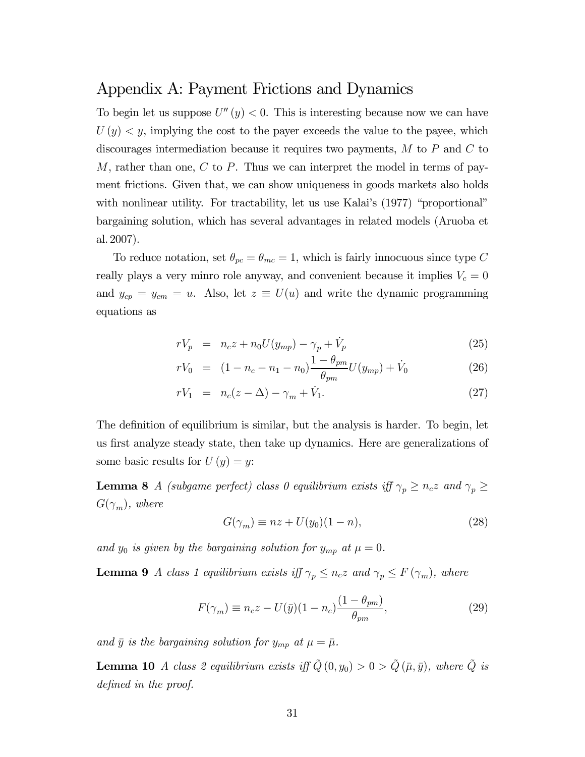# Appendix A: Payment Frictions and Dynamics

To begin let us suppose $U''(y) < 0$. This is interesting because now we can have $U(y) < y$, implying the cost to the payer exceeds the value to the payee, which discourages intermediation because it requires two payments, $M$ to $P$ and $C$ to $M$, rather than one, $C$ to $P$. Thus we can interpret the model in terms of payment frictions. Given that, we can show uniqueness in goods markets also holds with nonlinear utility. For tractability, let us use Kalai's (1977) "proportional" bargaining solution, which has several advantages in related models (Aruoba et al. 2007).

To reduce notation, set $\theta_{pc} = \theta_{mc} = 1$, which is fairly innocuous since type $C$ really plays a very minro role anyway, and convenient because it implies $V_c = 0$ and $y_{cp} = y_{cm} = u$. Also, let $z \equiv U(u)$ and write the dynamic programming equations as

$$
\begin{aligned}
rV_p &= n_c z + n_0 U(y_{mp}) - \gamma_p + \dot{V}_p && (25)\\
rV_0 &= (1 - n_c - n_1 - n_0)\frac{1-\theta_{pm}}{\theta_{pm}}U(y_{mp}) + \dot{V}_0 && (26)\\
rV_1 &= n_c(z - \Delta) - \gamma_m + \dot{V}_1. && (27)
\end{aligned}
$$

The definition of equilibrium is similar, but the analysis is harder. To begin, let us first analyze steady state, then take up dynamics. Here are generalizations of some basic results for $U(y) = y$:

**Lemma 8** *A (subgame perfect) class 0 equilibrium exists iff $\gamma_p \geq n_c z$ and $\gamma_p \geq G(\gamma_m)$, where*

$$
G(\gamma_m) \equiv nz + U(y_0)(1 - n), \tag{28}
$$

*and $y_0$ is given by the bargaining solution for $y_{mp}$ at $\mu = 0$.*

**Lemma 9** *A class 1 equilibrium exists iff $\gamma_p \leq n_c z$ and $\gamma_p \leq F(\gamma_m)$, where*

$$
F(\gamma_m) \equiv n_c z - U(\bar{y})(1 - n_c)\frac{(1-\theta_{pm})}{\theta_{pm}}, \tag{29}
$$

*and $\bar{y}$ is the bargaining solution for $y_{mp}$ at $\mu = \bar{\mu}$.*

**Lemma 10** *A class 2 equilibrium exists iff $\tilde{Q}(0, y_0) > 0 > \tilde{Q}(\bar{\mu}, \bar{y})$, where $\tilde{Q}$ is defined in the proof.*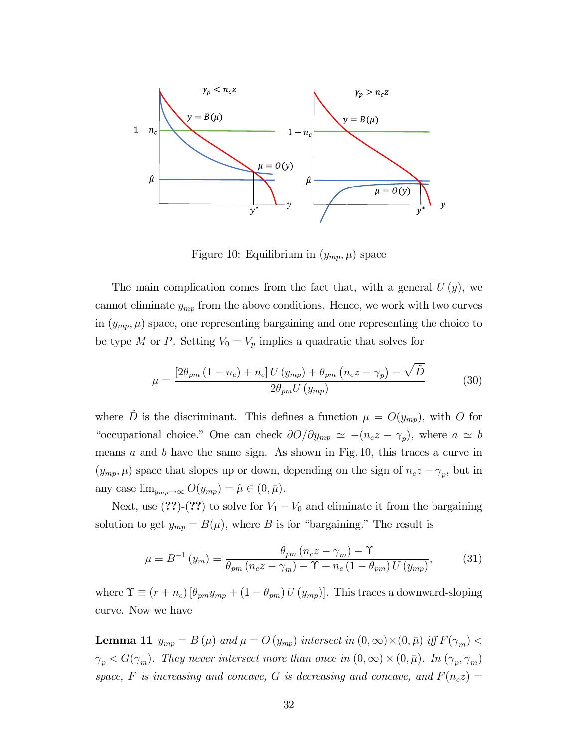Figure 10: Equilibrium in $(y_{mp}, \mu)$ space

The main complication comes from the fact that, with a general $U(y)$, we cannot eliminate $y_{mp}$ from the above conditions. Hence, we work with two curves in $(y_{mp}, \mu)$ space, one representing bargaining and one representing the choice to be type $M$ or $P$. Setting $V_0 = V_p$ implies a quadratic that solves for

$$\mu = \frac{[2\theta_{pm}(1-n_c) + n_c] U(y_{mp}) + \theta_{pm}(n_c z - \gamma_p) - \sqrt{\tilde{D}}}{2\theta_{pm} U(y_{mp})} \tag{30}$$

where $\tilde{D}$ is the discriminant. This defines a function $\mu = O(y_{mp})$, with $O$ for "occupational choice." One can check $\partial O/\partial y_{mp} \simeq -(n_c z - \gamma_p)$, where $a \simeq b$ means $a$ and $b$ have the same sign. As shown in Fig. 10, this traces a curve in $(y_{mp}, \mu)$ space that slopes up or down, depending on the sign of $n_c z - \gamma_p$, but in any case $\lim_{y_{mp}\to\infty} O(y_{mp}) = \hat{\mu} \in (0, \bar{\mu})$.

Next, use (**??**)-(**??**) to solve for $V_1 - V_0$ and eliminate it from the bargaining solution to get $y_{mp} = B(\mu)$, where $B$ is for "bargaining." The result is

$$\mu = B^{-1}(y_m) = \frac{\theta_{pm}(n_c z - \gamma_m) - \Upsilon}{\theta_{pm}(n_c z - \gamma_m) - \Upsilon + n_c(1-\theta_{pm}) U(y_{mp})}, \tag{31}$$

where $\Upsilon \equiv (r + n_c)[\theta_{pm} y_{mp} + (1-\theta_{pm}) U(y_{mp})]$. This traces a downward-sloping curve. Now we have

**Lemma 11** *$y_{mp} = B(\mu)$ and $\mu = O(y_{mp})$ intersect in $(0,\infty)\times(0,\bar{\mu})$ iff $F(\gamma_m) < \gamma_p < G(\gamma_m)$. They never intersect more than once in $(0,\infty)\times(0,\bar{\mu})$. In $(\gamma_p, \gamma_m)$ space, $F$ is increasing and concave, $G$ is decreasing and concave, and $F(n_c z) =$*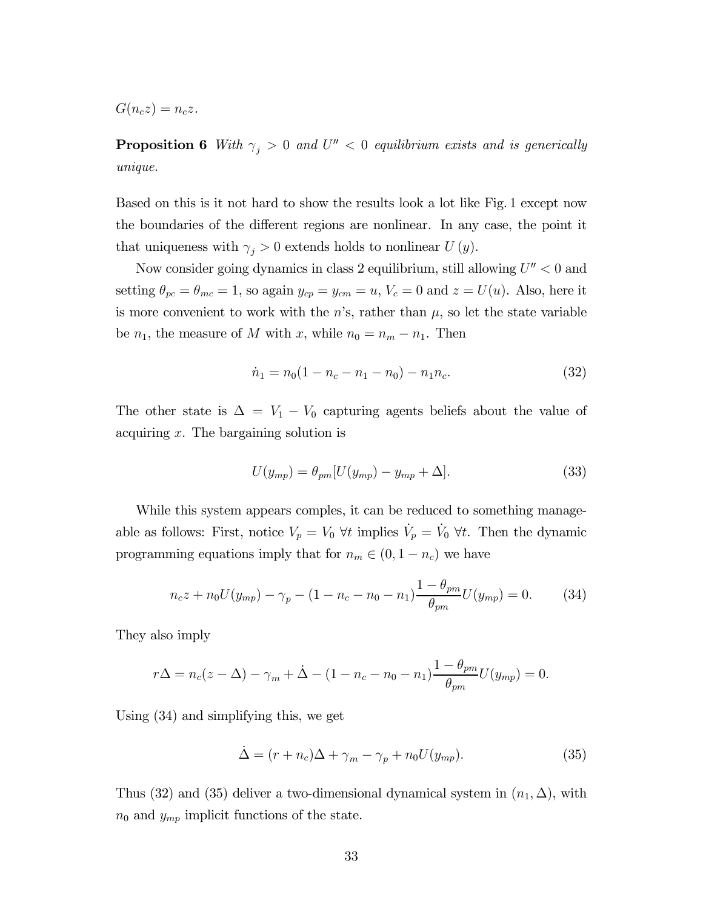$G(n_c z) = n_c z$.

**Proposition 6** *With $\gamma_j > 0$ and $U'' < 0$ equilibrium exists and is generically unique.*

Based on this is it not hard to show the results look a lot like Fig. 1 except now the boundaries of the different regions are nonlinear. In any case, the point it that uniqueness with $\gamma_j > 0$ extends holds to nonlinear $U(y)$.

Now consider going dynamics in class 2 equilibrium, still allowing $U'' < 0$ and setting $\theta_{pc} = \theta_{mc} = 1$, so again $y_{cp} = y_{cm} = u$, $V_c = 0$ and $z = U(u)$. Also, here it is more convenient to work with the $n$'s, rather than $\mu$, so let the state variable be $n_1$, the measure of $M$ with $x$, while $n_0 = n_m - n_1$. Then

$$\dot{n}_1 = n_0(1 - n_c - n_1 - n_0) - n_1 n_c. \tag{32}$$

The other state is $\Delta = V_1 - V_0$ capturing agents beliefs about the value of acquiring $x$. The bargaining solution is

$$U(y_{mp}) = \theta_{pm}[U(y_{mp}) - y_{mp} + \Delta]. \tag{33}$$

While this system appears comples, it can be reduced to something manageable as follows: First, notice $V_p = V_0 \ \forall t$ implies $\dot{V}_p = \dot{V}_0 \ \forall t$. Then the dynamic programming equations imply that for $n_m \in (0, 1 - n_c)$ we have

$$n_c z + n_0 U(y_{mp}) - \gamma_p - (1 - n_c - n_0 - n_1)\frac{1 - \theta_{pm}}{\theta_{pm}} U(y_{mp}) = 0. \tag{34}$$

They also imply

$$r\Delta = n_c(z - \Delta) - \gamma_m + \dot{\Delta} - (1 - n_c - n_0 - n_1)\frac{1 - \theta_{pm}}{\theta_{pm}} U(y_{mp}) = 0.$$

Using (34) and simplifying this, we get

$$\dot{\Delta} = (r + n_c)\Delta + \gamma_m - \gamma_p + n_0 U(y_{mp}). \tag{35}$$

Thus (32) and (35) deliver a two-dimensional dynamical system in $(n_1, \Delta)$, with $n_0$ and $y_{mp}$ implicit functions of the state.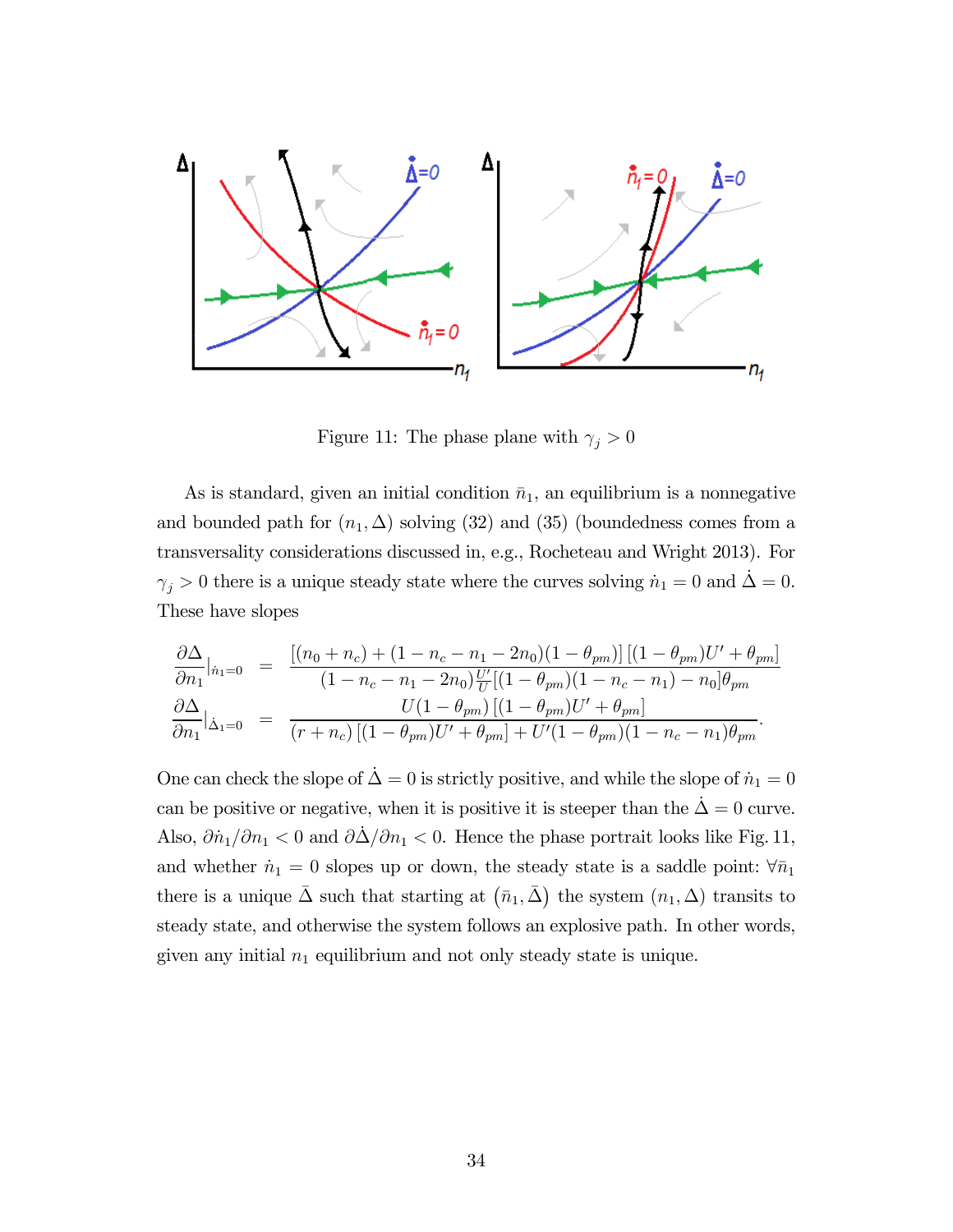Figure 11: The phase plane with $\gamma_j > 0$

As is standard, given an initial condition $\bar{n}_1$, an equilibrium is a nonnegative and bounded path for $(n_1, \Delta)$ solving (32) and (35) (boundedness comes from a transversality considerations discussed in, e.g., Rocheteau and Wright 2013). For $\gamma_j > 0$ there is a unique steady state where the curves solving $\dot{n}_1 = 0$ and $\dot{\Delta} = 0$. These have slopes

$$
\begin{aligned}
\frac{\partial \Delta}{\partial n_1}|_{\dot{n}_1=0} &= \frac{[(n_0+n_c)+(1-n_c-n_1-2n_0)(1-\theta_{pm})]\,[(1-\theta_{pm})U'+\theta_{pm}]}{(1-n_c-n_1-2n_0)\frac{U'}{U}[(1-\theta_{pm})(1-n_c-n_1)-n_0]\theta_{pm}} \\
\frac{\partial \Delta}{\partial n_1}|_{\dot{\Delta}_1=0} &= \frac{U(1-\theta_{pm})\,[(1-\theta_{pm})U'+\theta_{pm}]}{(r+n_c)\,[(1-\theta_{pm})U'+\theta_{pm}]+U'(1-\theta_{pm})(1-n_c-n_1)\theta_{pm}}.
\end{aligned}
$$

One can check the slope of $\dot{\Delta} = 0$ is strictly positive, and while the slope of $\dot{n}_1 = 0$ can be positive or negative, when it is positive it is steeper than the $\dot{\Delta} = 0$ curve. Also, $\partial \dot{n}_1/\partial n_1 < 0$ and $\partial \dot{\Delta}/\partial n_1 < 0$. Hence the phase portrait looks like Fig. 11, and whether $\dot{n}_1 = 0$ slopes up or down, the steady state is a saddle point: $\forall \bar{n}_1$ there is a unique $\bar{\Delta}$ such that starting at $(\bar{n}_1, \bar{\Delta})$ the system $(n_1, \Delta)$ transits to steady state, and otherwise the system follows an explosive path. In other words, given any initial $n_1$ equilibrium and not only steady state is unique.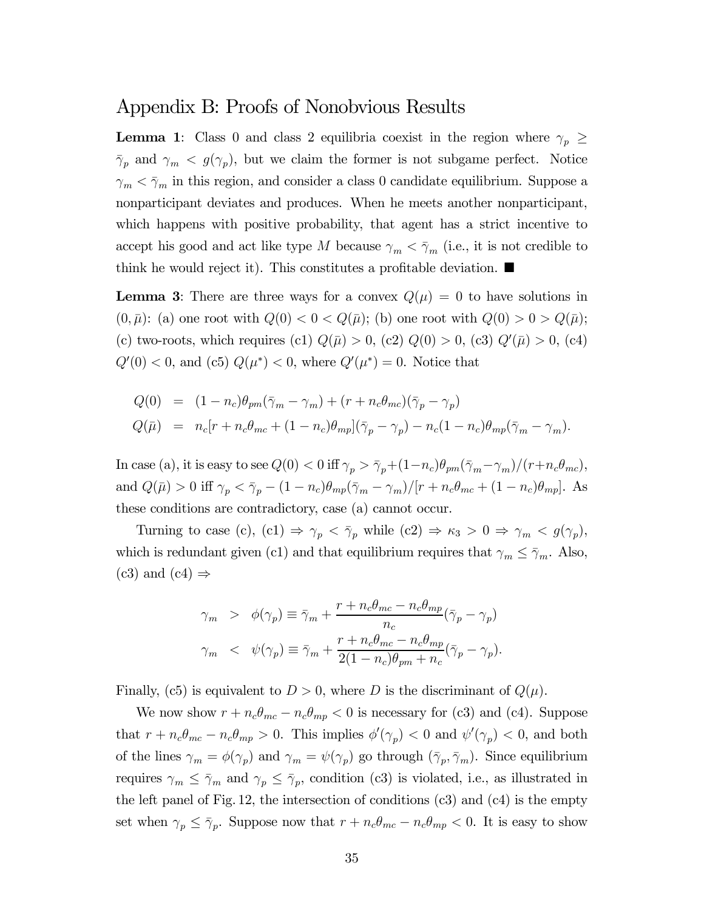# Appendix B: Proofs of Nonobvious Results

**Lemma 1**: Class 0 and class 2 equilibria coexist in the region where $\gamma_p \geq \bar{\gamma}_p$ and $\gamma_m < g(\gamma_p)$, but we claim the former is not subgame perfect. Notice $\gamma_m < \bar{\gamma}_m$ in this region, and consider a class 0 candidate equilibrium. Suppose a nonparticipant deviates and produces. When he meets another nonparticipant, which happens with positive probability, that agent has a strict incentive to accept his good and act like type $M$ because $\gamma_m < \bar{\gamma}_m$ (i.e., it is not credible to think he would reject it). This constitutes a profitable deviation. ■

**Lemma 3**: There are three ways for a convex $Q(\mu) = 0$ to have solutions in $(0, \bar{\mu})$: (a) one root with $Q(0) < 0 < Q(\bar{\mu})$; (b) one root with $Q(0) > 0 > Q(\bar{\mu})$; (c) two-roots, which requires (c1) $Q(\bar{\mu}) > 0$, (c2) $Q(0) > 0$, (c3) $Q'(\bar{\mu}) > 0$, (c4) $Q'(0) < 0$, and (c5) $Q(\mu^*) < 0$, where $Q'(\mu^*) = 0$. Notice that

$$
\begin{aligned}
Q(0) &= (1-n_c)\theta_{pm}(\bar{\gamma}_m - \gamma_m) + (r + n_c\theta_{mc})(\bar{\gamma}_p - \gamma_p) \\
Q(\bar{\mu}) &= n_c[r + n_c\theta_{mc} + (1-n_c)\theta_{mp}](\bar{\gamma}_p - \gamma_p) - n_c(1-n_c)\theta_{mp}(\bar{\gamma}_m - \gamma_m).
\end{aligned}
$$

In case (a), it is easy to see $Q(0) < 0$ iff $\gamma_p > \bar{\gamma}_p + (1-n_c)\theta_{pm}(\bar{\gamma}_m - \gamma_m)/(r + n_c\theta_{mc})$, and $Q(\bar{\mu}) > 0$ iff $\gamma_p < \bar{\gamma}_p - (1-n_c)\theta_{mp}(\bar{\gamma}_m - \gamma_m)/[r + n_c\theta_{mc} + (1-n_c)\theta_{mp}]$. As these conditions are contradictory, case (a) cannot occur.

Turning to case (c), (c1) $\Rightarrow \gamma_p < \bar{\gamma}_p$ while (c2) $\Rightarrow \kappa_3 > 0 \Rightarrow \gamma_m < g(\gamma_p)$, which is redundant given (c1) and that equilibrium requires that $\gamma_m \leq \bar{\gamma}_m$. Also, (c3) and (c4) $\Rightarrow$

$$
\begin{aligned}
\gamma_m &> \phi(\gamma_p) \equiv \bar{\gamma}_m + \frac{r + n_c\theta_{mc} - n_c\theta_{mp}}{n_c}(\bar{\gamma}_p - \gamma_p) \\
\gamma_m &< \psi(\gamma_p) \equiv \bar{\gamma}_m + \frac{r + n_c\theta_{mc} - n_c\theta_{mp}}{2(1-n_c)\theta_{pm} + n_c}(\bar{\gamma}_p - \gamma_p).
\end{aligned}
$$

Finally, (c5) is equivalent to $D > 0$, where $D$ is the discriminant of $Q(\mu)$.

We now show $r + n_c\theta_{mc} - n_c\theta_{mp} < 0$ is necessary for (c3) and (c4). Suppose that $r + n_c\theta_{mc} - n_c\theta_{mp} > 0$. This implies $\phi'(\gamma_p) < 0$ and $\psi'(\gamma_p) < 0$, and both of the lines $\gamma_m = \phi(\gamma_p)$ and $\gamma_m = \psi(\gamma_p)$ go through $(\bar{\gamma}_p, \bar{\gamma}_m)$. Since equilibrium requires $\gamma_m \leq \bar{\gamma}_m$ and $\gamma_p \leq \bar{\gamma}_p$, condition (c3) is violated, i.e., as illustrated in the left panel of Fig. 12, the intersection of conditions (c3) and (c4) is the empty set when $\gamma_p \leq \bar{\gamma}_p$. Suppose now that $r + n_c\theta_{mc} - n_c\theta_{mp} < 0$. It is easy to show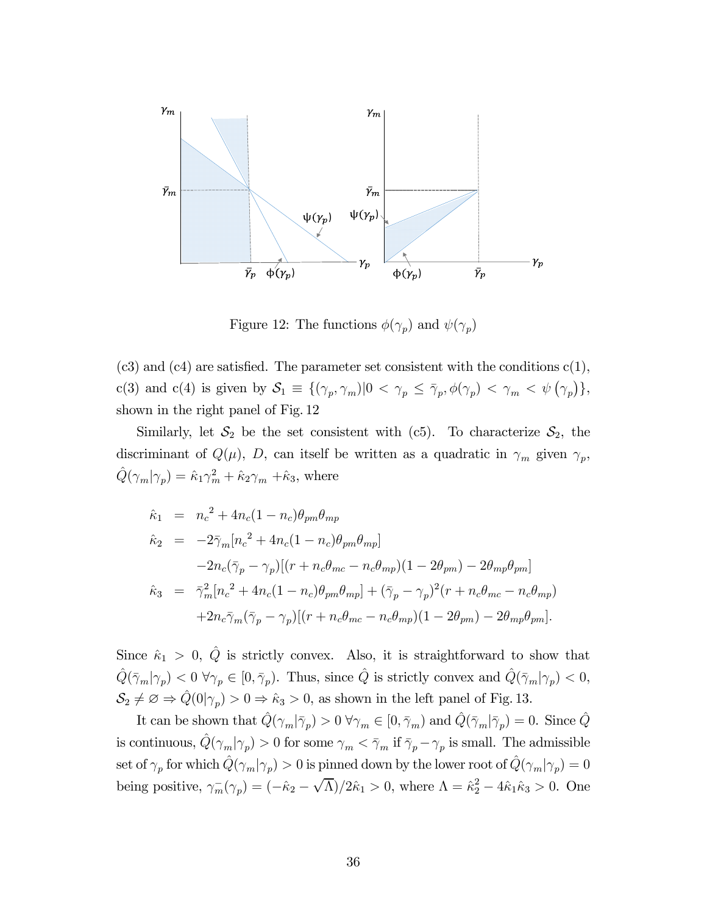Figure 12: The functions $\phi(\gamma_p)$ and $\psi(\gamma_p)$

(c3) and (c4) are satisfied. The parameter set consistent with the conditions c(1), c(3) and c(4) is given by $\mathcal{S}_1 \equiv \{(\gamma_p, \gamma_m) | 0 < \gamma_p \leq \bar{\gamma}_p, \phi(\gamma_p) < \gamma_m < \psi(\gamma_p)\}$, shown in the right panel of Fig. 12

Similarly, let $\mathcal{S}_2$ be the set consistent with (c5). To characterize $\mathcal{S}_2$, the discriminant of $Q(\mu)$, $D$, can itself be written as a quadratic in $\gamma_m$ given $\gamma_p$, $\hat{Q}(\gamma_m|\gamma_p) = \hat{\kappa}_1 \gamma_m^2 + \hat{\kappa}_2 \gamma_m + \hat{\kappa}_3$, where

$$
\begin{aligned}
\hat{\kappa}_1 &= n_c{}^2 + 4n_c(1-n_c)\theta_{pm}\theta_{mp} \\
\hat{\kappa}_2 &= -2\bar{\gamma}_m[n_c{}^2 + 4n_c(1-n_c)\theta_{pm}\theta_{mp}] \\
&\quad -2n_c(\bar{\gamma}_p - \gamma_p)[(r + n_c\theta_{mc} - n_c\theta_{mp})(1-2\theta_{pm}) - 2\theta_{mp}\theta_{pm}] \\
\hat{\kappa}_3 &= \bar{\gamma}_m^2[n_c{}^2 + 4n_c(1-n_c)\theta_{pm}\theta_{mp}] + (\bar{\gamma}_p - \gamma_p)^2(r + n_c\theta_{mc} - n_c\theta_{mp}) \\
&\quad +2n_c\bar{\gamma}_m(\bar{\gamma}_p - \gamma_p)[(r + n_c\theta_{mc} - n_c\theta_{mp})(1-2\theta_{pm}) - 2\theta_{mp}\theta_{pm}].
\end{aligned}
$$

Since $\hat{\kappa}_1 > 0$, $\hat{Q}$ is strictly convex. Also, it is straightforward to show that $\hat{Q}(\bar{\gamma}_m|\gamma_p) < 0 \; \forall \gamma_p \in [0, \bar{\gamma}_p)$. Thus, since $\hat{Q}$ is strictly convex and $\hat{Q}(\bar{\gamma}_m|\gamma_p) < 0$, $\mathcal{S}_2 \neq \varnothing \Rightarrow \hat{Q}(0|\gamma_p) > 0 \Rightarrow \hat{\kappa}_3 > 0$, as shown in the left panel of Fig. 13.

It can be shown that $\hat{Q}(\gamma_m|\bar{\gamma}_p) > 0 \; \forall \gamma_m \in [0, \bar{\gamma}_m)$ and $\hat{Q}(\bar{\gamma}_m|\bar{\gamma}_p) = 0$. Since $\hat{Q}$ is continuous, $\hat{Q}(\gamma_m|\gamma_p) > 0$ for some $\gamma_m < \bar{\gamma}_m$ if $\bar{\gamma}_p - \gamma_p$ is small. The admissible set of $\gamma_p$ for which $\hat{Q}(\gamma_m|\gamma_p) > 0$ is pinned down by the lower root of $\hat{Q}(\gamma_m|\gamma_p) = 0$ being positive, $\gamma_m^-(\gamma_p) = (-\hat{\kappa}_2 - \sqrt{\Lambda})/2\hat{\kappa}_1 > 0$, where $\Lambda = \hat{\kappa}_2^2 - 4\hat{\kappa}_1\hat{\kappa}_3 > 0$. One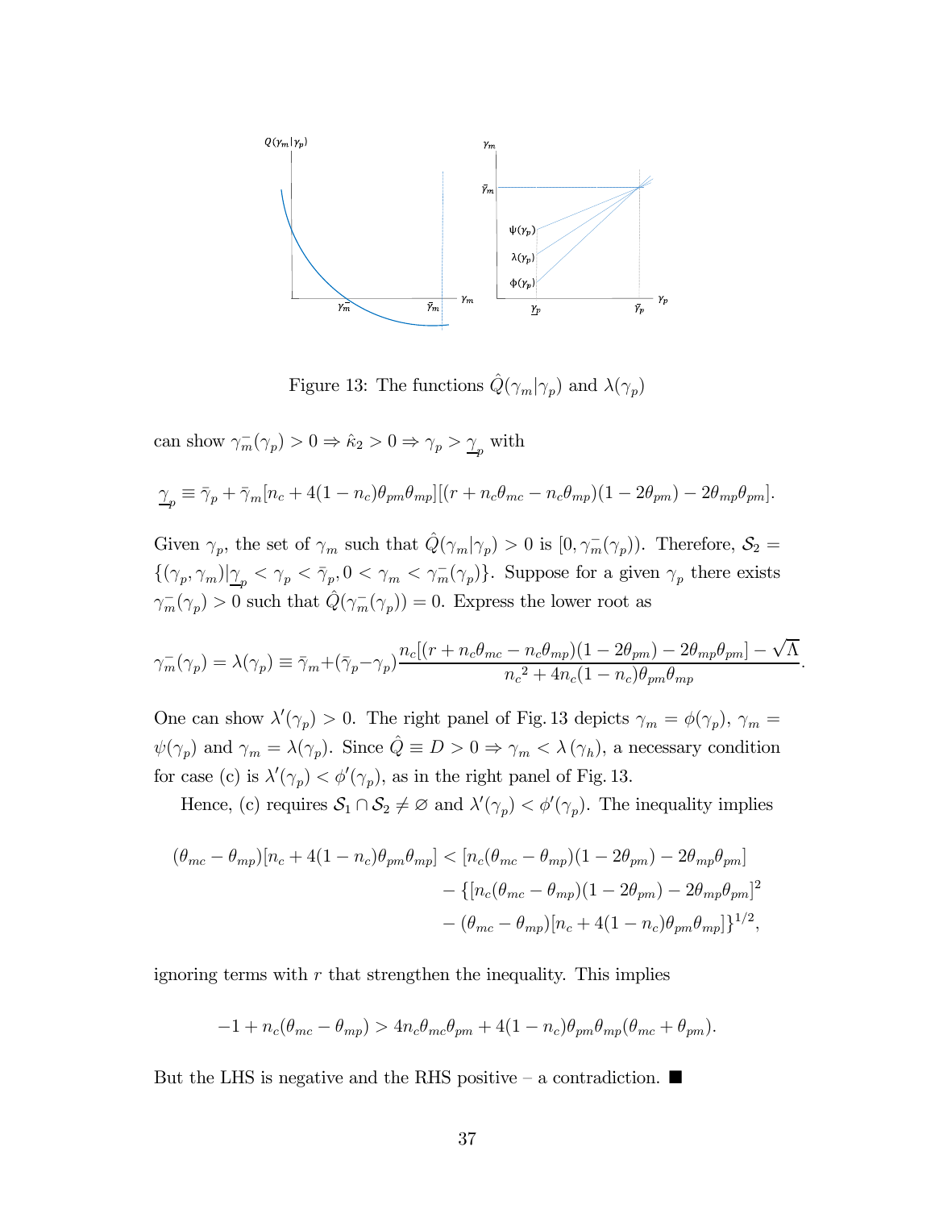Figure 13: The functions $\hat{Q}(\gamma_m|\gamma_p)$ and $\lambda(\gamma_p)$

can show $\gamma_m^-(\gamma_p) > 0 \Rightarrow \hat{\kappa}_2 > 0 \Rightarrow \gamma_p > \underline{\gamma}_p$ with

$$\underline{\gamma}_p \equiv \bar{\gamma}_p + \bar{\gamma}_m[n_c + 4(1-n_c)\theta_{pm}\theta_{mp}][(r + n_c\theta_{mc} - n_c\theta_{mp})(1-2\theta_{pm}) - 2\theta_{mp}\theta_{pm}].$$

Given $\gamma_p$, the set of $\gamma_m$ such that $\hat{Q}(\gamma_m|\gamma_p) > 0$ is $[0, \gamma_m^-(\gamma_p))$. Therefore, $\mathcal{S}_2 = \{(\gamma_p, \gamma_m)|\underline{\gamma}_p < \gamma_p < \bar{\gamma}_p, 0 < \gamma_m < \gamma_m^-(\gamma_p)\}$. Suppose for a given $\gamma_p$ there exists $\gamma_m^-(\gamma_p) > 0$ such that $\hat{Q}(\gamma_m^-(\gamma_p)) = 0$. Express the lower root as

$$\gamma_m^-(\gamma_p) = \lambda(\gamma_p) \equiv \bar{\gamma}_m + (\bar{\gamma}_p - \gamma_p)\frac{n_c[(r + n_c\theta_{mc} - n_c\theta_{mp})(1-2\theta_{pm}) - 2\theta_{mp}\theta_{pm}] - \sqrt{\Lambda}}{{n_c}^2 + 4n_c(1-n_c)\theta_{pm}\theta_{mp}}.$$

One can show $\lambda'(\gamma_p) > 0$. The right panel of Fig. 13 depicts $\gamma_m = \phi(\gamma_p)$, $\gamma_m = \psi(\gamma_p)$ and $\gamma_m = \lambda(\gamma_p)$. Since $\hat{Q} \equiv D > 0 \Rightarrow \gamma_m < \lambda(\gamma_h)$, a necessary condition for case (c) is $\lambda'(\gamma_p) < \phi'(\gamma_p)$, as in the right panel of Fig. 13.

Hence, (c) requires $\mathcal{S}_1 \cap \mathcal{S}_2 \neq \varnothing$ and $\lambda'(\gamma_p) < \phi'(\gamma_p)$. The inequality implies

$$\begin{aligned}(\theta_{mc} - \theta_{mp})[n_c + 4(1-n_c)\theta_{pm}\theta_{mp}] < {} & [n_c(\theta_{mc} - \theta_{mp})(1-2\theta_{pm}) - 2\theta_{mp}\theta_{pm}] \\ & - \{[n_c(\theta_{mc} - \theta_{mp})(1-2\theta_{pm}) - 2\theta_{mp}\theta_{pm}]^2 \\ & - (\theta_{mc} - \theta_{mp})[n_c + 4(1-n_c)\theta_{pm}\theta_{mp}]\}^{1/2},\end{aligned}$$

ignoring terms with $r$ that strengthen the inequality. This implies

$$-1 + n_c(\theta_{mc} - \theta_{mp}) > 4n_c\theta_{mc}\theta_{pm} + 4(1-n_c)\theta_{pm}\theta_{mp}(\theta_{mc} + \theta_{pm}).$$

But the LHS is negative and the RHS positive – a contradiction. ■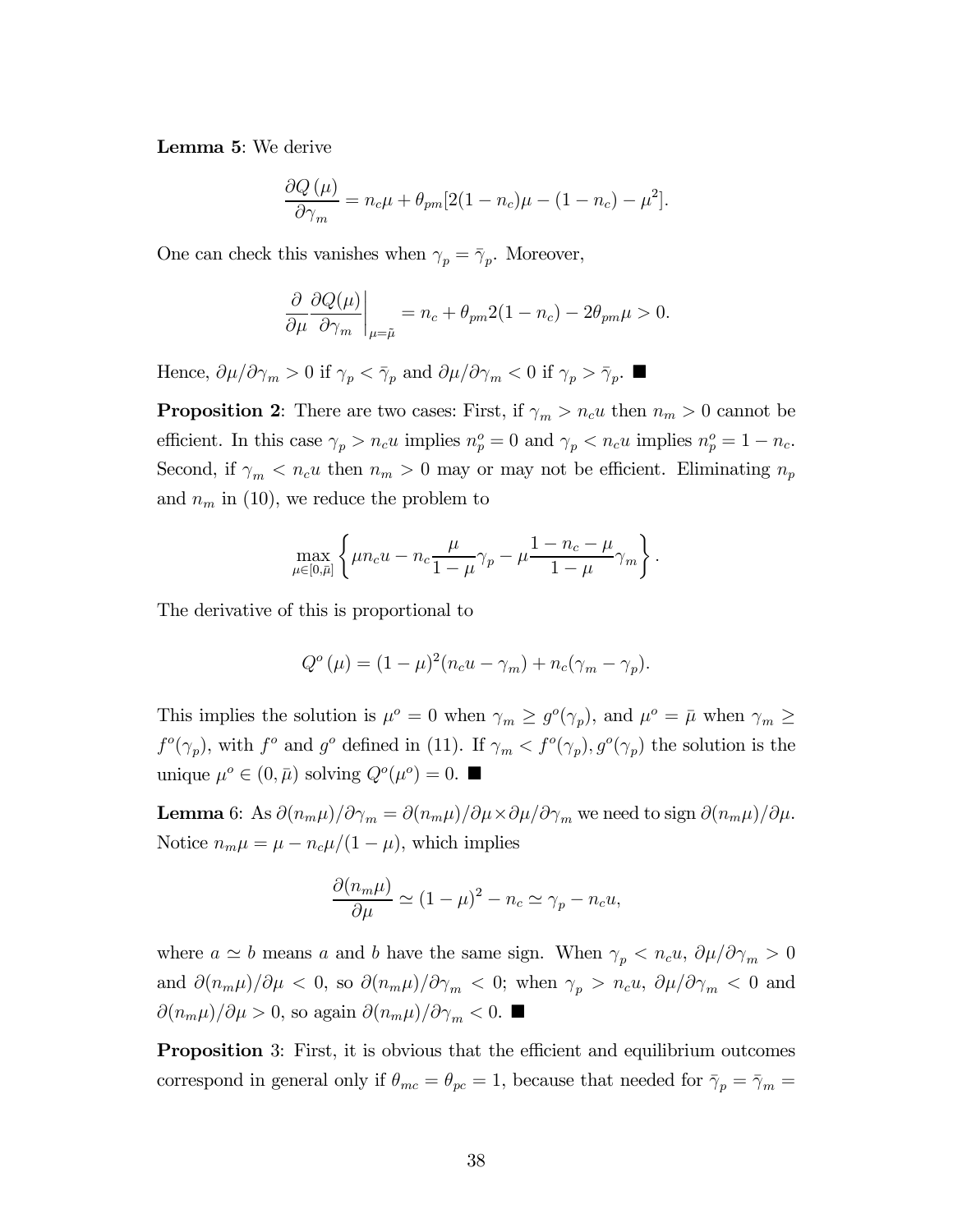**Lemma 5**: We derive

$$\frac{\partial Q(\mu)}{\partial \gamma_m} = n_c \mu + \theta_{pm}[2(1-n_c)\mu - (1-n_c) - \mu^2].$$

One can check this vanishes when $\gamma_p = \bar{\gamma}_p$. Moreover,

$$\left.\frac{\partial}{\partial \mu} \frac{\partial Q(\mu)}{\partial \gamma_m}\right|_{\mu=\tilde{\mu}} = n_c + \theta_{pm} 2(1-n_c) - 2\theta_{pm}\mu > 0.$$

Hence, $\partial \mu / \partial \gamma_m > 0$ if $\gamma_p < \bar{\gamma}_p$ and $\partial \mu / \partial \gamma_m < 0$ if $\gamma_p > \bar{\gamma}_p$. ■

**Proposition 2**: There are two cases: First, if $\gamma_m > n_c u$ then $n_m > 0$ cannot be efficient. In this case $\gamma_p > n_c u$ implies $n_p^o = 0$ and $\gamma_p < n_c u$ implies $n_p^o = 1 - n_c$. Second, if $\gamma_m < n_c u$ then $n_m > 0$ may or may not be efficient. Eliminating $n_p$ and $n_m$ in (10), we reduce the problem to

$$\max_{\mu \in [0, \bar{\mu}]} \left\{ \mu n_c u - n_c \frac{\mu}{1-\mu} \gamma_p - \mu \frac{1 - n_c - \mu}{1 - \mu} \gamma_m \right\}.$$

The derivative of this is proportional to

$$Q^o(\mu) = (1-\mu)^2 (n_c u - \gamma_m) + n_c(\gamma_m - \gamma_p).$$

This implies the solution is $\mu^o = 0$ when $\gamma_m \geq g^o(\gamma_p)$, and $\mu^o = \bar{\mu}$ when $\gamma_m \geq f^o(\gamma_p)$, with $f^o$ and $g^o$ defined in (11). If $\gamma_m < f^o(\gamma_p), g^o(\gamma_p)$ the solution is the unique $\mu^o \in (0, \bar{\mu})$ solving $Q^o(\mu^o) = 0$. ■

**Lemma 6**: As $\partial(n_m \mu)/\partial \gamma_m = \partial(n_m \mu)/\partial \mu \times \partial \mu / \partial \gamma_m$ we need to sign $\partial(n_m \mu)/\partial \mu$. Notice $n_m \mu = \mu - n_c \mu/(1-\mu)$, which implies

$$\frac{\partial(n_m \mu)}{\partial \mu} \simeq (1-\mu)^2 - n_c \simeq \gamma_p - n_c u,$$

where $a \simeq b$ means $a$ and $b$ have the same sign. When $\gamma_p < n_c u$, $\partial \mu / \partial \gamma_m > 0$ and $\partial(n_m \mu)/\partial \mu < 0$, so $\partial(n_m \mu)/\partial \gamma_m < 0$; when $\gamma_p > n_c u$, $\partial \mu / \partial \gamma_m < 0$ and $\partial(n_m \mu)/\partial \mu > 0$, so again $\partial(n_m \mu)/\partial \gamma_m < 0$. ■

**Proposition 3**: First, it is obvious that the efficient and equilibrium outcomes correspond in general only if $\theta_{mc} = \theta_{pc} = 1$, because that needed for $\bar{\gamma}_p = \bar{\gamma}_m =$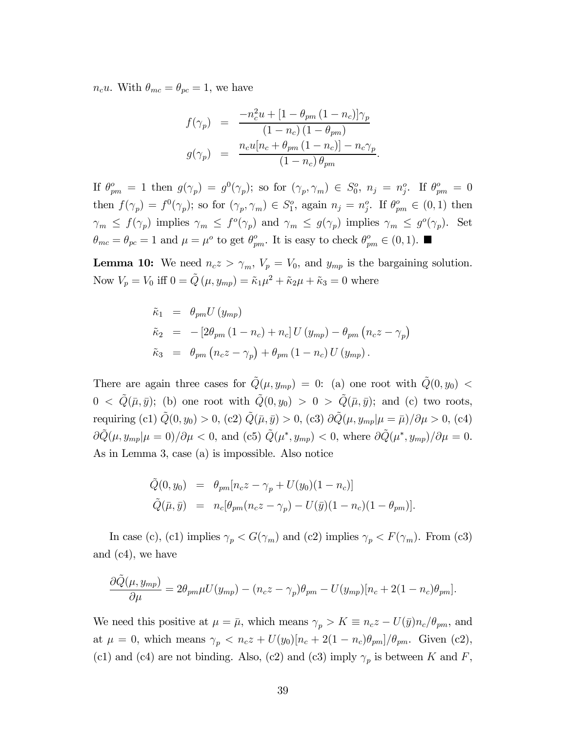$n_c u$. With $\theta_{mc} = \theta_{pc} = 1$, we have

$$
\begin{aligned}
f(\gamma_p) &= \frac{-n_c^2 u + [1 - \theta_{pm}(1 - n_c)]\gamma_p}{(1 - n_c)(1 - \theta_{pm})} \\
g(\gamma_p) &= \frac{n_c u [n_c + \theta_{pm}(1 - n_c)] - n_c \gamma_p}{(1 - n_c)\theta_{pm}}.
\end{aligned}
$$

If $\theta_{pm}^o = 1$ then $g(\gamma_p) = g^0(\gamma_p)$; so for $(\gamma_p, \gamma_m) \in S_0^o$, $n_j = n_j^o$. If $\theta_{pm}^o = 0$ then $f(\gamma_p) = f^0(\gamma_p)$; so for $(\gamma_p, \gamma_m) \in S_1^o$, again $n_j = n_j^o$. If $\theta_{pm}^o \in (0,1)$ then $\gamma_m \leq f(\gamma_p)$ implies $\gamma_m \leq f^o(\gamma_p)$ and $\gamma_m \leq g(\gamma_p)$ implies $\gamma_m \leq g^o(\gamma_p)$. Set $\theta_{mc} = \theta_{pc} = 1$ and $\mu = \mu^o$ to get $\theta_{pm}^o$. It is easy to check $\theta_{pm}^o \in (0,1)$. ■

**Lemma 10:** We need $n_c z > \gamma_m$, $V_p = V_0$, and $y_{mp}$ is the bargaining solution. Now $V_p = V_0$ iff $0 = \tilde{Q}(\mu, y_{mp}) = \tilde{\kappa}_1 \mu^2 + \tilde{\kappa}_2 \mu + \tilde{\kappa}_3 = 0$ where

$$
\begin{aligned}
\tilde{\kappa}_1 &= \theta_{pm} U(y_{mp}) \\
\tilde{\kappa}_2 &= -[2\theta_{pm}(1 - n_c) + n_c] U(y_{mp}) - \theta_{pm}(n_c z - \gamma_p) \\
\tilde{\kappa}_3 &= \theta_{pm}(n_c z - \gamma_p) + \theta_{pm}(1 - n_c) U(y_{mp}).
\end{aligned}
$$

There are again three cases for $\tilde{Q}(\mu, y_{mp}) = 0$: (a) one root with $\tilde{Q}(0, y_0) < 0 < \tilde{Q}(\bar{\mu}, \bar{y})$; (b) one root with $\tilde{Q}(0, y_0) > 0 > \tilde{Q}(\bar{\mu}, \bar{y})$; and (c) two roots, requiring (c1) $\tilde{Q}(0, y_0) > 0$, (c2) $\tilde{Q}(\bar{\mu}, \bar{y}) > 0$, (c3) $\partial \tilde{Q}(\mu, y_{mp} | \mu = \bar{\mu}) / \partial \mu > 0$, (c4) $\partial \tilde{Q}(\mu, y_{mp} | \mu = 0) / \partial \mu < 0$, and (c5) $\tilde{Q}(\mu^*, y_{mp}) < 0$, where $\partial \tilde{Q}(\mu^*, y_{mp}) / \partial \mu = 0$. As in Lemma 3, case (a) is impossible. Also notice

$$
\begin{aligned}
\tilde{Q}(0, y_0) &= \theta_{pm}[n_c z - \gamma_p + U(y_0)(1 - n_c)] \\
\tilde{Q}(\bar{\mu}, \bar{y}) &= n_c[\theta_{pm}(n_c z - \gamma_p) - U(\bar{y})(1 - n_c)(1 - \theta_{pm})].
\end{aligned}
$$

In case (c), (c1) implies $\gamma_p < G(\gamma_m)$ and (c2) implies $\gamma_p < F(\gamma_m)$. From (c3) and (c4), we have

$$
\frac{\partial \tilde{Q}(\mu, y_{mp})}{\partial \mu} = 2\theta_{pm} \mu U(y_{mp}) - (n_c z - \gamma_p)\theta_{pm} - U(y_{mp})[n_c + 2(1 - n_c)\theta_{pm}].
$$

We need this positive at $\mu = \bar{\mu}$, which means $\gamma_p > K \equiv n_c z - U(\bar{y}) n_c / \theta_{pm}$, and at $\mu = 0$, which means $\gamma_p < n_c z + U(y_0)[n_c + 2(1 - n_c)\theta_{pm}] / \theta_{pm}$. Given (c2), (c1) and (c4) are not binding. Also, (c2) and (c3) imply $\gamma_p$ is between $K$ and $F$,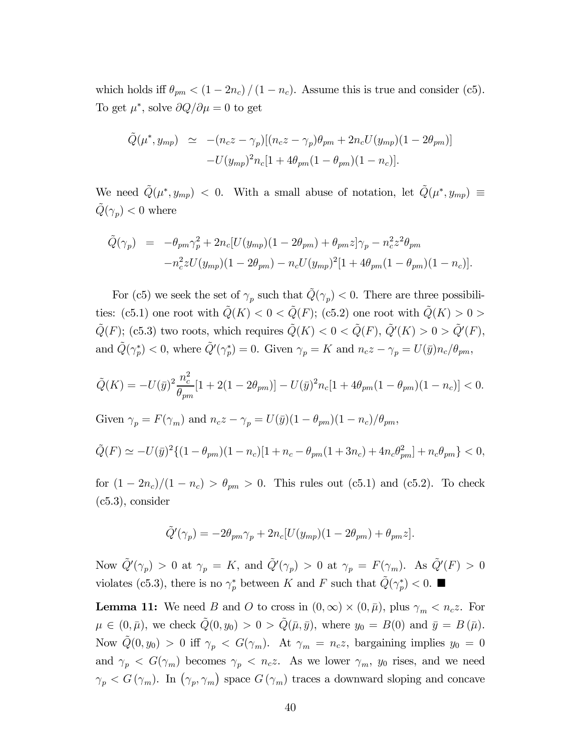which holds iff $\theta_{pm} < (1 - 2n_c) / (1 - n_c)$. Assume this is true and consider (c5). To get $\mu^*$, solve $\partial Q / \partial \mu = 0$ to get

$$\begin{aligned}\tilde{Q}(\mu^*, y_{mp}) \;\; &\simeq \;\; -(n_c z - \gamma_p)[(n_c z - \gamma_p)\theta_{pm} + 2n_c U(y_{mp})(1 - 2\theta_{pm})] \\ &\quad -U(y_{mp})^2 n_c [1 + 4\theta_{pm}(1 - \theta_{pm})(1 - n_c)].\end{aligned}$$

We need $\tilde{Q}(\mu^*, y_{mp}) < 0$. With a small abuse of notation, let $\tilde{Q}(\mu^*, y_{mp}) \equiv \tilde{Q}(\gamma_p) < 0$ where

$$\begin{aligned}\tilde{Q}(\gamma_p) \;\; &= \;\; -\theta_{pm}\gamma_p^2 + 2n_c[U(y_{mp})(1 - 2\theta_{pm}) + \theta_{pm} z]\gamma_p - n_c^2 z^2 \theta_{pm} \\ &\quad -n_c^2 z U(y_{mp})(1 - 2\theta_{pm}) - n_c U(y_{mp})^2 [1 + 4\theta_{pm}(1 - \theta_{pm})(1 - n_c)].\end{aligned}$$

For (c5) we seek the set of $\gamma_p$ such that $\tilde{Q}(\gamma_p) < 0$. There are three possibilities: (c5.1) one root with $\tilde{Q}(K) < 0 < \tilde{Q}(F)$; (c5.2) one root with $\tilde{Q}(K) > 0 > \tilde{Q}(F)$; (c5.3) two roots, which requires $\tilde{Q}(K) < 0 < \tilde{Q}(F)$, $\tilde{Q}'(K) > 0 > \tilde{Q}'(F)$, and $\tilde{Q}(\gamma_p^*) < 0$, where $\tilde{Q}'(\gamma_p^*) = 0$. Given $\gamma_p = K$ and $n_c z - \gamma_p = U(\bar{y}) n_c / \theta_{pm}$,

$$\tilde{Q}(K) = -U(\bar{y})^2 \frac{n_c^2}{\theta_{pm}} [1 + 2(1 - 2\theta_{pm})] - U(\bar{y})^2 n_c [1 + 4\theta_{pm}(1 - \theta_{pm})(1 - n_c)] < 0.$$

Given $\gamma_p = F(\gamma_m)$ and $n_c z - \gamma_p = U(\bar{y})(1 - \theta_{pm})(1 - n_c)/\theta_{pm}$,

$$\tilde{Q}(F) \simeq -U(\bar{y})^2 \{(1 - \theta_{pm})(1 - n_c)[1 + n_c - \theta_{pm}(1 + 3n_c) + 4n_c\theta_{pm}^2] + n_c\theta_{pm}\} < 0,$$

for $(1 - 2n_c)/(1 - n_c) > \theta_{pm} > 0$. This rules out (c5.1) and (c5.2). To check (c5.3), consider

$$\tilde{Q}'(\gamma_p) = -2\theta_{pm}\gamma_p + 2n_c[U(y_{mp})(1 - 2\theta_{pm}) + \theta_{pm} z].$$

Now $\tilde{Q}'(\gamma_p) > 0$ at $\gamma_p = K$, and $\tilde{Q}'(\gamma_p) > 0$ at $\gamma_p = F(\gamma_m)$. As $\tilde{Q}'(F) > 0$ violates (c5.3), there is no $\gamma_p^*$ between $K$ and $F$ such that $\tilde{Q}(\gamma_p^*) < 0$. ■

**Lemma 11:** We need $B$ and $O$ to cross in $(0, \infty) \times (0, \bar{\mu})$, plus $\gamma_m < n_c z$. For $\mu \in (0, \bar{\mu})$, we check $\tilde{Q}(0, y_0) > 0 > \tilde{Q}(\bar{\mu}, \bar{y})$, where $y_0 = B(0)$ and $\bar{y} = B(\bar{\mu})$. Now $\tilde{Q}(0, y_0) > 0$ iff $\gamma_p < G(\gamma_m)$. At $\gamma_m = n_c z$, bargaining implies $y_0 = 0$ and $\gamma_p < G(\gamma_m)$ becomes $\gamma_p < n_c z$. As we lower $\gamma_m$, $y_0$ rises, and we need $\gamma_p < G(\gamma_m)$. In $(\gamma_p, \gamma_m)$ space $G(\gamma_m)$ traces a downward sloping and concave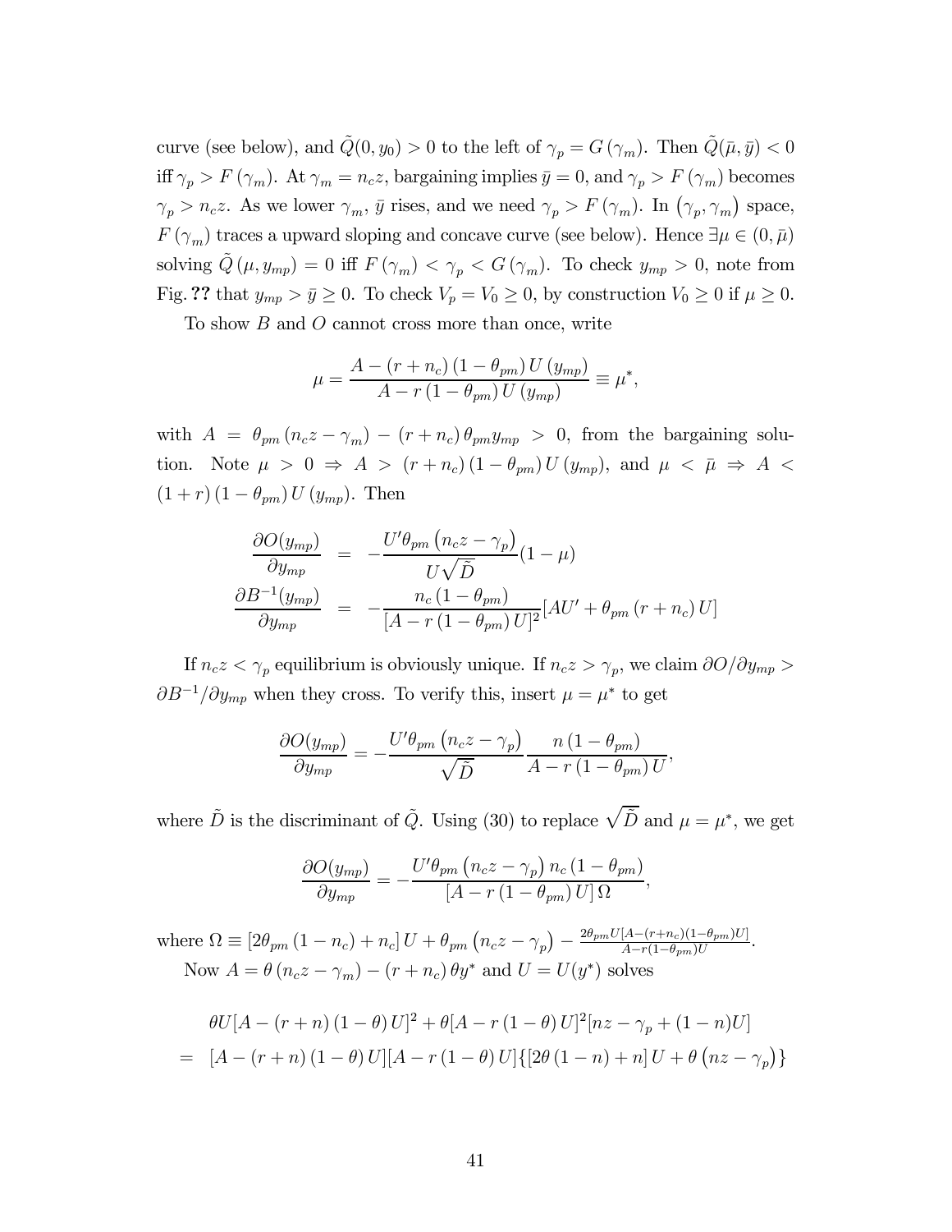curve (see below), and $\tilde{Q}(0, y_0) > 0$ to the left of $\gamma_p = G(\gamma_m)$. Then $\tilde{Q}(\bar{\mu}, \bar{y}) < 0$ iff $\gamma_p > F(\gamma_m)$. At $\gamma_m = n_c z$, bargaining implies $\bar{y} = 0$, and $\gamma_p > F(\gamma_m)$ becomes $\gamma_p > n_c z$. As we lower $\gamma_m$, $\bar{y}$ rises, and we need $\gamma_p > F(\gamma_m)$. In $(\gamma_p, \gamma_m)$ space, $F(\gamma_m)$ traces a upward sloping and concave curve (see below). Hence $\exists \mu \in (0, \bar{\mu})$ solving $\tilde{Q}(\mu, y_{mp}) = 0$ iff $F(\gamma_m) < \gamma_p < G(\gamma_m)$. To check $y_{mp} > 0$, note from Fig. **??** that $y_{mp} > \bar{y} \geq 0$. To check $V_p = V_0 \geq 0$, by construction $V_0 \geq 0$ if $\mu \geq 0$.

To show $B$ and $O$ cannot cross more than once, write

$$\mu = \frac{A - (r + n_c)(1 - \theta_{pm}) U(y_{mp})}{A - r(1 - \theta_{pm}) U(y_{mp})} \equiv \mu^*,$$

with $A = \theta_{pm}(n_c z - \gamma_m) - (r + n_c)\theta_{pm} y_{mp} > 0$, from the bargaining solution. Note $\mu > 0 \Rightarrow A > (r + n_c)(1 - \theta_{pm}) U(y_{mp})$, and $\mu < \bar{\mu} \Rightarrow A < (1 + r)(1 - \theta_{pm}) U(y_{mp})$. Then

$$\begin{aligned}
\frac{\partial O(y_{mp})}{\partial y_{mp}} &= -\frac{U' \theta_{pm}(n_c z - \gamma_p)}{U\sqrt{\tilde{D}}}(1 - \mu) \\
\frac{\partial B^{-1}(y_{mp})}{\partial y_{mp}} &= -\frac{n_c(1 - \theta_{pm})}{[A - r(1 - \theta_{pm}) U]^2}[AU' + \theta_{pm}(r + n_c) U]
\end{aligned}$$

If $n_c z < \gamma_p$ equilibrium is obviously unique. If $n_c z > \gamma_p$, we claim $\partial O / \partial y_{mp} > \partial B^{-1} / \partial y_{mp}$ when they cross. To verify this, insert $\mu = \mu^*$ to get

$$\frac{\partial O(y_{mp})}{\partial y_{mp}} = -\frac{U' \theta_{pm}(n_c z - \gamma_p)}{\sqrt{\tilde{D}}} \frac{n(1 - \theta_{pm})}{A - r(1 - \theta_{pm}) U},$$

where $\tilde{D}$ is the discriminant of $\tilde{Q}$. Using (30) to replace $\sqrt{\tilde{D}}$ and $\mu = \mu^*$, we get

$$\frac{\partial O(y_{mp})}{\partial y_{mp}} = -\frac{U' \theta_{pm}(n_c z - \gamma_p) n_c(1 - \theta_{pm})}{[A - r(1 - \theta_{pm}) U]\Omega},$$

where $\Omega \equiv [2\theta_{pm}(1 - n_c) + n_c] U + \theta_{pm}(n_c z - \gamma_p) - \frac{2\theta_{pm} U[A - (r + n_c)(1 - \theta_{pm}) U]}{A - r(1 - \theta_{pm}) U}$.

Now $A = \theta(n_c z - \gamma_m) - (r + n_c)\theta y^*$ and $U = U(y^*)$ solves

$$\begin{aligned}
&\theta U[A - (r + n)(1 - \theta) U]^2 + \theta[A - r(1 - \theta) U]^2[nz - \gamma_p + (1 - n) U] \\
= \;& [A - (r + n)(1 - \theta) U][A - r(1 - \theta) U]\{[2\theta(1 - n) + n] U + \theta(nz - \gamma_p)\}
\end{aligned}$$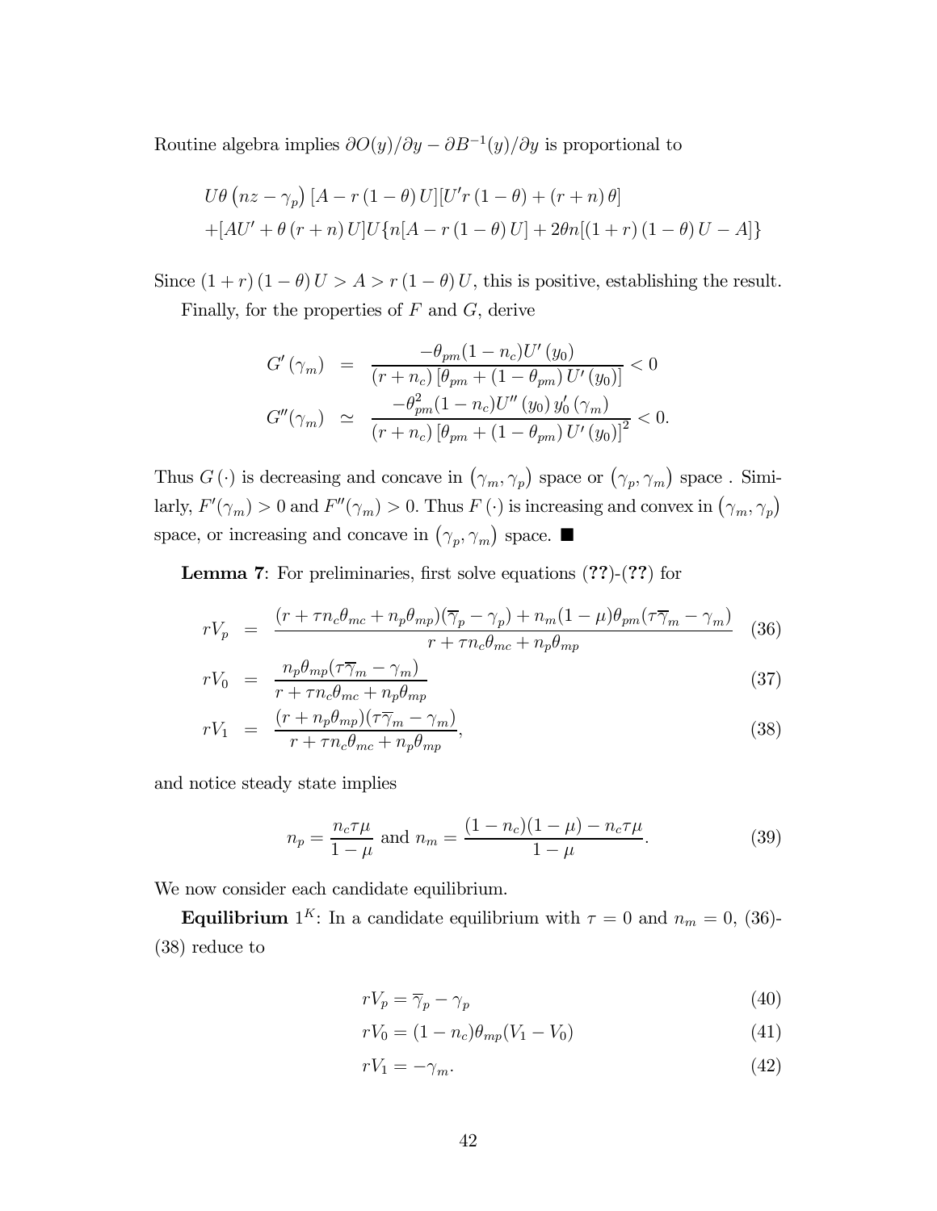Routine algebra implies $\partial O(y)/\partial y - \partial B^{-1}(y)/\partial y$ is proportional to

$$
\begin{aligned}
&U\theta\left(nz-\gamma_p\right)\left[A-r\left(1-\theta\right)U\right]\left[U'r\left(1-\theta\right)+\left(r+n\right)\theta\right] \\
&+\left[AU'+\theta\left(r+n\right)U\right]U\{n\left[A-r\left(1-\theta\right)U\right]+2\theta n\left[\left(1+r\right)\left(1-\theta\right)U-A\right]\}
\end{aligned}
$$

Since $(1+r)(1-\theta)U > A > r(1-\theta)U$, this is positive, establishing the result.

Finally, for the properties of $F$ and $G$, derive

$$
\begin{aligned}
G'(\gamma_m) &= \frac{-\theta_{pm}(1-n_c)U'(y_0)}{(r+n_c)\left[\theta_{pm}+(1-\theta_{pm})U'(y_0)\right]} < 0 \\
G''(\gamma_m) &\simeq \frac{-\theta_{pm}^2(1-n_c)U''(y_0)\,y_0'(\gamma_m)}{(r+n_c)\left[\theta_{pm}+(1-\theta_{pm})U'(y_0)\right]^2} < 0.
\end{aligned}
$$

Thus $G(\cdot)$ is decreasing and concave in $(\gamma_m, \gamma_p)$ space or $(\gamma_p, \gamma_m)$ space . Similarly, $F'(\gamma_m) > 0$ and $F''(\gamma_m) > 0$. Thus $F(\cdot)$ is increasing and convex in $(\gamma_m, \gamma_p)$ space, or increasing and concave in $(\gamma_p, \gamma_m)$ space. ■

**Lemma 7**: For preliminaries, first solve equations (**??**)-(**??**) for

$$
rV_p = \frac{(r+\tau n_c\theta_{mc}+n_p\theta_{mp})(\overline{\gamma}_p-\gamma_p)+n_m(1-\mu)\theta_{pm}(\tau\overline{\gamma}_m-\gamma_m)}{r+\tau n_c\theta_{mc}+n_p\theta_{mp}} \tag{36}
$$

$$
rV_0 = \frac{n_p\theta_{mp}(\tau\overline{\gamma}_m-\gamma_m)}{r+\tau n_c\theta_{mc}+n_p\theta_{mp}} \tag{37}
$$

$$
rV_1 = \frac{(r+n_p\theta_{mp})(\tau\overline{\gamma}_m-\gamma_m)}{r+\tau n_c\theta_{mc}+n_p\theta_{mp}}, \tag{38}
$$

and notice steady state implies

$$
n_p = \frac{n_c\tau\mu}{1-\mu} \text{ and } n_m = \frac{(1-n_c)(1-\mu)-n_c\tau\mu}{1-\mu}. \tag{39}
$$

We now consider each candidate equilibrium.

**Equilibrium** $1^K$: In a candidate equilibrium with $\tau = 0$ and $n_m = 0$, (36)-(38) reduce to

$$
rV_p = \overline{\gamma}_p - \gamma_p \tag{40}
$$

$$
rV_0 = (1-n_c)\theta_{mp}(V_1 - V_0) \tag{41}
$$

$$
rV_1 = -\gamma_m. \tag{42}
$$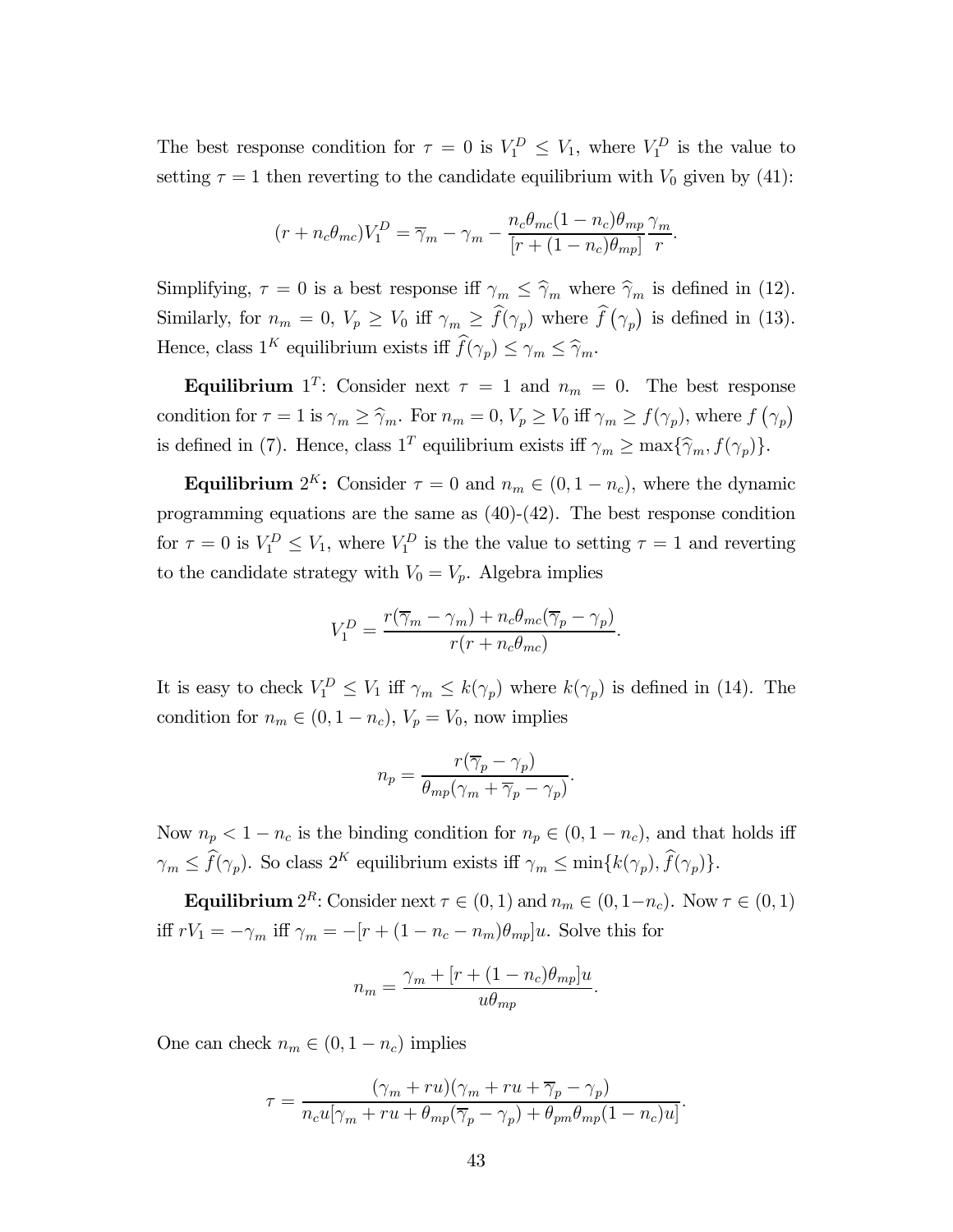The best response condition for $\tau = 0$ is $V_1^D \leq V_1$, where $V_1^D$ is the value to setting $\tau = 1$ then reverting to the candidate equilibrium with $V_0$ given by (41):

$$(r + n_c\theta_{mc})V_1^D = \overline{\gamma}_m - \gamma_m - \frac{n_c\theta_{mc}(1-n_c)\theta_{mp}}{[r + (1-n_c)\theta_{mp}]}\frac{\gamma_m}{r}.$$

Simplifying, $\tau = 0$ is a best response iff $\gamma_m \leq \widehat{\gamma}_m$ where $\widehat{\gamma}_m$ is defined in (12). Similarly, for $n_m = 0$, $V_p \geq V_0$ iff $\gamma_m \geq \widehat{f}(\gamma_p)$ where $\widehat{f}\left(\gamma_p\right)$ is defined in (13). Hence, class $1^K$ equilibrium exists iff $\widehat{f}(\gamma_p) \leq \gamma_m \leq \widehat{\gamma}_m$.

**Equilibrium** $1^T$: Consider next $\tau = 1$ and $n_m = 0$. The best response condition for $\tau = 1$ is $\gamma_m \geq \widehat{\gamma}_m$. For $n_m = 0$, $V_p \geq V_0$ iff $\gamma_m \geq f(\gamma_p)$, where $f\left(\gamma_p\right)$ is defined in (7). Hence, class $1^T$ equilibrium exists iff $\gamma_m \geq \max\{\widehat{\gamma}_m, f(\gamma_p)\}$.

**Equilibrium** $2^K$**:** Consider $\tau = 0$ and $n_m \in (0, 1-n_c)$, where the dynamic programming equations are the same as (40)-(42). The best response condition for $\tau = 0$ is $V_1^D \leq V_1$, where $V_1^D$ is the the value to setting $\tau = 1$ and reverting to the candidate strategy with $V_0 = V_p$. Algebra implies

$$V_1^D = \frac{r(\overline{\gamma}_m - \gamma_m) + n_c\theta_{mc}(\overline{\gamma}_p - \gamma_p)}{r(r + n_c\theta_{mc})}.$$

It is easy to check $V_1^D \leq V_1$ iff $\gamma_m \leq k(\gamma_p)$ where $k(\gamma_p)$ is defined in (14). The condition for $n_m \in (0, 1-n_c)$, $V_p = V_0$, now implies

$$n_p = \frac{r(\overline{\gamma}_p - \gamma_p)}{\theta_{mp}(\gamma_m + \overline{\gamma}_p - \gamma_p)}.$$

Now $n_p < 1 - n_c$ is the binding condition for $n_p \in (0, 1-n_c)$, and that holds iff $\gamma_m \leq \widehat{f}(\gamma_p)$. So class $2^K$ equilibrium exists iff $\gamma_m \leq \min\{k(\gamma_p), \widehat{f}(\gamma_p)\}$.

**Equilibrium** $2^R$: Consider next $\tau \in (0,1)$ and $n_m \in (0, 1-n_c)$. Now $\tau \in (0,1)$ iff $rV_1 = -\gamma_m$ iff $\gamma_m = -[r + (1-n_c-n_m)\theta_{mp}]u$. Solve this for

$$n_m = \frac{\gamma_m + [r + (1-n_c)\theta_{mp}]u}{u\theta_{mp}}.$$

One can check $n_m \in (0, 1-n_c)$ implies

$$\tau = \frac{(\gamma_m + ru)(\gamma_m + ru + \overline{\gamma}_p - \gamma_p)}{n_c u[\gamma_m + ru + \theta_{mp}(\overline{\gamma}_p - \gamma_p) + \theta_{pm}\theta_{mp}(1-n_c)u]}.$$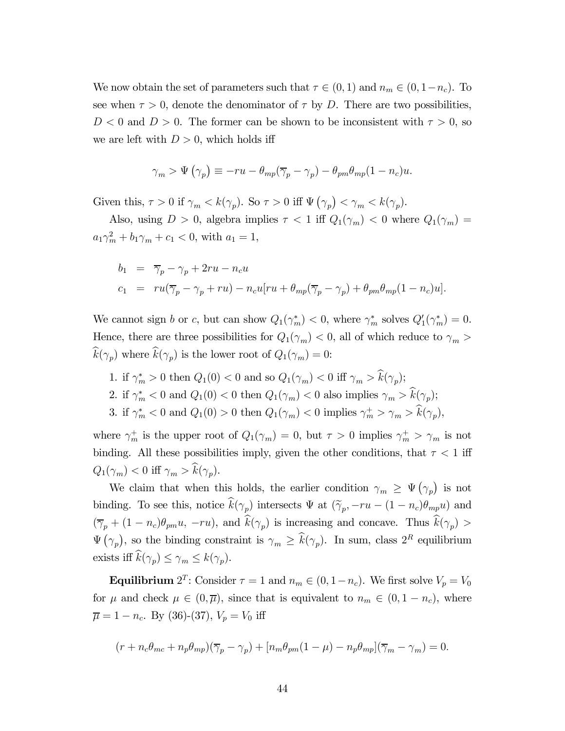We now obtain the set of parameters such that $\tau \in (0,1)$ and $n_m \in (0, 1-n_c)$. To see when $\tau > 0$, denote the denominator of $\tau$ by $D$. There are two possibilities, $D < 0$ and $D > 0$. The former can be shown to be inconsistent with $\tau > 0$, so we are left with $D > 0$, which holds iff

$$\gamma_m > \Psi\left(\gamma_p\right) \equiv -ru - \theta_{mp}(\overline{\gamma}_p - \gamma_p) - \theta_{pm}\theta_{mp}(1-n_c)u.$$

Given this, $\tau > 0$ if $\gamma_m < k(\gamma_p)$. So $\tau > 0$ iff $\Psi\left(\gamma_p\right) < \gamma_m < k(\gamma_p)$.

Also, using $D > 0$, algebra implies $\tau < 1$ iff $Q_1(\gamma_m) < 0$ where $Q_1(\gamma_m) = a_1\gamma_m^2 + b_1\gamma_m + c_1 < 0$, with $a_1 = 1$,

$$\begin{aligned}
b_1 &= \overline{\gamma}_p - \gamma_p + 2ru - n_c u \\
c_1 &= ru(\overline{\gamma}_p - \gamma_p + ru) - n_c u[ru + \theta_{mp}(\overline{\gamma}_p - \gamma_p) + \theta_{pm}\theta_{mp}(1-n_c)u].
\end{aligned}$$

We cannot sign $b$ or $c$, but can show $Q_1(\gamma_m^*) < 0$, where $\gamma_m^*$ solves $Q_1'(\gamma_m^*) = 0$. Hence, there are three possibilities for $Q_1(\gamma_m) < 0$, all of which reduce to $\gamma_m > \widehat{k}(\gamma_p)$ where $\widehat{k}(\gamma_p)$ is the lower root of $Q_1(\gamma_m) = 0$:

1. if $\gamma_m^* > 0$ then $Q_1(0) < 0$ and so $Q_1(\gamma_m) < 0$ iff $\gamma_m > \widehat{k}(\gamma_p)$;
2. if $\gamma_m^* < 0$ and $Q_1(0) < 0$ then $Q_1(\gamma_m) < 0$ also implies $\gamma_m > \widehat{k}(\gamma_p)$;
3. if $\gamma_m^* < 0$ and $Q_1(0) > 0$ then $Q_1(\gamma_m) < 0$ implies $\gamma_m^+ > \gamma_m > \widehat{k}(\gamma_p)$,

where $\gamma_m^+$ is the upper root of $Q_1(\gamma_m) = 0$, but $\tau > 0$ implies $\gamma_m^+ > \gamma_m$ is not binding. All these possibilities imply, given the other conditions, that $\tau < 1$ iff $Q_1(\gamma_m) < 0$ iff $\gamma_m > \widehat{k}(\gamma_p)$.

We claim that when this holds, the earlier condition $\gamma_m \geq \Psi\left(\gamma_p\right)$ is not binding. To see this, notice $\widehat{k}(\gamma_p)$ intersects $\Psi$ at $(\widetilde{\gamma}_p, -ru - (1-n_c)\theta_{mp}u)$ and $(\overline{\gamma}_p + (1-n_c)\theta_{pm}u, -ru)$, and $\widehat{k}(\gamma_p)$ is increasing and concave. Thus $\widehat{k}(\gamma_p) > \Psi\left(\gamma_p\right)$, so the binding constraint is $\gamma_m \geq \widehat{k}(\gamma_p)$. In sum, class $2^R$ equilibrium exists iff $\widehat{k}(\gamma_p) \leq \gamma_m \leq k(\gamma_p)$.

**Equilibrium** $2^T$: Consider $\tau = 1$ and $n_m \in (0, 1-n_c)$. We first solve $V_p = V_0$ for $\mu$ and check $\mu \in (0, \overline{\mu})$, since that is equivalent to $n_m \in (0, 1-n_c)$, where $\overline{\mu} = 1 - n_c$. By (36)-(37), $V_p = V_0$ iff

$$(r + n_c\theta_{mc} + n_p\theta_{mp})(\overline{\gamma}_p - \gamma_p) + [n_m\theta_{pm}(1-\mu) - n_p\theta_{mp}](\overline{\gamma}_m - \gamma_m) = 0.$$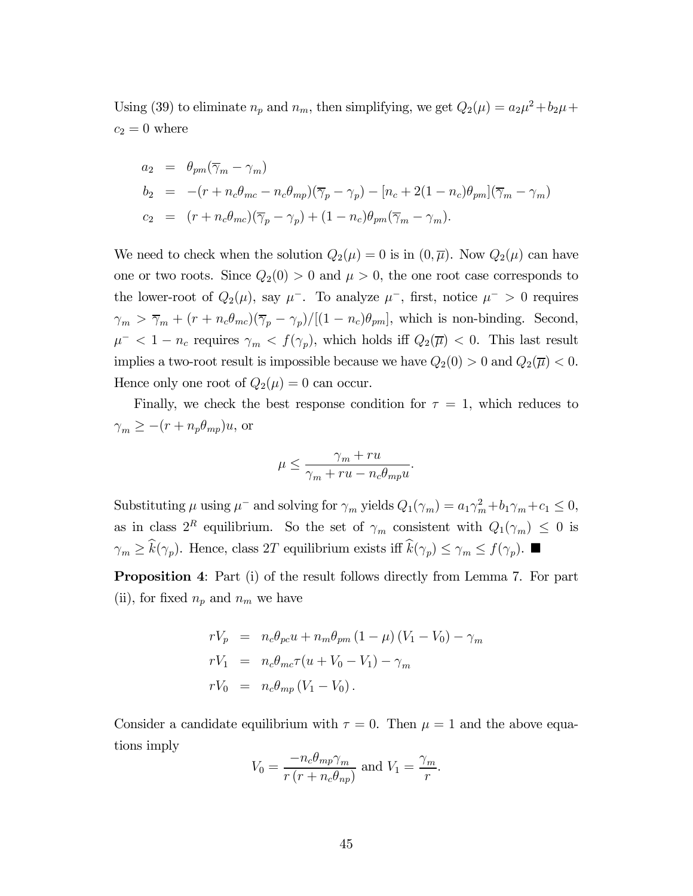Using (39) to eliminate $n_p$ and $n_m$, then simplifying, we get $Q_2(\mu) = a_2\mu^2 + b_2\mu + c_2 = 0$ where

$$
\begin{aligned}
a_2 &= \theta_{pm}(\overline{\gamma}_m - \gamma_m) \\
b_2 &= -(r + n_c\theta_{mc} - n_c\theta_{mp})(\overline{\gamma}_p - \gamma_p) - [n_c + 2(1-n_c)\theta_{pm}](\overline{\gamma}_m - \gamma_m) \\
c_2 &= (r + n_c\theta_{mc})(\overline{\gamma}_p - \gamma_p) + (1-n_c)\theta_{pm}(\overline{\gamma}_m - \gamma_m).
\end{aligned}
$$

We need to check when the solution $Q_2(\mu) = 0$ is in $(0, \overline{\mu})$. Now $Q_2(\mu)$ can have one or two roots. Since $Q_2(0) > 0$ and $\mu > 0$, the one root case corresponds to the lower-root of $Q_2(\mu)$, say $\mu^-$. To analyze $\mu^-$, first, notice $\mu^- > 0$ requires $\gamma_m > \overline{\gamma}_m + (r + n_c\theta_{mc})(\overline{\gamma}_p - \gamma_p)/[(1-n_c)\theta_{pm}]$, which is non-binding. Second, $\mu^- < 1 - n_c$ requires $\gamma_m < f(\gamma_p)$, which holds iff $Q_2(\overline{\mu}) < 0$. This last result implies a two-root result is impossible because we have $Q_2(0) > 0$ and $Q_2(\overline{\mu}) < 0$. Hence only one root of $Q_2(\mu) = 0$ can occur.

Finally, we check the best response condition for $\tau = 1$, which reduces to $\gamma_m \geq -(r + n_p\theta_{mp})u$, or

$$
\mu \leq \frac{\gamma_m + ru}{\gamma_m + ru - n_c\theta_{mp}u}.
$$

Substituting $\mu$ using $\mu^-$ and solving for $\gamma_m$ yields $Q_1(\gamma_m) = a_1\gamma_m^2 + b_1\gamma_m + c_1 \leq 0$, as in class $2^R$ equilibrium. So the set of $\gamma_m$ consistent with $Q_1(\gamma_m) \leq 0$ is $\gamma_m \geq \widehat{k}(\gamma_p)$. Hence, class $2T$ equilibrium exists iff $\widehat{k}(\gamma_p) \leq \gamma_m \leq f(\gamma_p)$. ■

**Proposition 4**: Part (i) of the result follows directly from Lemma 7. For part (ii), for fixed $n_p$ and $n_m$ we have

$$
\begin{aligned}
rV_p &= n_c\theta_{pc}u + n_m\theta_{pm}(1-\mu)(V_1 - V_0) - \gamma_m \\
rV_1 &= n_c\theta_{mc}\tau(u + V_0 - V_1) - \gamma_m \\
rV_0 &= n_c\theta_{mp}(V_1 - V_0).
\end{aligned}
$$

Consider a candidate equilibrium with $\tau = 0$. Then $\mu = 1$ and the above equations imply

$$
V_0 = \frac{-n_c\theta_{mp}\gamma_m}{r(r + n_c\theta_{np})} \text{ and } V_1 = \frac{\gamma_m}{r}.
$$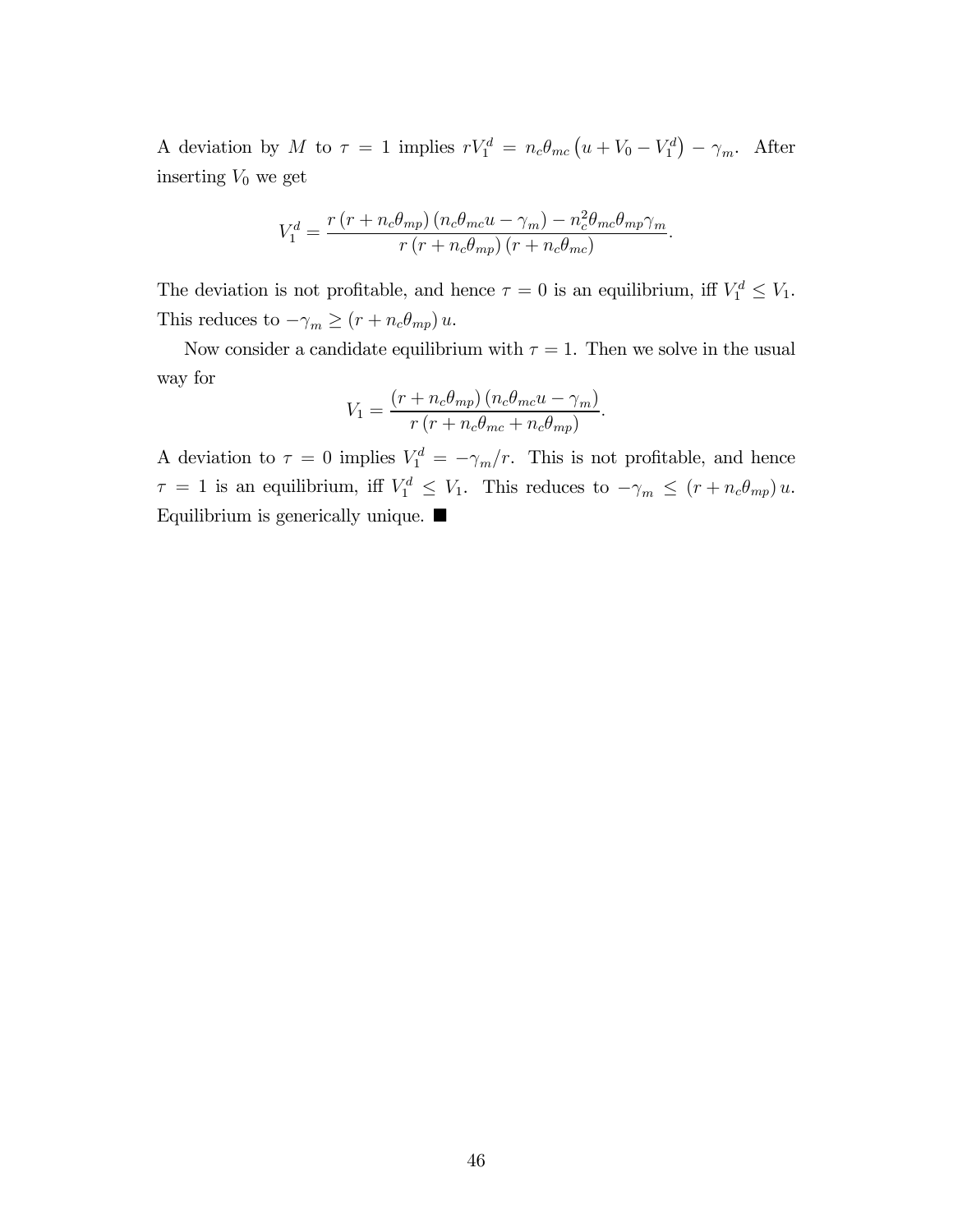A deviation by $M$ to $\tau = 1$ implies $rV_1^d = n_c\theta_{mc}\left(u + V_0 - V_1^d\right) - \gamma_m$. After inserting $V_0$ we get

$$V_1^d = \frac{r\left(r + n_c\theta_{mp}\right)\left(n_c\theta_{mc}u - \gamma_m\right) - n_c^2\theta_{mc}\theta_{mp}\gamma_m}{r\left(r + n_c\theta_{mp}\right)\left(r + n_c\theta_{mc}\right)}.$$

The deviation is not profitable, and hence $\tau = 0$ is an equilibrium, iff $V_1^d \leq V_1$. This reduces to $-\gamma_m \geq \left(r + n_c\theta_{mp}\right)u$.

Now consider a candidate equilibrium with $\tau = 1$. Then we solve in the usual way for

$$V_1 = \frac{\left(r + n_c\theta_{mp}\right)\left(n_c\theta_{mc}u - \gamma_m\right)}{r\left(r + n_c\theta_{mc} + n_c\theta_{mp}\right)}.$$

A deviation to $\tau = 0$ implies $V_1^d = -\gamma_m/r$. This is not profitable, and hence $\tau = 1$ is an equilibrium, iff $V_1^d \leq V_1$. This reduces to $-\gamma_m \leq \left(r + n_c\theta_{mp}\right)u$. Equilibrium is generically unique. ■